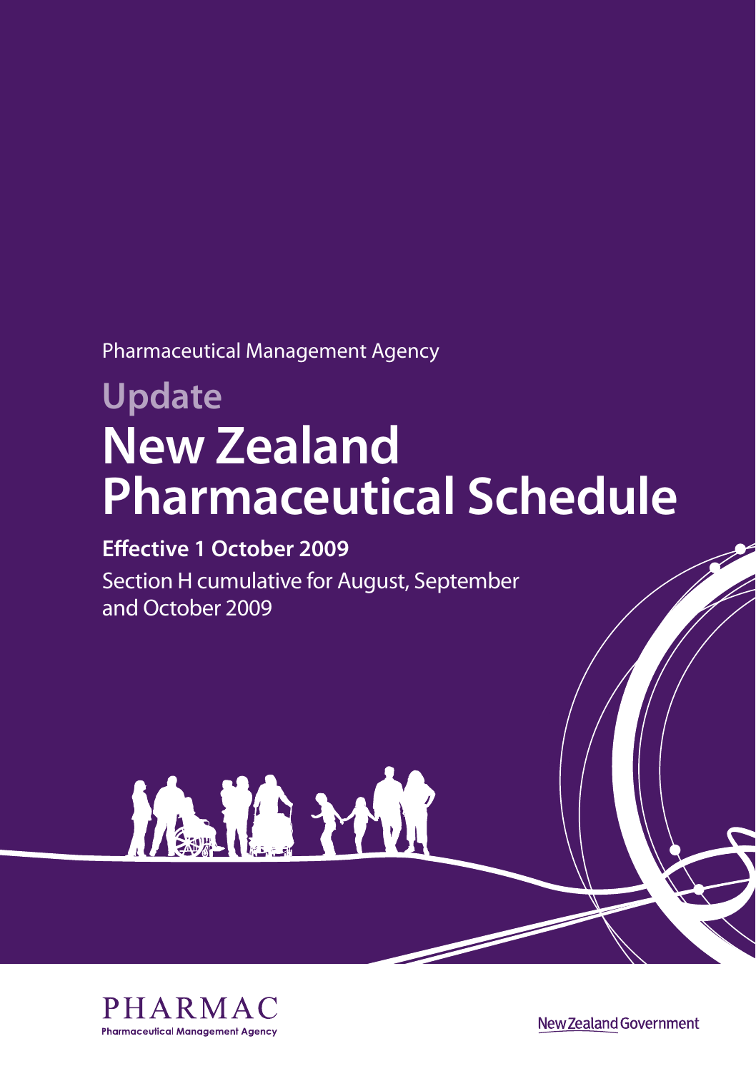Pharmaceutical Management Agency

# Update

# New Zealand Pharmaceutical Schedule

**Effective 1 October 2009**

Section H cumulative for August, September and October 2009

PHARMAC

Pharmaceutical Management Agency

New Zealand Government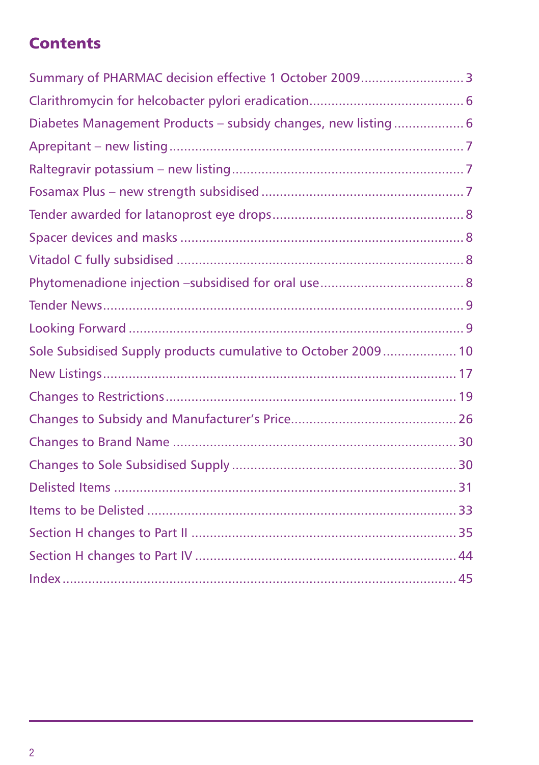## Contents

Summary of PHARMAC decision effective 1 October 2009 .......... 3
Clarithromycin for helcobacter pylori eradication .......... 6
Diabetes Management Products – subsidy changes, new listing .......... 6
Aprepitant – new listing .......... 7
Raltegravir potassium – new listing .......... 7
Fosamax Plus – new strength subsidised .......... 7
Tender awarded for latanoprost eye drops .......... 8
Spacer devices and masks .......... 8
Vitadol C fully subsidised .......... 8
Phytomenadione injection –subsidised for oral use .......... 8
Tender News .......... 9
Looking Forward .......... 9
Sole Subsidised Supply products cumulative to October 2009 .......... 10
New Listings .......... 17
Changes to Restrictions .......... 19
Changes to Subsidy and Manufacturer's Price .......... 26
Changes to Brand Name .......... 30
Changes to Sole Subsidised Supply .......... 30
Delisted Items .......... 31
Items to be Delisted .......... 33
Section H changes to Part II .......... 35
Section H changes to Part IV .......... 44
Index .......... 45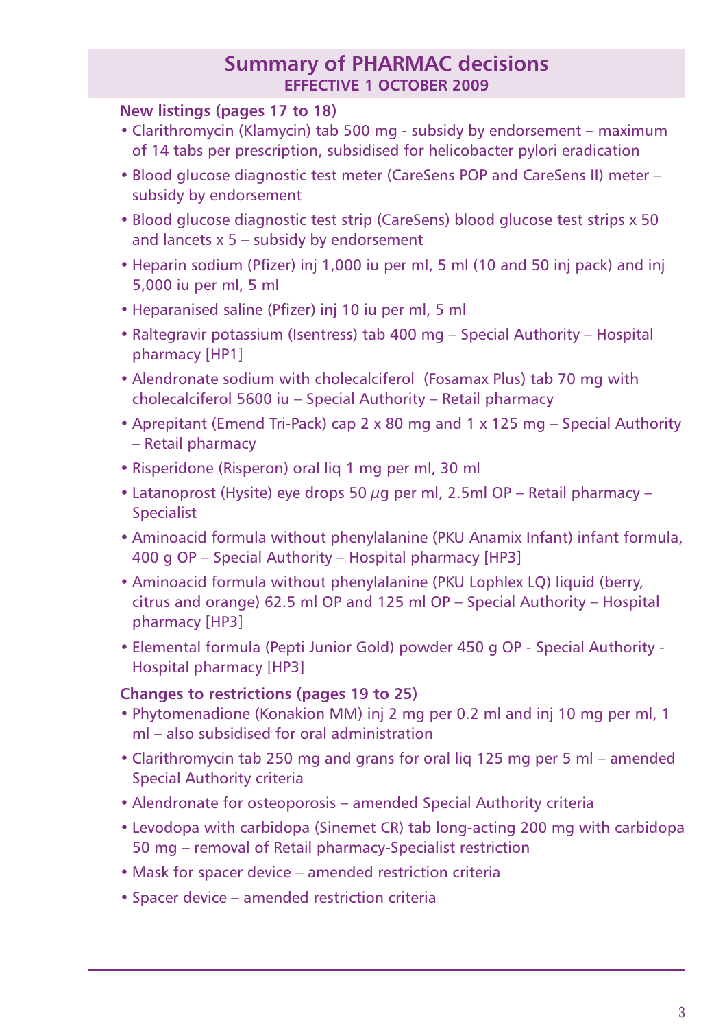# Summary of PHARMAC decisions

**EFFECTIVE 1 OCTOBER 2009**

**New listings (pages 17 to 18)**

- Clarithromycin (Klamycin) tab 500 mg - subsidy by endorsement – maximum of 14 tabs per prescription, subsidised for helicobacter pylori eradication
- Blood glucose diagnostic test meter (CareSens POP and CareSens II) meter – subsidy by endorsement
- Blood glucose diagnostic test strip (CareSens) blood glucose test strips x 50 and lancets x 5 – subsidy by endorsement
- Heparin sodium (Pfizer) inj 1,000 iu per ml, 5 ml (10 and 50 inj pack) and inj 5,000 iu per ml, 5 ml
- Heparanised saline (Pfizer) inj 10 iu per ml, 5 ml
- Raltegravir potassium (Isentress) tab 400 mg – Special Authority – Hospital pharmacy [HP1]
- Alendronate sodium with cholecalciferol (Fosamax Plus) tab 70 mg with cholecalciferol 5600 iu – Special Authority – Retail pharmacy
- Aprepitant (Emend Tri-Pack) cap 2 x 80 mg and 1 x 125 mg – Special Authority – Retail pharmacy
- Risperidone (Risperon) oral liq 1 mg per ml, 30 ml
- Latanoprost (Hysite) eye drops 50 $\mu$g per ml, 2.5ml OP – Retail pharmacy – Specialist
- Aminoacid formula without phenylalanine (PKU Anamix Infant) infant formula, 400 g OP – Special Authority – Hospital pharmacy [HP3]
- Aminoacid formula without phenylalanine (PKU Lophlex LQ) liquid (berry, citrus and orange) 62.5 ml OP and 125 ml OP – Special Authority – Hospital pharmacy [HP3]
- Elemental formula (Pepti Junior Gold) powder 450 g OP - Special Authority - Hospital pharmacy [HP3]

**Changes to restrictions (pages 19 to 25)**

- Phytomenadione (Konakion MM) inj 2 mg per 0.2 ml and inj 10 mg per ml, 1 ml – also subsidised for oral administration
- Clarithromycin tab 250 mg and grans for oral liq 125 mg per 5 ml – amended Special Authority criteria
- Alendronate for osteoporosis – amended Special Authority criteria
- Levodopa with carbidopa (Sinemet CR) tab long-acting 200 mg with carbidopa 50 mg – removal of Retail pharmacy-Specialist restriction
- Mask for spacer device – amended restriction criteria
- Spacer device – amended restriction criteria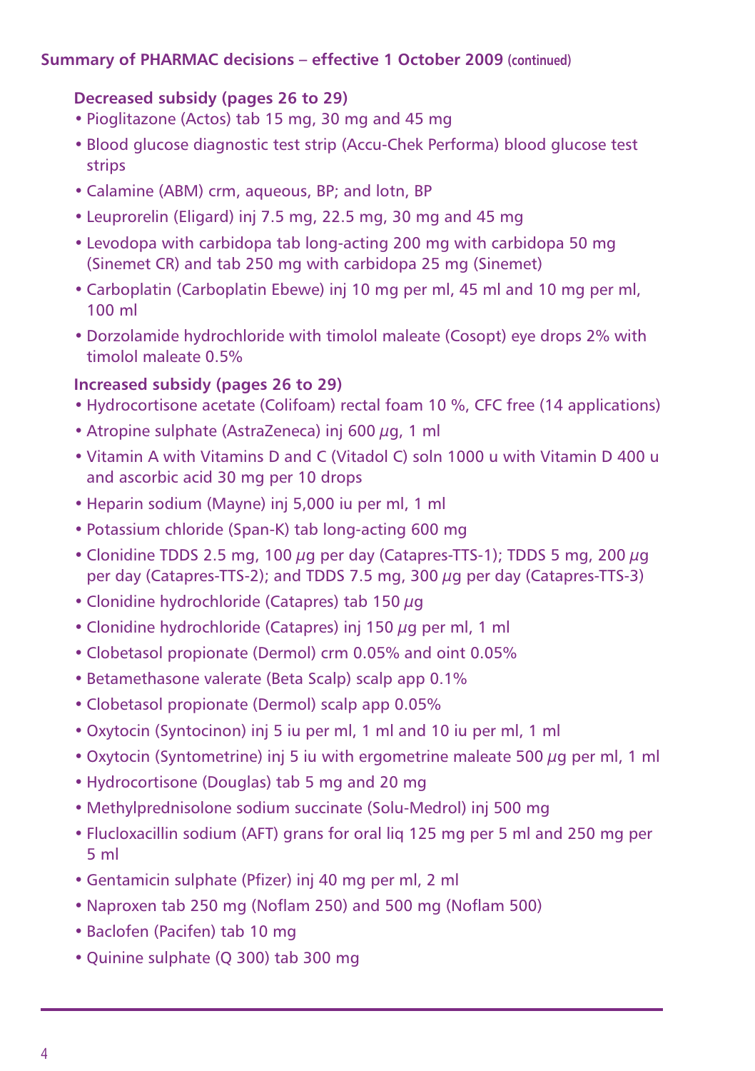**Summary of PHARMAC decisions – effective 1 October 2009 (continued)**

**Decreased subsidy (pages 26 to 29)**

- Pioglitazone (Actos) tab 15 mg, 30 mg and 45 mg
- Blood glucose diagnostic test strip (Accu-Chek Performa) blood glucose test strips
- Calamine (ABM) crm, aqueous, BP; and lotn, BP
- Leuprorelin (Eligard) inj 7.5 mg, 22.5 mg, 30 mg and 45 mg
- Levodopa with carbidopa tab long-acting 200 mg with carbidopa 50 mg (Sinemet CR) and tab 250 mg with carbidopa 25 mg (Sinemet)
- Carboplatin (Carboplatin Ebewe) inj 10 mg per ml, 45 ml and 10 mg per ml, 100 ml
- Dorzolamide hydrochloride with timolol maleate (Cosopt) eye drops 2% with timolol maleate 0.5%

**Increased subsidy (pages 26 to 29)**

- Hydrocortisone acetate (Colifoam) rectal foam 10 %, CFC free (14 applications)
- Atropine sulphate (AstraZeneca) inj 600 µg, 1 ml
- Vitamin A with Vitamins D and C (Vitadol C) soln 1000 u with Vitamin D 400 u and ascorbic acid 30 mg per 10 drops
- Heparin sodium (Mayne) inj 5,000 iu per ml, 1 ml
- Potassium chloride (Span-K) tab long-acting 600 mg
- Clonidine TDDS 2.5 mg, 100 µg per day (Catapres-TTS-1); TDDS 5 mg, 200 µg per day (Catapres-TTS-2); and TDDS 7.5 mg, 300 µg per day (Catapres-TTS-3)
- Clonidine hydrochloride (Catapres) tab 150 µg
- Clonidine hydrochloride (Catapres) inj 150 µg per ml, 1 ml
- Clobetasol propionate (Dermol) crm 0.05% and oint 0.05%
- Betamethasone valerate (Beta Scalp) scalp app 0.1%
- Clobetasol propionate (Dermol) scalp app 0.05%
- Oxytocin (Syntocinon) inj 5 iu per ml, 1 ml and 10 iu per ml, 1 ml
- Oxytocin (Syntometrine) inj 5 iu with ergometrine maleate 500 µg per ml, 1 ml
- Hydrocortisone (Douglas) tab 5 mg and 20 mg
- Methylprednisolone sodium succinate (Solu-Medrol) inj 500 mg
- Flucloxacillin sodium (AFT) grans for oral liq 125 mg per 5 ml and 250 mg per 5 ml
- Gentamicin sulphate (Pfizer) inj 40 mg per ml, 2 ml
- Naproxen tab 250 mg (Noflam 250) and 500 mg (Noflam 500)
- Baclofen (Pacifen) tab 10 mg
- Quinine sulphate (Q 300) tab 300 mg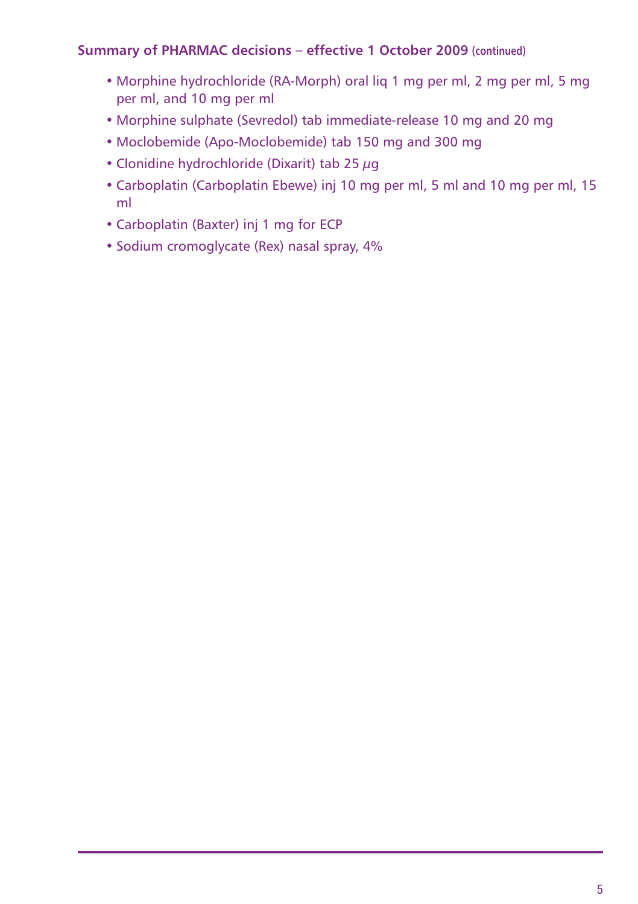**Summary of PHARMAC decisions – effective 1 October 2009 (continued)**

- Morphine hydrochloride (RA-Morph) oral liq 1 mg per ml, 2 mg per ml, 5 mg per ml, and 10 mg per ml
- Morphine sulphate (Sevredol) tab immediate-release 10 mg and 20 mg
- Moclobemide (Apo-Moclobemide) tab 150 mg and 300 mg
- Clonidine hydrochloride (Dixarit) tab 25 µg
- Carboplatin (Carboplatin Ebewe) inj 10 mg per ml, 5 ml and 10 mg per ml, 15 ml
- Carboplatin (Baxter) inj 1 mg for ECP
- Sodium cromoglycate (Rex) nasal spray, 4%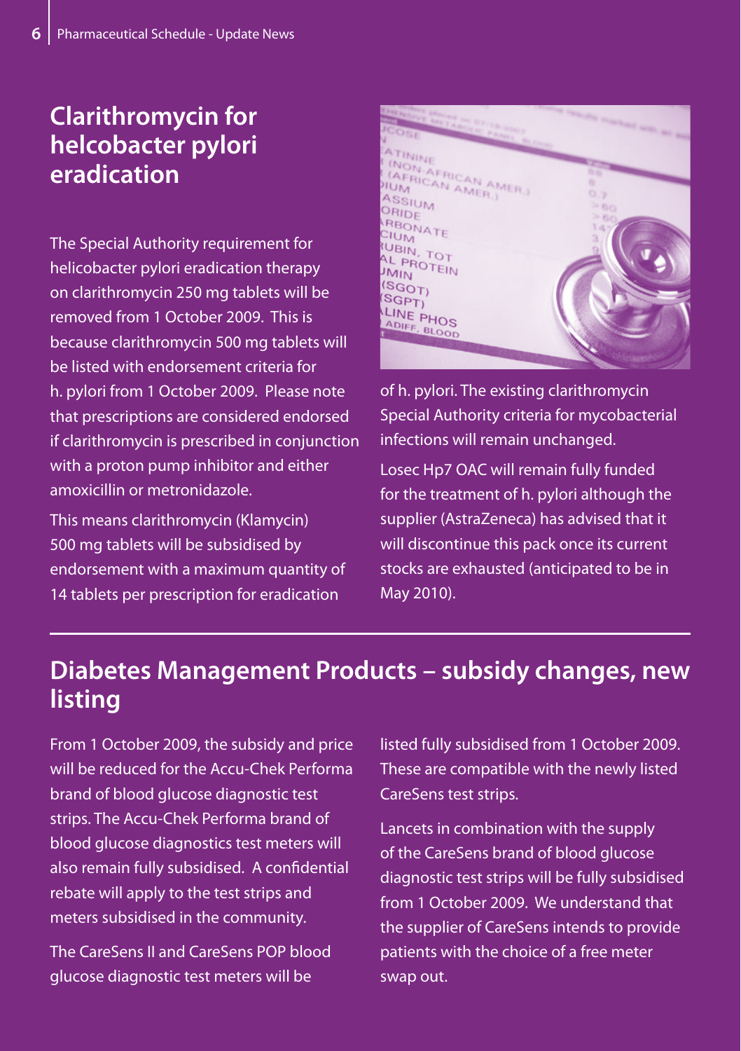## Clarithromycin for helcobacter pylori eradication

The Special Authority requirement for helicobacter pylori eradication therapy on clarithromycin 250 mg tablets will be removed from 1 October 2009. This is because clarithromycin 500 mg tablets will be listed with endorsement criteria for h. pylori from 1 October 2009. Please note that prescriptions are considered endorsed if clarithromycin is prescribed in conjunction with a proton pump inhibitor and either amoxicillin or metronidazole.

This means clarithromycin (Klamycin) 500 mg tablets will be subsidised by endorsement with a maximum quantity of 14 tablets per prescription for eradication of h. pylori. The existing clarithromycin Special Authority criteria for mycobacterial infections will remain unchanged.

Losec Hp7 OAC will remain fully funded for the treatment of h. pylori although the supplier (AstraZeneca) has advised that it will discontinue this pack once its current stocks are exhausted (anticipated to be in May 2010).

## Diabetes Management Products – subsidy changes, new listing

From 1 October 2009, the subsidy and price will be reduced for the Accu-Chek Performa brand of blood glucose diagnostic test strips. The Accu-Chek Performa brand of blood glucose diagnostics test meters will also remain fully subsidised. A confidential rebate will apply to the test strips and meters subsidised in the community.

The CareSens II and CareSens POP blood glucose diagnostic test meters will be listed fully subsidised from 1 October 2009. These are compatible with the newly listed CareSens test strips.

Lancets in combination with the supply of the CareSens brand of blood glucose diagnostic test strips will be fully subsidised from 1 October 2009. We understand that the supplier of CareSens intends to provide patients with the choice of a free meter swap out.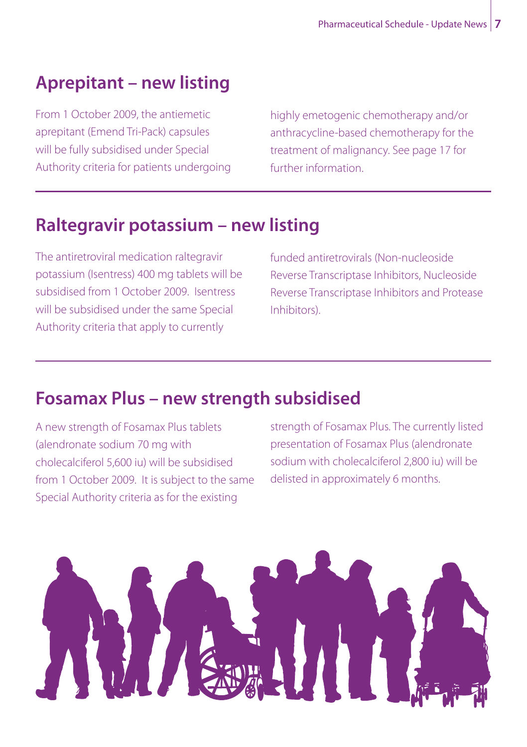## Aprepitant – new listing

From 1 October 2009, the antiemetic aprepitant (Emend Tri-Pack) capsules will be fully subsidised under Special Authority criteria for patients undergoing highly emetogenic chemotherapy and/or anthracycline-based chemotherapy for the treatment of malignancy. See page 17 for further information.

## Raltegravir potassium – new listing

The antiretroviral medication raltegravir potassium (Isentress) 400 mg tablets will be subsidised from 1 October 2009. Isentress will be subsidised under the same Special Authority criteria that apply to currently funded antiretrovirals (Non-nucleoside Reverse Transcriptase Inhibitors, Nucleoside Reverse Transcriptase Inhibitors and Protease Inhibitors).

## Fosamax Plus – new strength subsidised

A new strength of Fosamax Plus tablets (alendronate sodium 70 mg with cholecalciferol 5,600 iu) will be subsidised from 1 October 2009. It is subject to the same Special Authority criteria as for the existing strength of Fosamax Plus. The currently listed presentation of Fosamax Plus (alendronate sodium with cholecalciferol 2,800 iu) will be delisted in approximately 6 months.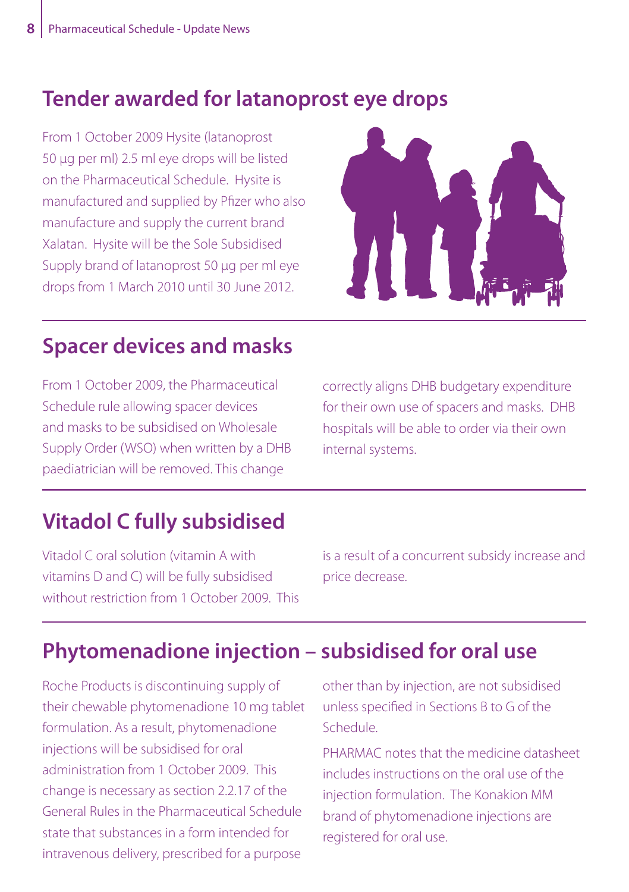## Tender awarded for latanoprost eye drops

From 1 October 2009 Hysite (latanoprost 50 µg per ml) 2.5 ml eye drops will be listed on the Pharmaceutical Schedule. Hysite is manufactured and supplied by Pfizer who also manufacture and supply the current brand Xalatan. Hysite will be the Sole Subsidised Supply brand of latanoprost 50 µg per ml eye drops from 1 March 2010 until 30 June 2012.

## Spacer devices and masks

From 1 October 2009, the Pharmaceutical Schedule rule allowing spacer devices and masks to be subsidised on Wholesale Supply Order (WSO) when written by a DHB paediatrician will be removed. This change correctly aligns DHB budgetary expenditure for their own use of spacers and masks. DHB hospitals will be able to order via their own internal systems.

## Vitadol C fully subsidised

Vitadol C oral solution (vitamin A with vitamins D and C) will be fully subsidised without restriction from 1 October 2009. This is a result of a concurrent subsidy increase and price decrease.

## Phytomenadione injection – subsidised for oral use

Roche Products is discontinuing supply of their chewable phytomenadione 10 mg tablet formulation. As a result, phytomenadione injections will be subsidised for oral administration from 1 October 2009. This change is necessary as section 2.2.17 of the General Rules in the Pharmaceutical Schedule state that substances in a form intended for intravenous delivery, prescribed for a purpose other than by injection, are not subsidised unless specified in Sections B to G of the Schedule.

PHARMAC notes that the medicine datasheet includes instructions on the oral use of the injection formulation. The Konakion MM brand of phytomenadione injections are registered for oral use.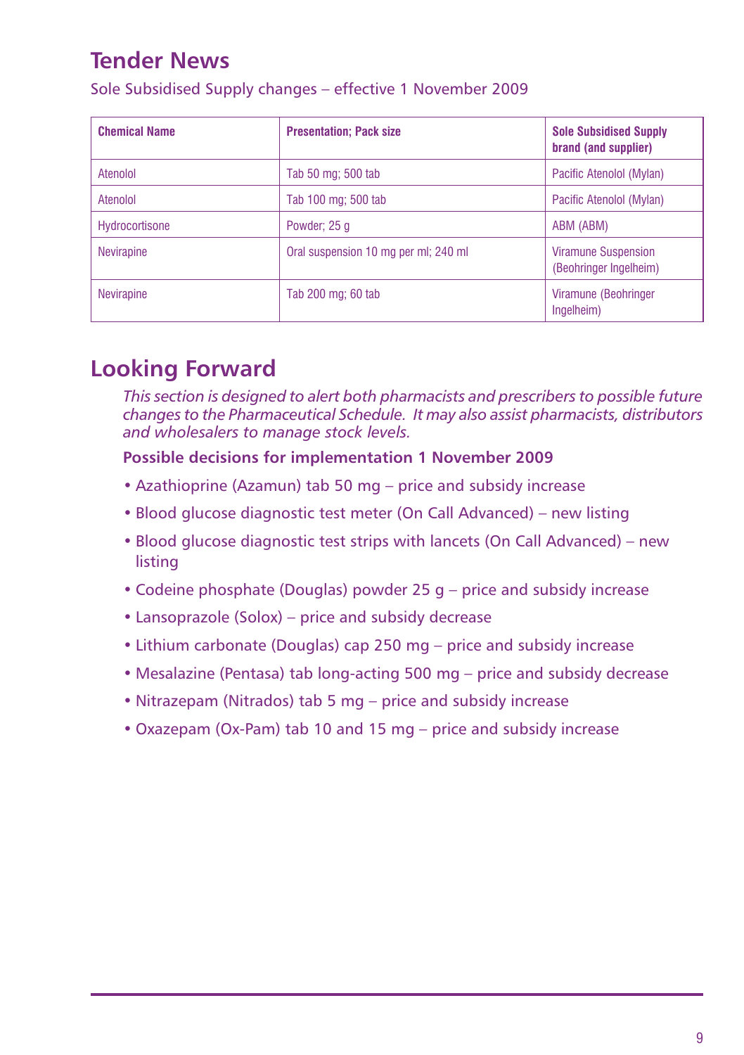## Tender News

Sole Subsidised Supply changes – effective 1 November 2009

| Chemical Name | Presentation; Pack size | Sole Subsidised Supply brand (and supplier) |
|---|---|---|
| Atenolol | Tab 50 mg; 500 tab | Pacific Atenolol (Mylan) |
| Atenolol | Tab 100 mg; 500 tab | Pacific Atenolol (Mylan) |
| Hydrocortisone | Powder; 25 g | ABM (ABM) |
| Nevirapine | Oral suspension 10 mg per ml; 240 ml | Viramune Suspension (Beohringer Ingelheim) |
| Nevirapine | Tab 200 mg; 60 tab | Viramune (Beohringer Ingelheim) |

## Looking Forward

*This section is designed to alert both pharmacists and prescribers to possible future changes to the Pharmaceutical Schedule. It may also assist pharmacists, distributors and wholesalers to manage stock levels.*

**Possible decisions for implementation 1 November 2009**

- Azathioprine (Azamun) tab 50 mg – price and subsidy increase
- Blood glucose diagnostic test meter (On Call Advanced) – new listing
- Blood glucose diagnostic test strips with lancets (On Call Advanced) – new listing
- Codeine phosphate (Douglas) powder 25 g – price and subsidy increase
- Lansoprazole (Solox) – price and subsidy decrease
- Lithium carbonate (Douglas) cap 250 mg – price and subsidy increase
- Mesalazine (Pentasa) tab long-acting 500 mg – price and subsidy decrease
- Nitrazepam (Nitrados) tab 5 mg – price and subsidy increase
- Oxazepam (Ox-Pam) tab 10 and 15 mg – price and subsidy increase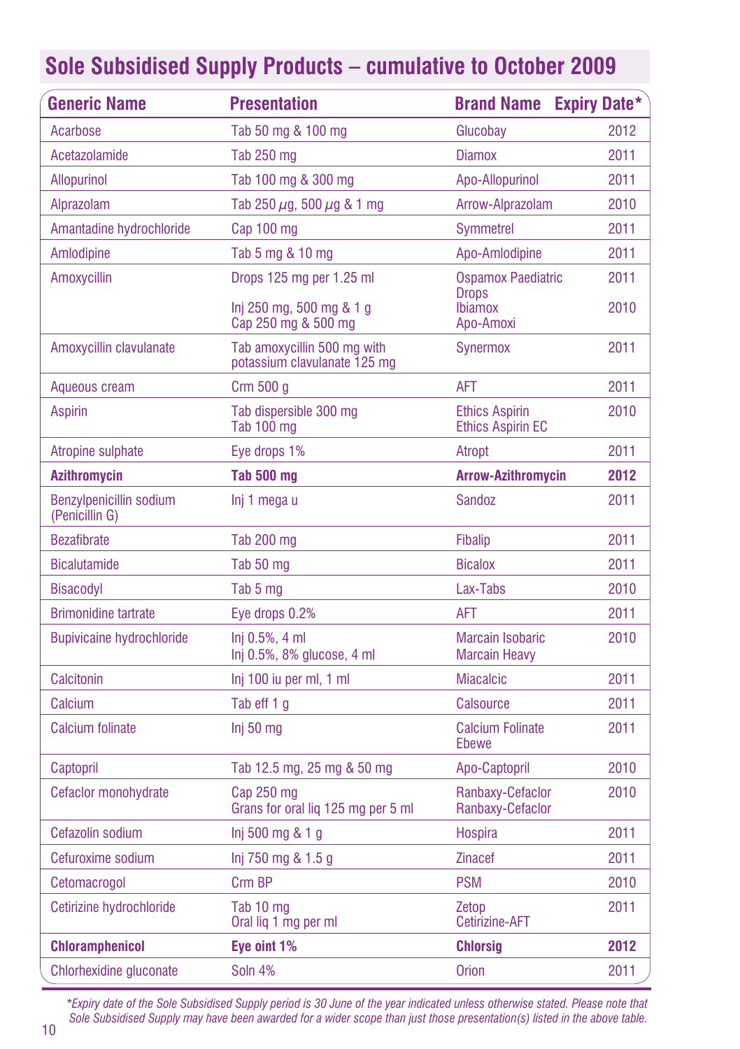## Sole Subsidised Supply Products – cumulative to October 2009

| Generic Name | Presentation | Brand Name | Expiry Date* |
|---|---|---|---|
| Acarbose | Tab 50 mg & 100 mg | Glucobay | 2012 |
| Acetazolamide | Tab 250 mg | Diamox | 2011 |
| Allopurinol | Tab 100 mg & 300 mg | Apo-Allopurinol | 2011 |
| Alprazolam | Tab 250 $\mu$g, 500 $\mu$g & 1 mg | Arrow-Alprazolam | 2010 |
| Amantadine hydrochloride | Cap 100 mg | Symmetrel | 2011 |
| Amlodipine | Tab 5 mg & 10 mg | Apo-Amlodipine | 2011 |
| Amoxycillin | Drops 125 mg per 1.25 ml | Ospamox Paediatric Drops | 2011 |
| | Inj 250 mg, 500 mg & 1 g | Ibiamox | 2010 |
| | Cap 250 mg & 500 mg | Apo-Amoxi | |
| Amoxycillin clavulanate | Tab amoxycillin 500 mg with potassium clavulanate 125 mg | Synermox | 2011 |
| Aqueous cream | Crm 500 g | AFT | 2011 |
| Aspirin | Tab dispersible 300 mg<br>Tab 100 mg | Ethics Aspirin<br>Ethics Aspirin EC | 2010 |
| Atropine sulphate | Eye drops 1% | Atropt | 2011 |
| **Azithromycin** | **Tab 500 mg** | **Arrow-Azithromycin** | **2012** |
| Benzylpenicillin sodium (Penicillin G) | Inj 1 mega u | Sandoz | 2011 |
| Bezafibrate | Tab 200 mg | Fibalip | 2011 |
| Bicalutamide | Tab 50 mg | Bicalox | 2011 |
| Bisacodyl | Tab 5 mg | Lax-Tabs | 2010 |
| Brimonidine tartrate | Eye drops 0.2% | AFT | 2011 |
| Bupivicaine hydrochloride | Inj 0.5%, 4 ml<br>Inj 0.5%, 8% glucose, 4 ml | Marcain Isobaric<br>Marcain Heavy | 2010 |
| Calcitonin | Inj 100 iu per ml, 1 ml | Miacalcic | 2011 |
| Calcium | Tab eff 1 g | Calsource | 2011 |
| Calcium folinate | Inj 50 mg | Calcium Folinate Ebewe | 2011 |
| Captopril | Tab 12.5 mg, 25 mg & 50 mg | Apo-Captopril | 2010 |
| Cefaclor monohydrate | Cap 250 mg<br>Grans for oral liq 125 mg per 5 ml | Ranbaxy-Cefaclor<br>Ranbaxy-Cefaclor | 2010 |
| Cefazolin sodium | Inj 500 mg & 1 g | Hospira | 2011 |
| Cefuroxime sodium | Inj 750 mg & 1.5 g | Zinacef | 2011 |
| Cetomacrogol | Crm BP | PSM | 2010 |
| Cetirizine hydrochloride | Tab 10 mg<br>Oral liq 1 mg per ml | Zetop<br>Cetirizine-AFT | 2011 |
| **Chloramphenicol** | **Eye oint 1%** | **Chlorsig** | **2012** |
| Chlorhexidine gluconate | Soln 4% | Orion | 2011 |

*Expiry date of the Sole Subsidised Supply period is 30 June of the year indicated unless otherwise stated. Please note that Sole Subsidised Supply may have been awarded for a wider scope than just those presentation(s) listed in the above table.*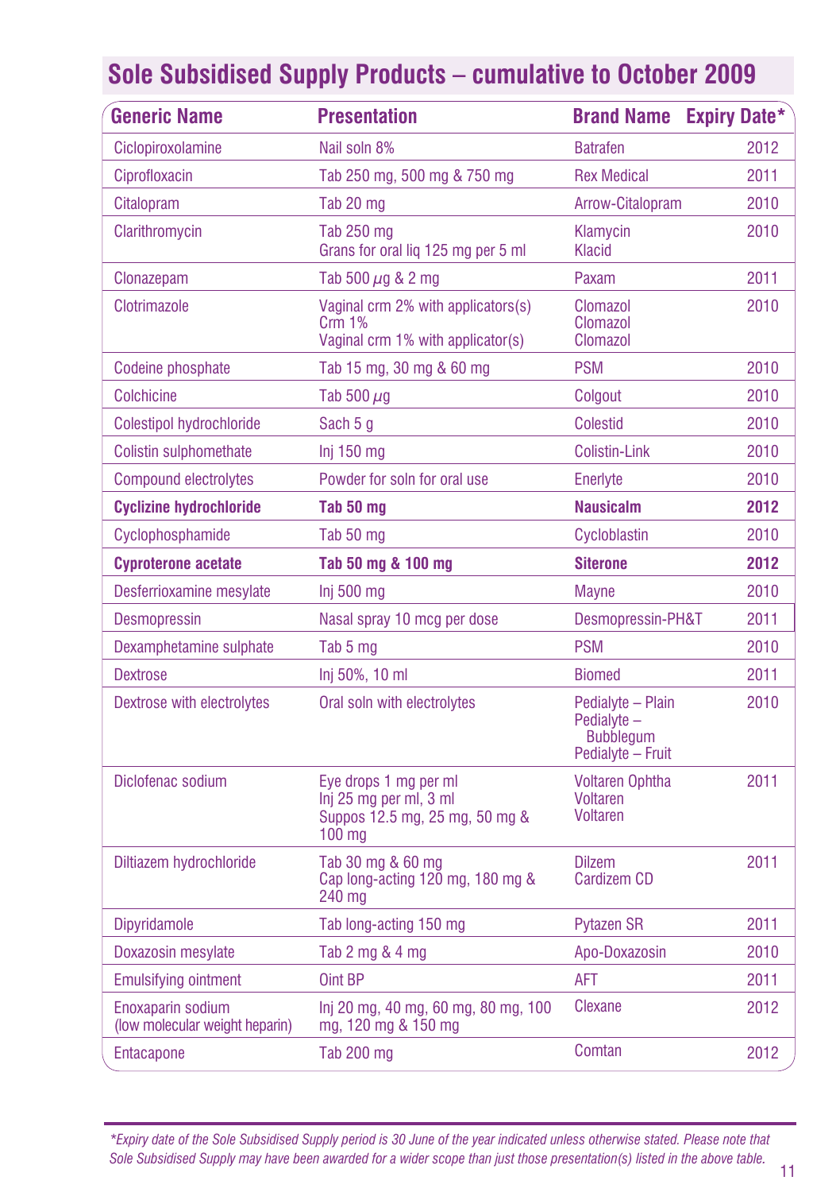## Sole Subsidised Supply Products – cumulative to October 2009

| Generic Name | Presentation | Brand Name | Expiry Date* |
|---|---|---|---|
| Ciclopiroxolamine | Nail soln 8% | Batrafen | 2012 |
| Ciprofloxacin | Tab 250 mg, 500 mg & 750 mg | Rex Medical | 2011 |
| Citalopram | Tab 20 mg | Arrow-Citalopram | 2010 |
| Clarithromycin | Tab 250 mg<br>Grans for oral liq 125 mg per 5 ml | Klamycin<br>Klacid | 2010 |
| Clonazepam | Tab 500 $\mu$g & 2 mg | Paxam | 2011 |
| Clotrimazole | Vaginal crm 2% with applicators(s)<br>Crm 1%<br>Vaginal crm 1% with applicator(s) | Clomazol<br>Clomazol<br>Clomazol | 2010 |
| Codeine phosphate | Tab 15 mg, 30 mg & 60 mg | PSM | 2010 |
| Colchicine | Tab 500 $\mu$g | Colgout | 2010 |
| Colestipol hydrochloride | Sach 5 g | Colestid | 2010 |
| Colistin sulphomethate | Inj 150 mg | Colistin-Link | 2010 |
| Compound electrolytes | Powder for soln for oral use | Enerlyte | 2010 |
| **Cyclizine hydrochloride** | **Tab 50 mg** | **Nausicalm** | **2012** |
| Cyclophosphamide | Tab 50 mg | Cycloblastin | 2010 |
| **Cyproterone acetate** | **Tab 50 mg & 100 mg** | **Siterone** | **2012** |
| Desferrioxamine mesylate | Inj 500 mg | Mayne | 2010 |
| Desmopressin | Nasal spray 10 mcg per dose | Desmopressin-PH&T | 2011 |
| Dexamphetamine sulphate | Tab 5 mg | PSM | 2010 |
| Dextrose | Inj 50%, 10 ml | Biomed | 2011 |
| Dextrose with electrolytes | Oral soln with electrolytes | Pedialyte – Plain<br>Pedialyte – Bubblegum<br>Pedialyte – Fruit | 2010 |
| Diclofenac sodium | Eye drops 1 mg per ml<br>Inj 25 mg per ml, 3 ml<br>Suppos 12.5 mg, 25 mg, 50 mg & 100 mg | Voltaren Ophtha<br>Voltaren<br>Voltaren | 2011 |
| Diltiazem hydrochloride | Tab 30 mg & 60 mg<br>Cap long-acting 120 mg, 180 mg & 240 mg | Dilzem<br>Cardizem CD | 2011 |
| Dipyridamole | Tab long-acting 150 mg | Pytazen SR | 2011 |
| Doxazosin mesylate | Tab 2 mg & 4 mg | Apo-Doxazosin | 2010 |
| Emulsifying ointment | Oint BP | AFT | 2011 |
| Enoxaparin sodium (low molecular weight heparin) | Inj 20 mg, 40 mg, 60 mg, 80 mg, 100 mg, 120 mg & 150 mg | Clexane | 2012 |
| Entacapone | Tab 200 mg | Comtan | 2012 |

*\*Expiry date of the Sole Subsidised Supply period is 30 June of the year indicated unless otherwise stated. Please note that Sole Subsidised Supply may have been awarded for a wider scope than just those presentation(s) listed in the above table.*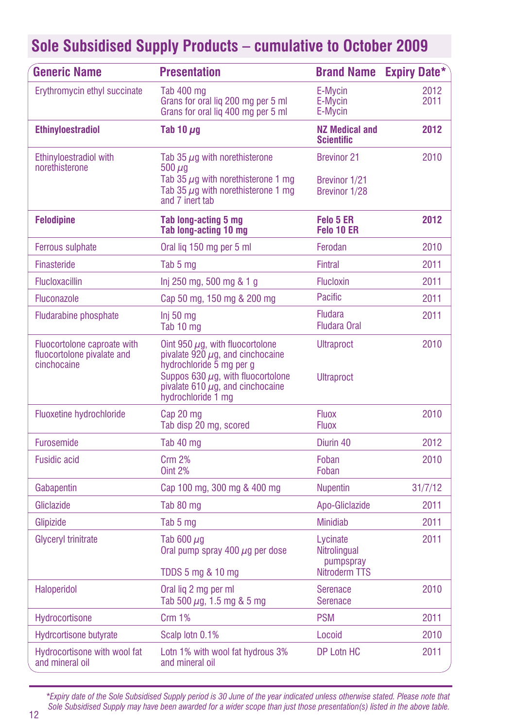## Sole Subsidised Supply Products – cumulative to October 2009

| Generic Name | Presentation | Brand Name | Expiry Date* |
|---|---|---|---|
| Erythromycin ethyl succinate | Tab 400 mg<br>Grans for oral liq 200 mg per 5 ml<br>Grans for oral liq 400 mg per 5 ml | E-Mycin<br>E-Mycin<br>E-Mycin | 2012<br>2011 |
| **Ethinyloestradiol** | **Tab 10 µg** | **NZ Medical and Scientific** | **2012** |
| Ethinyloestradiol with norethisterone | Tab 35 µg with norethisterone 500 µg<br>Tab 35 µg with norethisterone 1 mg<br>Tab 35 µg with norethisterone 1 mg and 7 inert tab | Brevinor 21<br>Brevinor 1/21<br>Brevinor 1/28 | 2010 |
| **Felodipine** | **Tab long-acting 5 mg**<br>**Tab long-acting 10 mg** | **Felo 5 ER**<br>**Felo 10 ER** | **2012** |
| Ferrous sulphate | Oral liq 150 mg per 5 ml | Ferodan | 2010 |
| Finasteride | Tab 5 mg | Fintral | 2011 |
| Flucloxacillin | Inj 250 mg, 500 mg & 1 g | Flucloxin | 2011 |
| Fluconazole | Cap 50 mg, 150 mg & 200 mg | Pacific | 2011 |
| Fludarabine phosphate | Inj 50 mg<br>Tab 10 mg | Fludara<br>Fludara Oral | 2011 |
| Fluocortolone caproate with fluocortolone pivalate and cinchocaine | Oint 950 µg, with fluocortolone pivalate 920 µg, and cinchocaine hydrochloride 5 mg per g<br>Suppos 630 µg, with fluocortolone pivalate 610 µg, and cinchocaine hydrochloride 1 mg | Ultraproct<br>Ultraproct | 2010 |
| Fluoxetine hydrochloride | Cap 20 mg<br>Tab disp 20 mg, scored | Fluox<br>Fluox | 2010 |
| Furosemide | Tab 40 mg | Diurin 40 | 2012 |
| Fusidic acid | Crm 2%<br>Oint 2% | Foban<br>Foban | 2010 |
| Gabapentin | Cap 100 mg, 300 mg & 400 mg | Nupentin | 31/7/12 |
| Gliclazide | Tab 80 mg | Apo-Gliclazide | 2011 |
| Glipizide | Tab 5 mg | Minidiab | 2011 |
| Glyceryl trinitrate | Tab 600 µg<br>Oral pump spray 400 µg per dose<br>TDDS 5 mg & 10 mg | Lycinate<br>Nitrolingual pumpspray<br>Nitroderm TTS | 2011 |
| Haloperidol | Oral liq 2 mg per ml<br>Tab 500 µg, 1.5 mg & 5 mg | Serenace<br>Serenace | 2010 |
| Hydrocortisone | Crm 1% | PSM | 2011 |
| Hydrcortisone butyrate | Scalp lotn 0.1% | Locoid | 2010 |
| Hydrocortisone with wool fat and mineral oil | Lotn 1% with wool fat hydrous 3% and mineral oil | DP Lotn HC | 2011 |

*\*Expiry date of the Sole Subsidised Supply period is 30 June of the year indicated unless otherwise stated. Please note that Sole Subsidised Supply may have been awarded for a wider scope than just those presentation(s) listed in the above table.*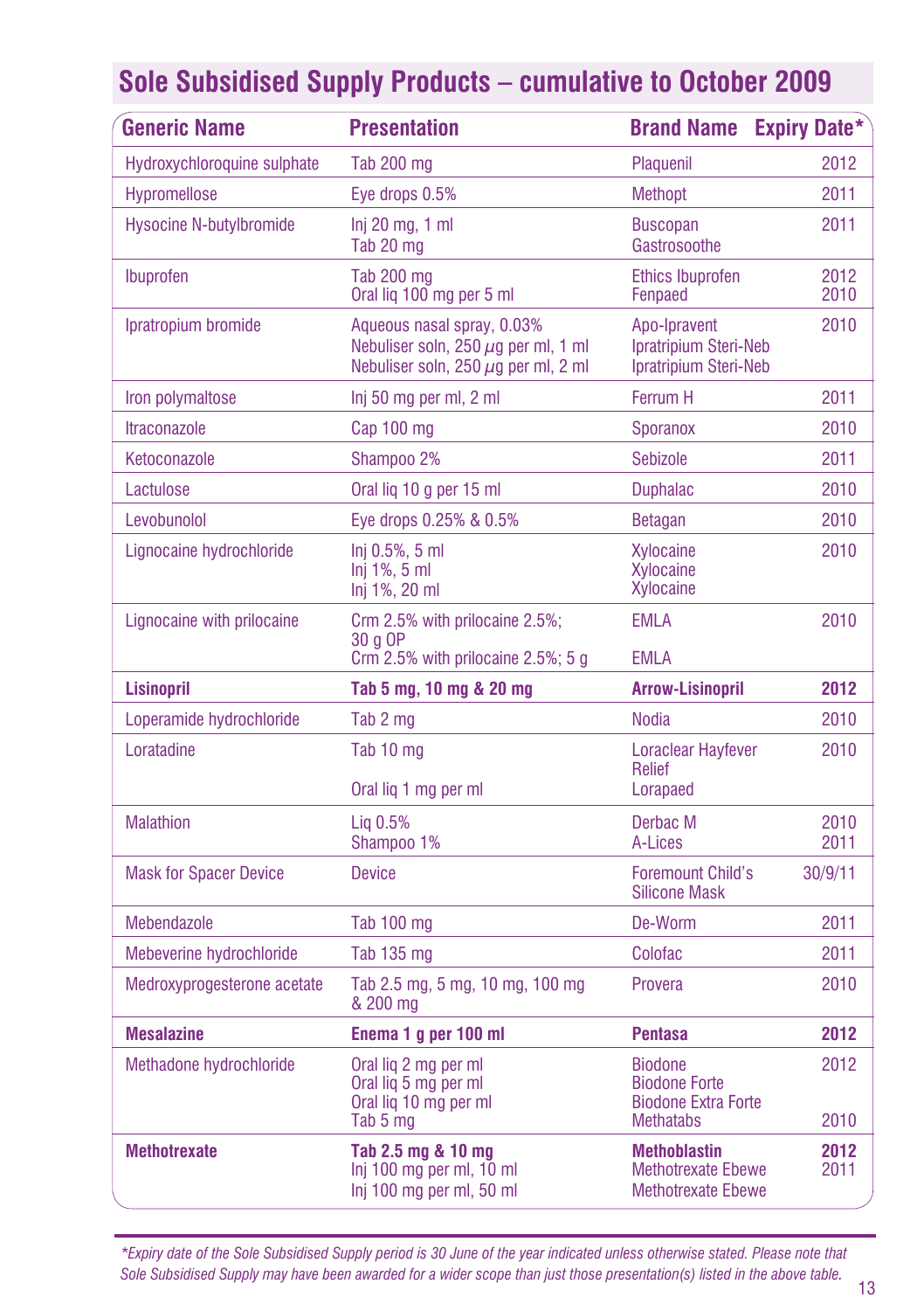## Sole Subsidised Supply Products – cumulative to October 2009

| Generic Name | Presentation | Brand Name | Expiry Date* |
|---|---|---|---|
| Hydroxychloroquine sulphate | Tab 200 mg | Plaquenil | 2012 |
| Hypromellose | Eye drops 0.5% | Methopt | 2011 |
| Hysocine N-butylbromide | Inj 20 mg, 1 ml<br>Tab 20 mg | Buscopan<br>Gastrosoothe | 2011 |
| Ibuprofen | Tab 200 mg<br>Oral liq 100 mg per 5 ml | Ethics Ibuprofen<br>Fenpaed | 2012<br>2010 |
| Ipratropium bromide | Aqueous nasal spray, 0.03%<br>Nebuliser soln, 250 µg per ml, 1 ml<br>Nebuliser soln, 250 µg per ml, 2 ml | Apo-Ipravent<br>Ipratripium Steri-Neb<br>Ipratripium Steri-Neb | 2010 |
| Iron polymaltose | Inj 50 mg per ml, 2 ml | Ferrum H | 2011 |
| Itraconazole | Cap 100 mg | Sporanox | 2010 |
| Ketoconazole | Shampoo 2% | Sebizole | 2011 |
| Lactulose | Oral liq 10 g per 15 ml | Duphalac | 2010 |
| Levobunolol | Eye drops 0.25% & 0.5% | Betagan | 2010 |
| Lignocaine hydrochloride | Inj 0.5%, 5 ml<br>Inj 1%, 5 ml<br>Inj 1%, 20 ml | Xylocaine<br>Xylocaine<br>Xylocaine | 2010 |
| Lignocaine with prilocaine | Crm 2.5% with prilocaine 2.5%; 30 g OP<br>Crm 2.5% with prilocaine 2.5%; 5 g | EMLA<br>EMLA | 2010 |
| **Lisinopril** | **Tab 5 mg, 10 mg & 20 mg** | **Arrow-Lisinopril** | **2012** |
| Loperamide hydrochloride | Tab 2 mg | Nodia | 2010 |
| Loratadine | Tab 10 mg<br>Oral liq 1 mg per ml | Loraclear Hayfever Relief<br>Lorapaed | 2010 |
| Malathion | Liq 0.5%<br>Shampoo 1% | Derbac M<br>A-Lices | 2010<br>2011 |
| Mask for Spacer Device | Device | Foremount Child's Silicone Mask | 30/9/11 |
| Mebendazole | Tab 100 mg | De-Worm | 2011 |
| Mebeverine hydrochloride | Tab 135 mg | Colofac | 2011 |
| Medroxyprogesterone acetate | Tab 2.5 mg, 5 mg, 10 mg, 100 mg & 200 mg | Provera | 2010 |
| **Mesalazine** | **Enema 1 g per 100 ml** | **Pentasa** | **2012** |
| Methadone hydrochloride | Oral liq 2 mg per ml<br>Oral liq 5 mg per ml<br>Oral liq 10 mg per ml<br>Tab 5 mg | Biodone<br>Biodone Forte<br>Biodone Extra Forte<br>Methatabs | 2012<br><br><br>2010 |
| **Methotrexate** | **Tab 2.5 mg & 10 mg**<br>Inj 100 mg per ml, 10 ml<br>Inj 100 mg per ml, 50 ml | **Methoblastin**<br>Methotrexate Ebewe<br>Methotrexate Ebewe | **2012**<br>2011 |

*\*Expiry date of the Sole Subsidised Supply period is 30 June of the year indicated unless otherwise stated. Please note that Sole Subsidised Supply may have been awarded for a wider scope than just those presentation(s) listed in the above table.*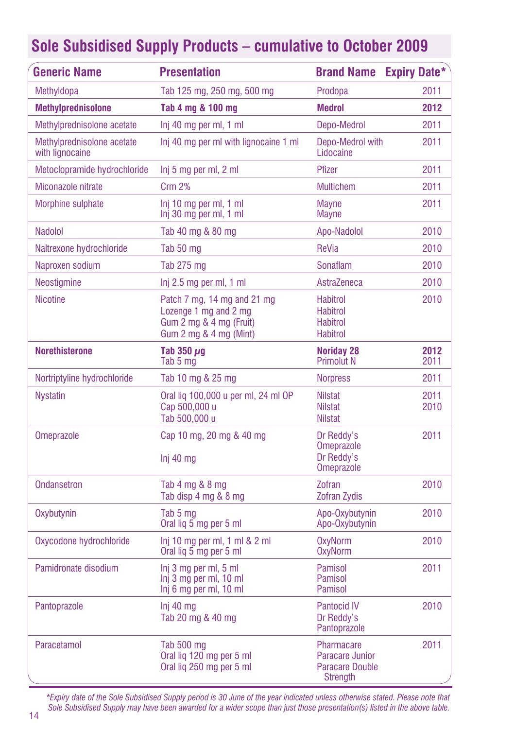## Sole Subsidised Supply Products – cumulative to October 2009

| Generic Name | Presentation | Brand Name | Expiry Date* |
|---|---|---|---|
| Methyldopa | Tab 125 mg, 250 mg, 500 mg | Prodopa | 2011 |
| **Methylprednisolone** | **Tab 4 mg & 100 mg** | **Medrol** | **2012** |
| Methylprednisolone acetate | Inj 40 mg per ml, 1 ml | Depo-Medrol | 2011 |
| Methylprednisolone acetate with lignocaine | Inj 40 mg per ml with lignocaine 1 ml | Depo-Medrol with Lidocaine | 2011 |
| Metoclopramide hydrochloride | Inj 5 mg per ml, 2 ml | Pfizer | 2011 |
| Miconazole nitrate | Crm 2% | Multichem | 2011 |
| Morphine sulphate | Inj 10 mg per ml, 1 ml<br>Inj 30 mg per ml, 1 ml | Mayne<br>Mayne | 2011 |
| Nadolol | Tab 40 mg & 80 mg | Apo-Nadolol | 2010 |
| Naltrexone hydrochloride | Tab 50 mg | ReVia | 2010 |
| Naproxen sodium | Tab 275 mg | Sonaflam | 2010 |
| Neostigmine | Inj 2.5 mg per ml, 1 ml | AstraZeneca | 2010 |
| Nicotine | Patch 7 mg, 14 mg and 21 mg<br>Lozenge 1 mg and 2 mg<br>Gum 2 mg & 4 mg (Fruit)<br>Gum 2 mg & 4 mg (Mint) | Habitrol<br>Habitrol<br>Habitrol<br>Habitrol | 2010 |
| **Norethisterone** | **Tab 350 μg**<br>Tab 5 mg | **Noriday 28**<br>Primolut N | **2012**<br>2011 |
| Nortriptyline hydrochloride | Tab 10 mg & 25 mg | Norpress | 2011 |
| Nystatin | Oral liq 100,000 u per ml, 24 ml OP<br>Cap 500,000 u<br>Tab 500,000 u | Nilstat<br>Nilstat<br>Nilstat | 2011<br>2010 |
| Omeprazole | Cap 10 mg, 20 mg & 40 mg<br>Inj 40 mg | Dr Reddy's Omeprazole<br>Dr Reddy's Omeprazole | 2011 |
| Ondansetron | Tab 4 mg & 8 mg<br>Tab disp 4 mg & 8 mg | Zofran<br>Zofran Zydis | 2010 |
| Oxybutynin | Tab 5 mg<br>Oral liq 5 mg per 5 ml | Apo-Oxybutynin<br>Apo-Oxybutynin | 2010 |
| Oxycodone hydrochloride | Inj 10 mg per ml, 1 ml & 2 ml<br>Oral liq 5 mg per 5 ml | OxyNorm<br>OxyNorm | 2010 |
| Pamidronate disodium | Inj 3 mg per ml, 5 ml<br>Inj 3 mg per ml, 10 ml<br>Inj 6 mg per ml, 10 ml | Pamisol<br>Pamisol<br>Pamisol | 2011 |
| Pantoprazole | Inj 40 mg<br>Tab 20 mg & 40 mg | Pantocid IV<br>Dr Reddy's Pantoprazole | 2010 |
| Paracetamol | Tab 500 mg<br>Oral liq 120 mg per 5 ml<br>Oral liq 250 mg per 5 ml | Pharmacare<br>Paracare Junior<br>Paracare Double Strength | 2011 |

*Expiry date of the Sole Subsidised Supply period is 30 June of the year indicated unless otherwise stated. Please note that Sole Subsidised Supply may have been awarded for a wider scope than just those presentation(s) listed in the above table.*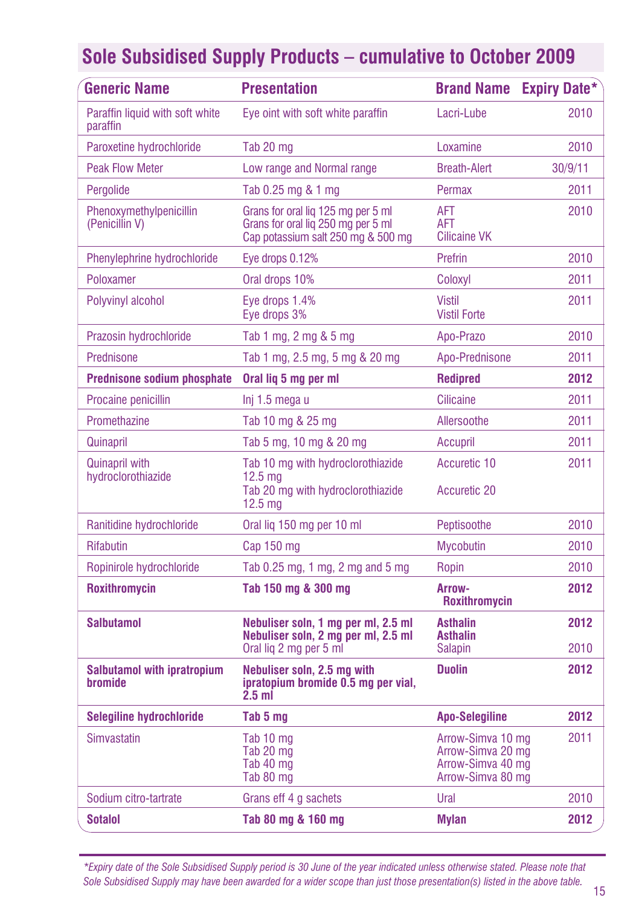## Sole Subsidised Supply Products – cumulative to October 2009

| Generic Name | Presentation | Brand Name | Expiry Date* |
|---|---|---|---|
| Paraffin liquid with soft white paraffin | Eye oint with soft white paraffin | Lacri-Lube | 2010 |
| Paroxetine hydrochloride | Tab 20 mg | Loxamine | 2010 |
| Peak Flow Meter | Low range and Normal range | Breath-Alert | 30/9/11 |
| Pergolide | Tab 0.25 mg & 1 mg | Permax | 2011 |
| Phenoxymethylpenicillin (Penicillin V) | Grans for oral liq 125 mg per 5 ml<br>Grans for oral liq 250 mg per 5 ml<br>Cap potassium salt 250 mg & 500 mg | AFT<br>AFT<br>Cilicaine VK | 2010 |
| Phenylephrine hydrochloride | Eye drops 0.12% | Prefrin | 2010 |
| Poloxamer | Oral drops 10% | Coloxyl | 2011 |
| Polyvinyl alcohol | Eye drops 1.4%<br>Eye drops 3% | Vistil<br>Vistil Forte | 2011 |
| Prazosin hydrochloride | Tab 1 mg, 2 mg & 5 mg | Apo-Prazo | 2010 |
| Prednisone | Tab 1 mg, 2.5 mg, 5 mg & 20 mg | Apo-Prednisone | 2011 |
| **Prednisone sodium phosphate** | **Oral liq 5 mg per ml** | **Redipred** | **2012** |
| Procaine penicillin | Inj 1.5 mega u | Cilicaine | 2011 |
| Promethazine | Tab 10 mg & 25 mg | Allersoothe | 2011 |
| Quinapril | Tab 5 mg, 10 mg & 20 mg | Accupril | 2011 |
| Quinapril with hydroclorothiazide | Tab 10 mg with hydroclorothiazide 12.5 mg<br>Tab 20 mg with hydroclorothiazide 12.5 mg | Accuretic 10<br>Accuretic 20 | 2011 |
| Ranitidine hydrochloride | Oral liq 150 mg per 10 ml | Peptisoothe | 2010 |
| Rifabutin | Cap 150 mg | Mycobutin | 2010 |
| Ropinirole hydrochloride | Tab 0.25 mg, 1 mg, 2 mg and 5 mg | Ropin | 2010 |
| **Roxithromycin** | **Tab 150 mg & 300 mg** | **Arrow-Roxithromycin** | **2012** |
| **Salbutamol** | **Nebuliser soln, 1 mg per ml, 2.5 ml**<br>**Nebuliser soln, 2 mg per ml, 2.5 ml**<br>Oral liq 2 mg per 5 ml | **Asthalin**<br>**Asthalin**<br>Salapin | **2012**<br><br>2010 |
| **Salbutamol with ipratropium bromide** | **Nebuliser soln, 2.5 mg with ipratopium bromide 0.5 mg per vial, 2.5 ml** | **Duolin** | **2012** |
| **Selegiline hydrochloride** | **Tab 5 mg** | **Apo-Selegiline** | **2012** |
| Simvastatin | Tab 10 mg<br>Tab 20 mg<br>Tab 40 mg<br>Tab 80 mg | Arrow-Simva 10 mg<br>Arrow-Simva 20 mg<br>Arrow-Simva 40 mg<br>Arrow-Simva 80 mg | 2011 |
| Sodium citro-tartrate | Grans eff 4 g sachets | Ural | 2010 |
| **Sotalol** | **Tab 80 mg & 160 mg** | **Mylan** | **2012** |

*\*Expiry date of the Sole Subsidised Supply period is 30 June of the year indicated unless otherwise stated. Please note that Sole Subsidised Supply may have been awarded for a wider scope than just those presentation(s) listed in the above table.*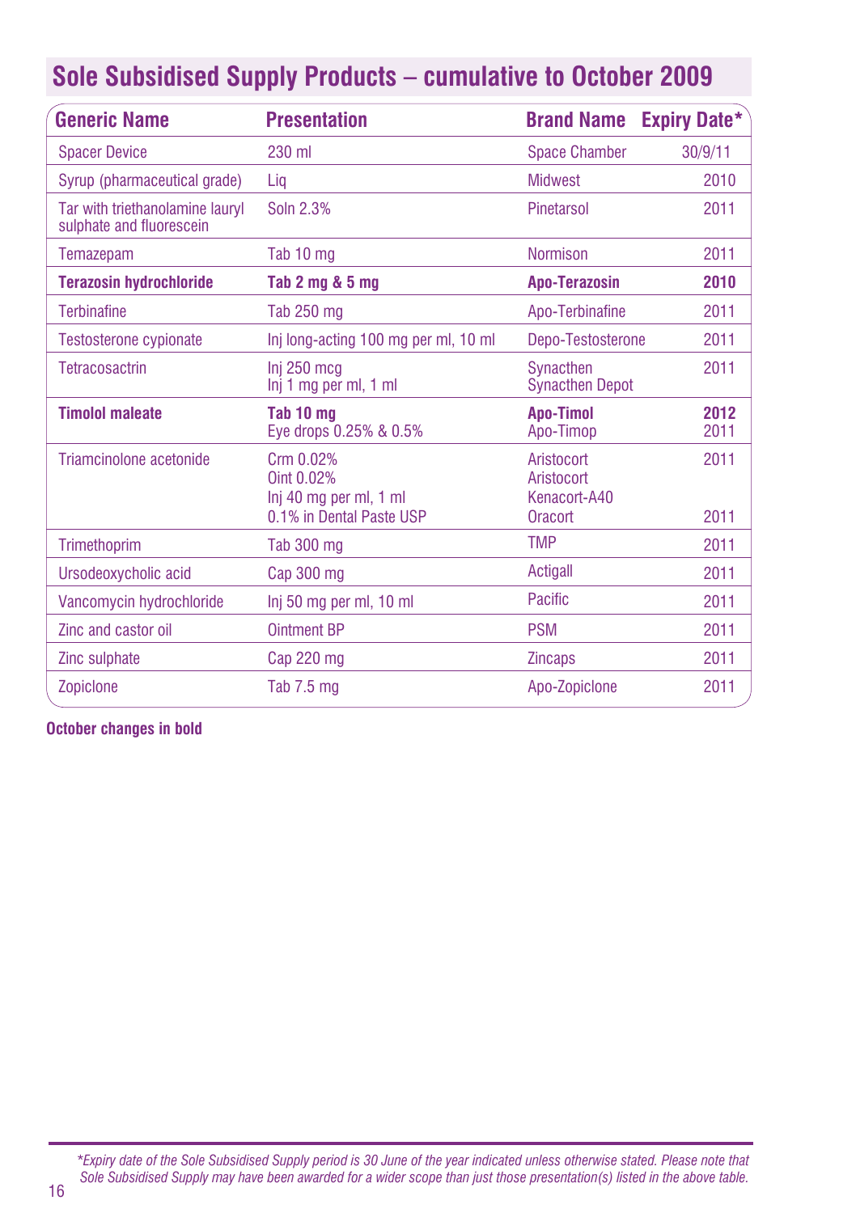## Sole Subsidised Supply Products – cumulative to October 2009

| Generic Name | Presentation | Brand Name | Expiry Date* |
|---|---|---|---|
| Spacer Device | 230 ml | Space Chamber | 30/9/11 |
| Syrup (pharmaceutical grade) | Liq | Midwest | 2010 |
| Tar with triethanolamine lauryl sulphate and fluorescein | Soln 2.3% | Pinetarsol | 2011 |
| Temazepam | Tab 10 mg | Normison | 2011 |
| **Terazosin hydrochloride** | **Tab 2 mg & 5 mg** | **Apo-Terazosin** | **2010** |
| Terbinafine | Tab 250 mg | Apo-Terbinafine | 2011 |
| Testosterone cypionate | Inj long-acting 100 mg per ml, 10 ml | Depo-Testosterone | 2011 |
| Tetracosactrin | Inj 250 mcg<br>Inj 1 mg per ml, 1 ml | Synacthen<br>Synacthen Depot | 2011 |
| **Timolol maleate** | **Tab 10 mg**<br>Eye drops 0.25% & 0.5% | **Apo-Timol**<br>Apo-Timop | **2012**<br>2011 |
| Triamcinolone acetonide | Crm 0.02%<br>Oint 0.02%<br>Inj 40 mg per ml, 1 ml<br>0.1% in Dental Paste USP | Aristocort<br>Aristocort<br>Kenacort-A40<br>Oracort | 2011<br><br><br>2011 |
| Trimethoprim | Tab 300 mg | TMP | 2011 |
| Ursodeoxycholic acid | Cap 300 mg | Actigall | 2011 |
| Vancomycin hydrochloride | Inj 50 mg per ml, 10 ml | Pacific | 2011 |
| Zinc and castor oil | Ointment BP | PSM | 2011 |
| Zinc sulphate | Cap 220 mg | Zincaps | 2011 |
| Zopiclone | Tab 7.5 mg | Apo-Zopiclone | 2011 |

**October changes in bold**

*\*Expiry date of the Sole Subsidised Supply period is 30 June of the year indicated unless otherwise stated. Please note that Sole Subsidised Supply may have been awarded for a wider scope than just those presentation(s) listed in the above table.*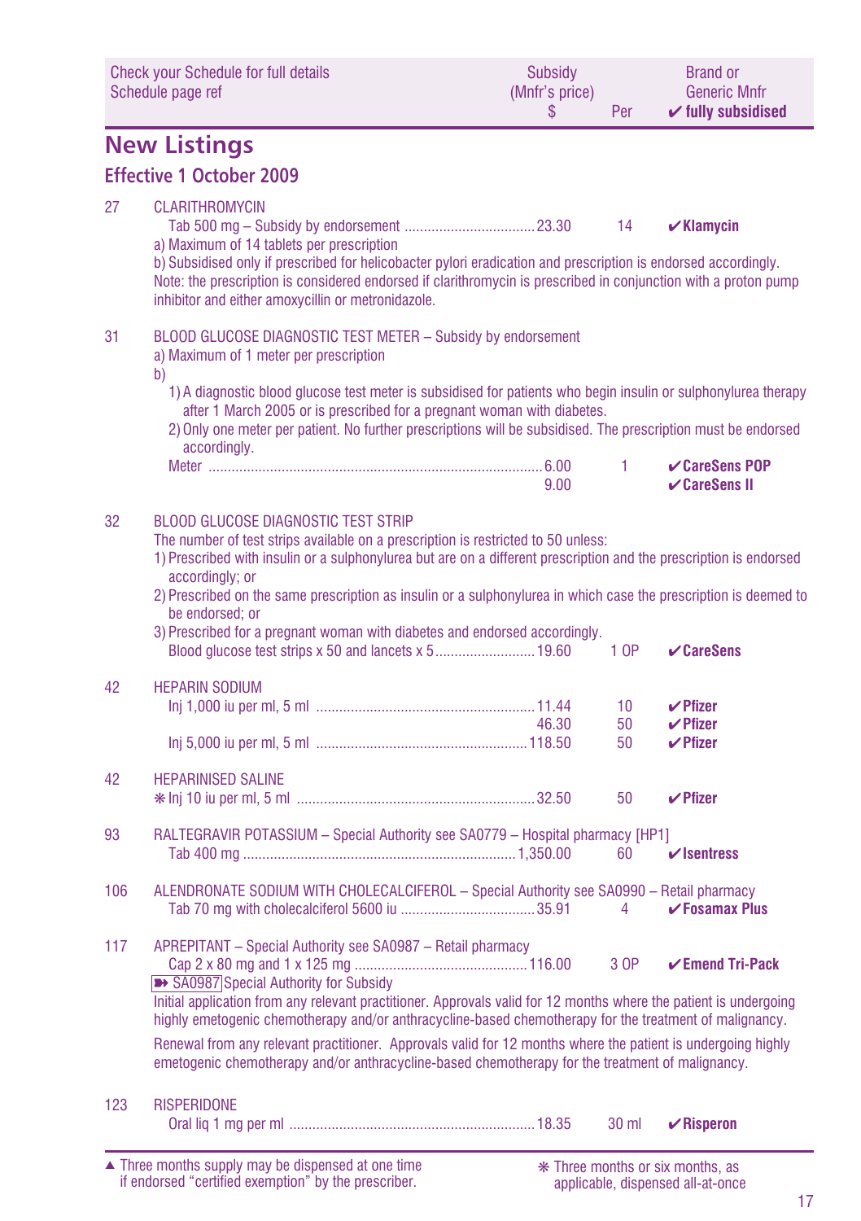| Check your Schedule for full details Schedule page ref | | Subsidy (Mnfr's price) $ | Per | Brand or Generic Mnfr ✔ fully subsidised |
|---|---|---|---|---|

## New Listings

### Effective 1 October 2009

27 CLARITHROMYCIN

| | | | |
|---|---|---|---|
| Tab 500 mg – Subsidy by endorsement | 23.30 | 14 | ✔ **Klamycin** |

a) Maximum of 14 tablets per prescription

b) Subsidised only if prescribed for helicobacter pylori eradication and prescription is endorsed accordingly. Note: the prescription is considered endorsed if clarithromycin is prescribed in conjunction with a proton pump inhibitor and either amoxycillin or metronidazole.

31 BLOOD GLUCOSE DIAGNOSTIC TEST METER – Subsidy by endorsement

a) Maximum of 1 meter per prescription

b)

1) A diagnostic blood glucose test meter is subsidised for patients who begin insulin or sulphonylurea therapy after 1 March 2005 or is prescribed for a pregnant woman with diabetes.
2) Only one meter per patient. No further prescriptions will be subsidised. The prescription must be endorsed accordingly.

| | | | |
|---|---|---|---|
| Meter | 6.00 | 1 | ✔ **CareSens POP** |
| | 9.00 | | ✔ **CareSens II** |

32 BLOOD GLUCOSE DIAGNOSTIC TEST STRIP

The number of test strips available on a prescription is restricted to 50 unless:

1) Prescribed with insulin or a sulphonylurea but are on a different prescription and the prescription is endorsed accordingly; or
2) Prescribed on the same prescription as insulin or a sulphonylurea in which case the prescription is deemed to be endorsed; or
3) Prescribed for a pregnant woman with diabetes and endorsed accordingly.

| | | | |
|---|---|---|---|
| Blood glucose test strips x 50 and lancets x 5 | 19.60 | 1 OP | ✔ **CareSens** |

42 HEPARIN SODIUM

| | | | |
|---|---|---|---|
| Inj 1,000 iu per ml, 5 ml | 11.44 | 10 | ✔ **Pfizer** |
| | 46.30 | 50 | ✔ **Pfizer** |
| Inj 5,000 iu per ml, 5 ml | 118.50 | 50 | ✔ **Pfizer** |

42 HEPARINISED SALINE

| | | | |
|---|---|---|---|
| ❋ Inj 10 iu per ml, 5 ml | 32.50 | 50 | ✔ **Pfizer** |

93 RALTEGRAVIR POTASSIUM – Special Authority see SA0779 – Hospital pharmacy [HP1]

| | | | |
|---|---|---|---|
| Tab 400 mg | 1,350.00 | 60 | ✔ **Isentress** |

106 ALENDRONATE SODIUM WITH CHOLECALCIFEROL – Special Authority see SA0990 – Retail pharmacy

| | | | |
|---|---|---|---|
| Tab 70 mg with cholecalciferol 5600 iu | 35.91 | 4 | ✔ **Fosamax Plus** |

117 APREPITANT – Special Authority see SA0987 – Retail pharmacy

| | | | |
|---|---|---|---|
| Cap 2 x 80 mg and 1 x 125 mg | 116.00 | 3 OP | ✔ **Emend Tri-Pack** |

➡ SA0987 Special Authority for Subsidy

Initial application from any relevant practitioner. Approvals valid for 12 months where the patient is undergoing highly emetogenic chemotherapy and/or anthracycline-based chemotherapy for the treatment of malignancy.

Renewal from any relevant practitioner. Approvals valid for 12 months where the patient is undergoing highly emetogenic chemotherapy and/or anthracycline-based chemotherapy for the treatment of malignancy.

123 RISPERIDONE

| | | | |
|---|---|---|---|
| Oral liq 1 mg per ml | 18.35 | 30 ml | ✔ **Risperon** |

▲ Three months supply may be dispensed at one time if endorsed "certified exemption" by the prescriber.

❋ Three months or six months, as applicable, dispensed all-at-once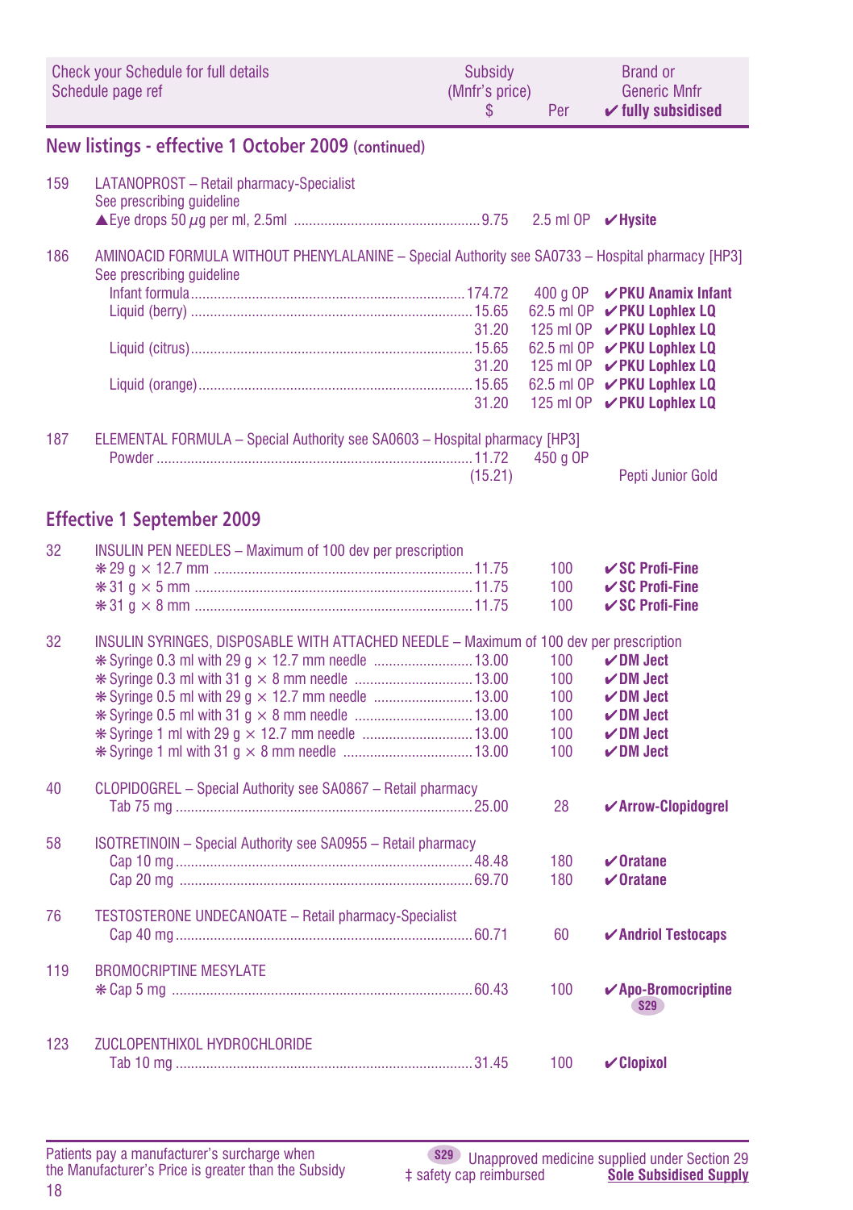| Check your Schedule for full details Schedule page ref | | Subsidy (Mnfr's price) $ | Per | Brand or Generic Mnfr ✔ fully subsidised |
|---|---|---|---|---|

## New listings - effective 1 October 2009 (continued)

| | | | | |
|---|---|---|---|---|
| 159 | LATANOPROST – Retail pharmacy-Specialist<br>See prescribing guideline | | | |
| | ▲Eye drops 50 µg per ml, 2.5ml | 9.75 | 2.5 ml OP | ✔**Hysite** |
| 186 | AMINOACID FORMULA WITHOUT PHENYLALANINE – Special Authority see SA0733 – Hospital pharmacy [HP3]<br>See prescribing guideline | | | |
| | Infant formula | 174.72 | 400 g OP | ✔**PKU Anamix Infant** |
| | Liquid (berry) | 15.65 | 62.5 ml OP | ✔**PKU Lophlex LQ** |
| | | 31.20 | 125 ml OP | ✔**PKU Lophlex LQ** |
| | Liquid (citrus) | 15.65 | 62.5 ml OP | ✔**PKU Lophlex LQ** |
| | | 31.20 | 125 ml OP | ✔**PKU Lophlex LQ** |
| | Liquid (orange) | 15.65 | 62.5 ml OP | ✔**PKU Lophlex LQ** |
| | | 31.20 | 125 ml OP | ✔**PKU Lophlex LQ** |
| 187 | ELEMENTAL FORMULA – Special Authority see SA0603 – Hospital pharmacy [HP3] | | | |
| | Powder | 11.72<br>(15.21) | 450 g OP | Pepti Junior Gold |

## Effective 1 September 2009

| | | | | |
|---|---|---|---|---|
| 32 | INSULIN PEN NEEDLES – Maximum of 100 dev per prescription | | | |
| | ✻29 g × 12.7 mm | 11.75 | 100 | ✔**SC Profi-Fine** |
| | ✻31 g × 5 mm | 11.75 | 100 | ✔**SC Profi-Fine** |
| | ✻31 g × 8 mm | 11.75 | 100 | ✔**SC Profi-Fine** |
| 32 | INSULIN SYRINGES, DISPOSABLE WITH ATTACHED NEEDLE – Maximum of 100 dev per prescription | | | |
| | ✻Syringe 0.3 ml with 29 g × 12.7 mm needle | 13.00 | 100 | ✔**DM Ject** |
| | ✻Syringe 0.3 ml with 31 g × 8 mm needle | 13.00 | 100 | ✔**DM Ject** |
| | ✻Syringe 0.5 ml with 29 g × 12.7 mm needle | 13.00 | 100 | ✔**DM Ject** |
| | ✻Syringe 0.5 ml with 31 g × 8 mm needle | 13.00 | 100 | ✔**DM Ject** |
| | ✻Syringe 1 ml with 29 g × 12.7 mm needle | 13.00 | 100 | ✔**DM Ject** |
| | ✻Syringe 1 ml with 31 g × 8 mm needle | 13.00 | 100 | ✔**DM Ject** |
| 40 | CLOPIDOGREL – Special Authority see SA0867 – Retail pharmacy | | | |
| | Tab 75 mg | 25.00 | 28 | ✔**Arrow-Clopidogrel** |
| 58 | ISOTRETINOIN – Special Authority see SA0955 – Retail pharmacy | | | |
| | Cap 10 mg | 48.48 | 180 | ✔**Oratane** |
| | Cap 20 mg | 69.70 | 180 | ✔**Oratane** |
| 76 | TESTOSTERONE UNDECANOATE – Retail pharmacy-Specialist | | | |
| | Cap 40 mg | 60.71 | 60 | ✔**Andriol Testocaps** |
| 119 | BROMOCRIPTINE MESYLATE | | | |
| | ✻Cap 5 mg | 60.43 | 100 | ✔**Apo-Bromocriptine** S29 |
| 123 | ZUCLOPENTHIXOL HYDROCHLORIDE | | | |
| | Tab 10 mg | 31.45 | 100 | ✔**Clopixol** |

Patients pay a manufacturer's surcharge when the Manufacturer's Price is greater than the Subsidy

S29 Unapproved medicine supplied under Section 29

‡ safety cap reimbursed

**Sole Subsidised Supply**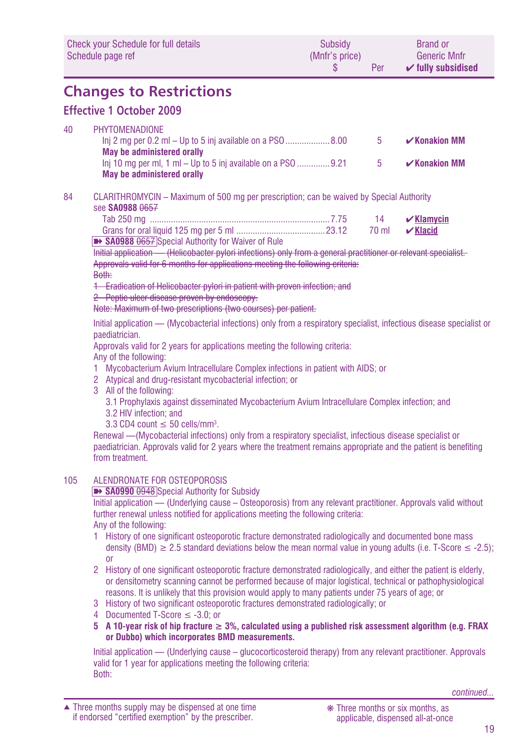| Check your Schedule for full details Schedule page ref | Subsidy (Mnfr's price) $ | Per | Brand or Generic Mnfr ✔ fully subsidised |
|---|---|---|---|

## Changes to Restrictions

### Effective 1 October 2009

40 PHYTOMENADIONE

| | | | |
|---|---|---|---|
| Inj 2 mg per 0.2 ml – Up to 5 inj available on a PSO **May be administered orally** | 8.00 | 5 | ✔**Konakion MM** |
| Inj 10 mg per ml, 1 ml – Up to 5 inj available on a PSO **May be administered orally** | 9.21 | 5 | ✔**Konakion MM** |

84 CLARITHROMYCIN – Maximum of 500 mg per prescription; can be waived by Special Authority see **SA0988** ~~0657~~

| | | | |
|---|---|---|---|
| Tab 250 mg | 7.75 | 14 | ✔**Klamycin** |
| Grans for oral liquid 125 mg per 5 ml | 23.12 | 70 ml | ✔**Klacid** |

➽ **SA0988** ~~0657~~ Special Authority for Waiver of Rule

~~Initial application — (Helicobacter pylori infections) only from a general practitioner or relevant specialist. Approvals valid for 6 months for applications meeting the following criteria:~~
~~Both:~~
~~1 Eradication of Helicobacter pylori in patient with proven infection; and~~
~~2 Peptic ulcer disease proven by endoscopy.~~
~~Note: Maximum of two prescriptions (two courses) per patient.~~

Initial application — (Mycobacterial infections) only from a respiratory specialist, infectious disease specialist or paediatrician.
Approvals valid for 2 years for applications meeting the following criteria:
Any of the following:

1. Mycobacterium Avium Intracellulare Complex infections in patient with AIDS; or
2. Atypical and drug-resistant mycobacterial infection; or
3. All of the following:
   - 3.1 Prophylaxis against disseminated Mycobacterium Avium Intracellulare Complex infection; and
   - 3.2 HIV infection; and
   - 3.3 CD4 count $\leq$ 50 cells/mm$^3$.

Renewal —(Mycobacterial infections) only from a respiratory specialist, infectious disease specialist or paediatrician. Approvals valid for 2 years where the treatment remains appropriate and the patient is benefiting from treatment.

105 ALENDRONATE FOR OSTEOPOROSIS

➽ **SA0990** ~~0948~~ Special Authority for Subsidy

Initial application — (Underlying cause – Osteoporosis) from any relevant practitioner. Approvals valid without further renewal unless notified for applications meeting the following criteria:
Any of the following:

1. History of one significant osteoporotic fracture demonstrated radiologically and documented bone mass density (BMD) $\geq$ 2.5 standard deviations below the mean normal value in young adults (i.e. T-Score $\leq$ -2.5); or
2. History of one significant osteoporotic fracture demonstrated radiologically, and either the patient is elderly, or densitometry scanning cannot be performed because of major logistical, technical or pathophysiological reasons. It is unlikely that this provision would apply to many patients under 75 years of age; or
3. History of two significant osteoporotic fractures demonstrated radiologically; or
4. Documented T-Score $\leq$ -3.0; or
5. **A 10-year risk of hip fracture $\geq$ 3%, calculated using a published risk assessment algorithm (e.g. FRAX or Dubbo) which incorporates BMD measurements.**

Initial application — (Underlying cause – glucocorticosteroid therapy) from any relevant practitioner. Approvals valid for 1 year for applications meeting the following criteria:
Both:

*continued...*

▲ Three months supply may be dispensed at one time if endorsed "certified exemption" by the prescriber.

❋ Three months or six months, as applicable, dispensed all-at-once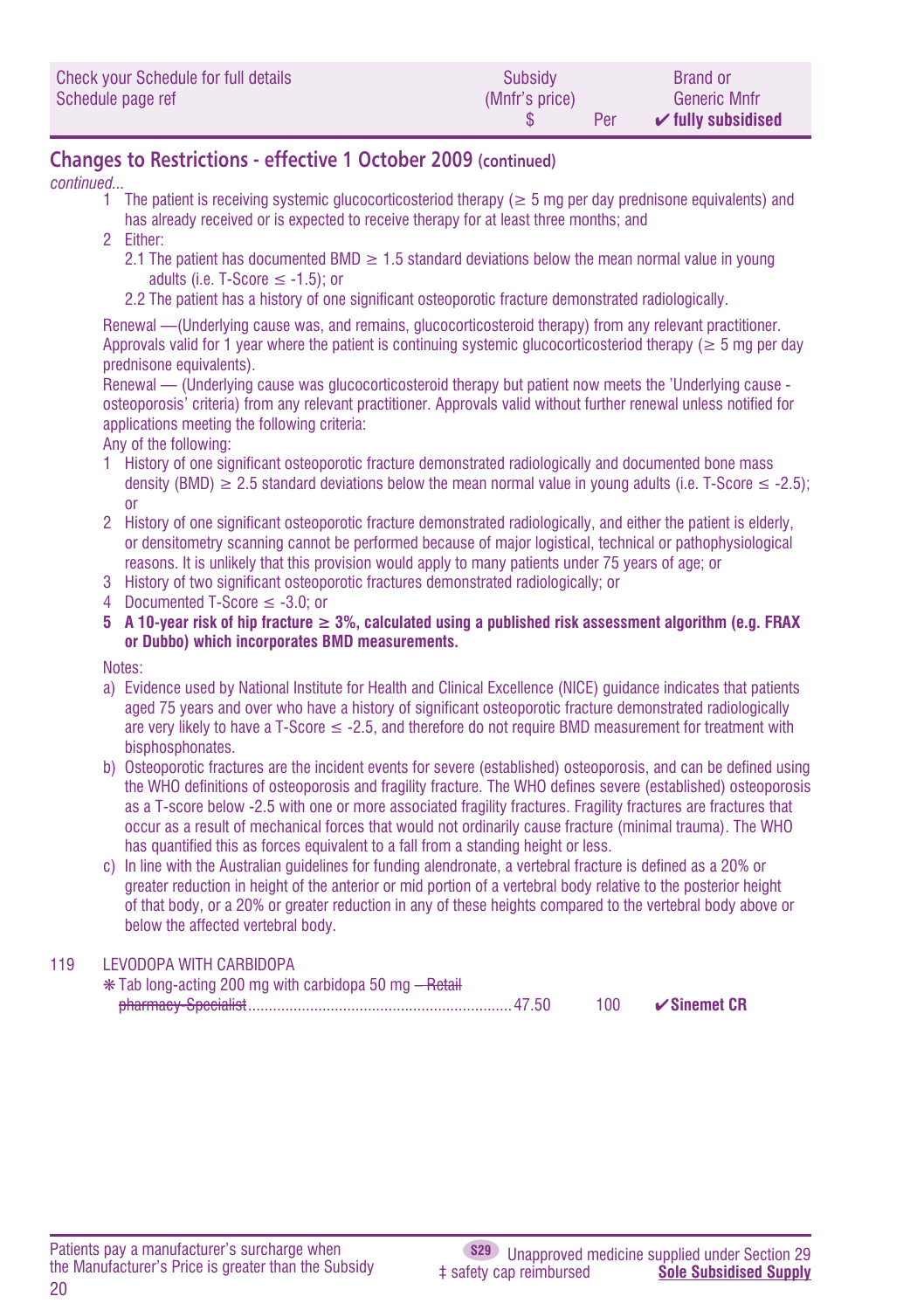| Check your Schedule for full details<br>Schedule page ref | Subsidy<br>(Mnfr's price)<br>$ | Per | Brand or<br>Generic Mnfr<br>✔ fully subsidised |
|---|---|---|---|

## Changes to Restrictions - effective 1 October 2009 (continued)

*continued...*

1. The patient is receiving systemic glucocorticosteriod therapy (≥ 5 mg per day prednisone equivalents) and has already received or is expected to receive therapy for at least three months; and
2. Either:
   - 2.1 The patient has documented BMD ≥ 1.5 standard deviations below the mean normal value in young adults (i.e. T-Score ≤ -1.5); or
   - 2.2 The patient has a history of one significant osteoporotic fracture demonstrated radiologically.

Renewal —(Underlying cause was, and remains, glucocorticosteroid therapy) from any relevant practitioner. Approvals valid for 1 year where the patient is continuing systemic glucocorticosteriod therapy (≥ 5 mg per day prednisone equivalents).

Renewal — (Underlying cause was glucocorticosteroid therapy but patient now meets the 'Underlying cause - osteoporosis' criteria) from any relevant practitioner. Approvals valid without further renewal unless notified for applications meeting the following criteria:

Any of the following:

1. History of one significant osteoporotic fracture demonstrated radiologically and documented bone mass density (BMD) ≥ 2.5 standard deviations below the mean normal value in young adults (i.e. T-Score ≤ -2.5); or
2. History of one significant osteoporotic fracture demonstrated radiologically, and either the patient is elderly, or densitometry scanning cannot be performed because of major logistical, technical or pathophysiological reasons. It is unlikely that this provision would apply to many patients under 75 years of age; or
3. History of two significant osteoporotic fractures demonstrated radiologically; or
4. Documented T-Score ≤ -3.0; or
5. **A 10-year risk of hip fracture ≥ 3%, calculated using a published risk assessment algorithm (e.g. FRAX or Dubbo) which incorporates BMD measurements.**

Notes:

a) Evidence used by National Institute for Health and Clinical Excellence (NICE) guidance indicates that patients aged 75 years and over who have a history of significant osteoporotic fracture demonstrated radiologically are very likely to have a T-Score ≤ -2.5, and therefore do not require BMD measurement for treatment with bisphosphonates.

b) Osteoporotic fractures are the incident events for severe (established) osteoporosis, and can be defined using the WHO definitions of osteoporosis and fragility fracture. The WHO defines severe (established) osteoporosis as a T-score below -2.5 with one or more associated fragility fractures. Fragility fractures are fractures that occur as a result of mechanical forces that would not ordinarily cause fracture (minimal trauma). The WHO has quantified this as forces equivalent to a fall from a standing height or less.

c) In line with the Australian guidelines for funding alendronate, a vertebral fracture is defined as a 20% or greater reduction in height of the anterior or mid portion of a vertebral body relative to the posterior height of that body, or a 20% or greater reduction in any of these heights compared to the vertebral body above or below the affected vertebral body.

119 LEVODOPA WITH CARBIDOPA

| | Subsidy $ | Per | Brand |
|---|---|---|---|
| ❋ Tab long-acting 200 mg with carbidopa 50 mg ~~– Retail pharmacy-Specialist~~ | 47.50 | 100 | ✔ **Sinemet CR** |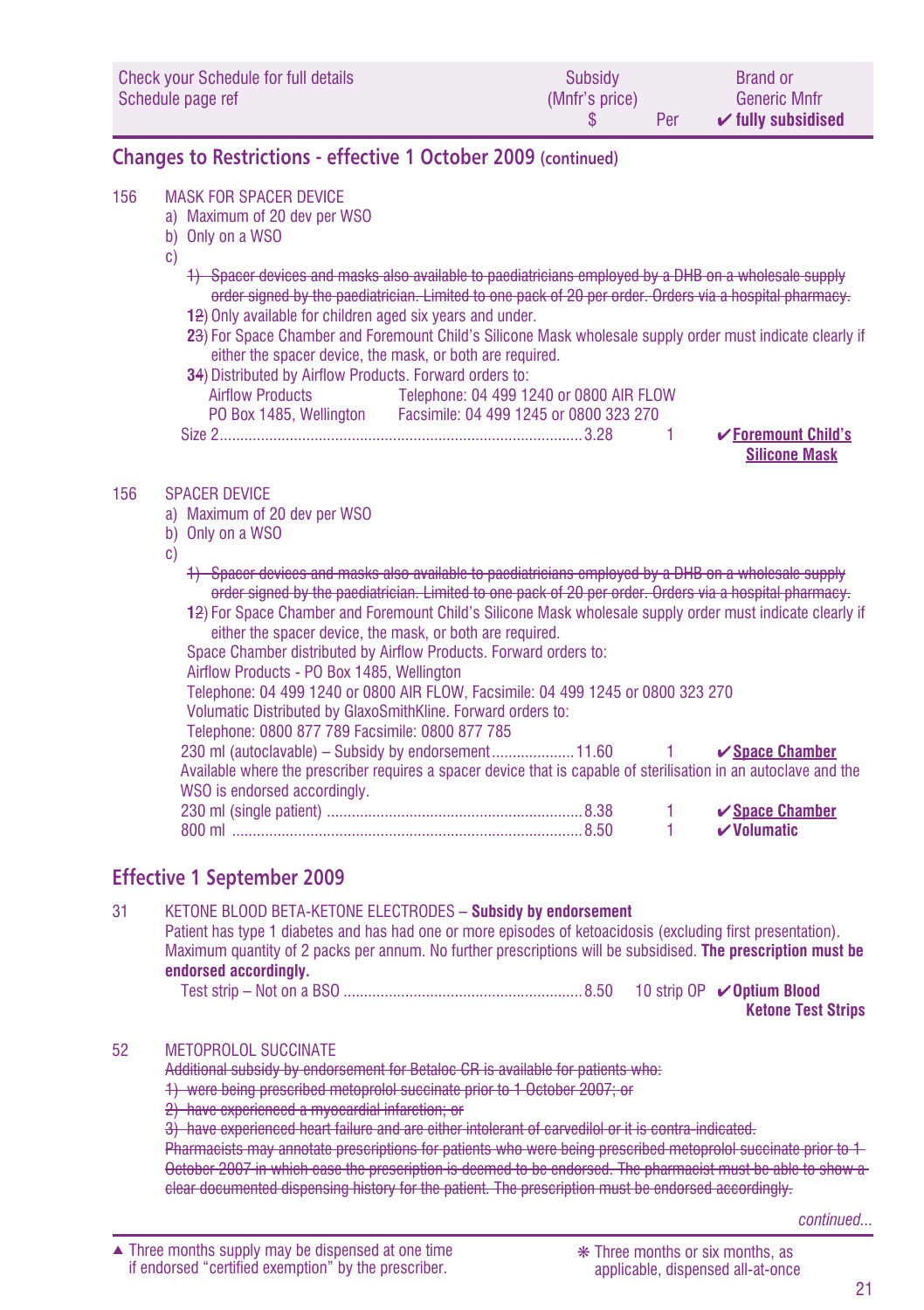| Check your Schedule for full details Schedule page ref | Subsidy (Mnfr's price) $ | Per | Brand or Generic Mnfr ✔ fully subsidised |
|---|---|---|---|

## Changes to Restrictions - effective 1 October 2009 (continued)

156 MASK FOR SPACER DEVICE

a) Maximum of 20 dev per WSO
b) Only on a WSO
c)
~~1) Spacer devices and masks also available to paediatricians employed by a DHB on a wholesale supply order signed by the paediatrician. Limited to one pack of 20 per order. Orders via a hospital pharmacy.~~
1~~2~~) Only available for children aged six years and under.
2~~3~~) For Space Chamber and Foremount Child's Silicone Mask wholesale supply order must indicate clearly if either the spacer device, the mask, or both are required.
3~~4~~) Distributed by Airflow Products. Forward orders to:
Airflow Products — Telephone: 04 499 1240 or 0800 AIR FLOW
PO Box 1485, Wellington — Facsimile: 04 499 1245 or 0800 323 270

| | | | |
|---|---|---|---|
| Size 2 | 3.28 | 1 | ✔ Foremount Child's Silicone Mask |

156 SPACER DEVICE

a) Maximum of 20 dev per WSO
b) Only on a WSO
c)
~~1) Spacer devices and masks also available to paediatricians employed by a DHB on a wholesale supply order signed by the paediatrician. Limited to one pack of 20 per order. Orders via a hospital pharmacy.~~
1~~2~~) For Space Chamber and Foremount Child's Silicone Mask wholesale supply order must indicate clearly if either the spacer device, the mask, or both are required.
Space Chamber distributed by Airflow Products. Forward orders to:
Airflow Products - PO Box 1485, Wellington
Telephone: 04 499 1240 or 0800 AIR FLOW, Facsimile: 04 499 1245 or 0800 323 270
Volumatic Distributed by GlaxoSmithKline. Forward orders to:
Telephone: 0800 877 789 Facsimile: 0800 877 785

| | | | |
|---|---|---|---|
| 230 ml (autoclavable) – Subsidy by endorsement | 11.60 | 1 | ✔ Space Chamber |

Available where the prescriber requires a spacer device that is capable of sterilisation in an autoclave and the WSO is endorsed accordingly.

| | | | |
|---|---|---|---|
| 230 ml (single patient) | 8.38 | 1 | ✔ Space Chamber |
| 800 ml | 8.50 | 1 | ✔ Volumatic |

## Effective 1 September 2009

31 KETONE BLOOD BETA-KETONE ELECTRODES – **Subsidy by endorsement**

Patient has type 1 diabetes and has had one or more episodes of ketoacidosis (excluding first presentation). Maximum quantity of 2 packs per annum. No further prescriptions will be subsidised. **The prescription must be endorsed accordingly.**

| | | | |
|---|---|---|---|
| Test strip – Not on a BSO | 8.50 | 10 strip OP | ✔ Optium Blood Ketone Test Strips |

52 METOPROLOL SUCCINATE

~~Additional subsidy by endorsement for Betaloc CR is available for patients who:~~
~~1) were being prescribed metoprolol succinate prior to 1 October 2007; or~~
~~2) have experienced a myocardial infarction; or~~
~~3) have experienced heart failure and are either intolerant of carvedilol or it is contra-indicated.~~
~~Pharmacists may annotate prescriptions for patients who were being prescribed metoprolol succinate prior to 1 October 2007 in which case the prescription is deemed to be endorsed. The pharmacist must be able to show a clear documented dispensing history for the patient. The prescription must be endorsed accordingly.~~

*continued...*

▲ Three months supply may be dispensed at one time if endorsed "certified exemption" by the prescriber.

❋ Three months or six months, as applicable, dispensed all-at-once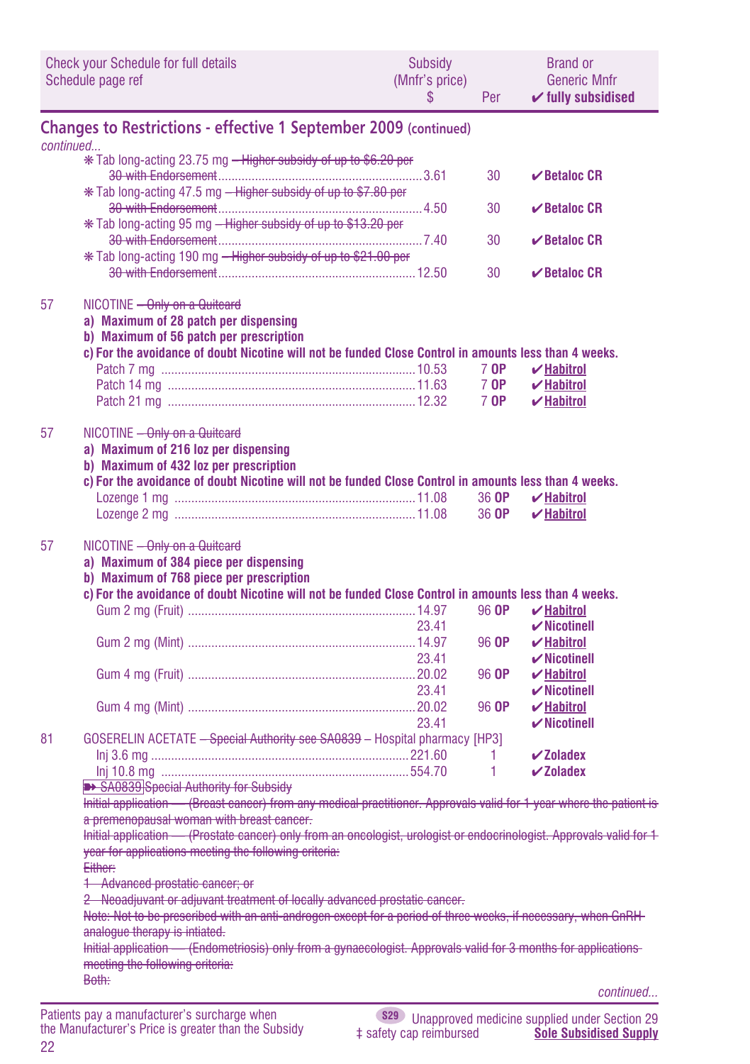| Check your Schedule for full details Schedule page ref | Subsidy (Mnfr's price) $ | Per | Brand or Generic Mnfr ✔ fully subsidised |
|---|---|---|---|

## Changes to Restrictions - effective 1 September 2009 (continued)

*continued...*

| | | | |
|---|---|---|---|
| ✻ Tab long-acting 23.75 mg ~~– Higher subsidy of up to $6.20 per 30 with Endorsement~~ | 3.61 | 30 | ✔ **Betaloc CR** |
| ✻ Tab long-acting 47.5 mg ~~– Higher subsidy of up to $7.80 per 30 with Endorsement~~ | 4.50 | 30 | ✔ **Betaloc CR** |
| ✻ Tab long-acting 95 mg ~~– Higher subsidy of up to $13.20 per 30 with Endorsement~~ | 7.40 | 30 | ✔ **Betaloc CR** |
| ✻ Tab long-acting 190 mg ~~– Higher subsidy of up to $21.00 per 30 with Endorsement~~ | 12.50 | 30 | ✔ **Betaloc CR** |

57 NICOTINE ~~– Only on a Quitcard~~

**a) Maximum of 28 patch per dispensing**

**b) Maximum of 56 patch per prescription**

**c) For the avoidance of doubt Nicotine will not be funded Close Control in amounts less than 4 weeks.**

| | | | |
|---|---|---|---|
| Patch 7 mg | 10.53 | 7 **OP** | ✔ **Habitrol** |
| Patch 14 mg | 11.63 | 7 **OP** | ✔ **Habitrol** |
| Patch 21 mg | 12.32 | 7 **OP** | ✔ **Habitrol** |

57 NICOTINE ~~– Only on a Quitcard~~

**a) Maximum of 216 loz per dispensing**

**b) Maximum of 432 loz per prescription**

**c) For the avoidance of doubt Nicotine will not be funded Close Control in amounts less than 4 weeks.**

| | | | |
|---|---|---|---|
| Lozenge 1 mg | 11.08 | 36 **OP** | ✔ **Habitrol** |
| Lozenge 2 mg | 11.08 | 36 **OP** | ✔ **Habitrol** |

57 NICOTINE ~~– Only on a Quitcard~~

**a) Maximum of 384 piece per dispensing**

**b) Maximum of 768 piece per prescription**

**c) For the avoidance of doubt Nicotine will not be funded Close Control in amounts less than 4 weeks.**

| | | | |
|---|---|---|---|
| Gum 2 mg (Fruit) | 14.97 | 96 **OP** | ✔ **Habitrol** |
| | 23.41 | | ✔ **Nicotinell** |
| Gum 2 mg (Mint) | 14.97 | 96 **OP** | ✔ **Habitrol** |
| | 23.41 | | ✔ **Nicotinell** |
| Gum 4 mg (Fruit) | 20.02 | 96 **OP** | ✔ **Habitrol** |
| | 23.41 | | ✔ **Nicotinell** |
| Gum 4 mg (Mint) | 20.02 | 96 **OP** | ✔ **Habitrol** |
| | 23.41 | | ✔ **Nicotinell** |

81 GOSERELIN ACETATE ~~– Special Authority see SA0839~~ – Hospital pharmacy [HP3]

| | | | |
|---|---|---|---|
| Inj 3.6 mg | 221.60 | 1 | ✔ **Zoladex** |
| Inj 10.8 mg | 554.70 | 1 | ✔ **Zoladex** |

~~➽ SA0839 Special Authority for Subsidy~~

~~Initial application — (Breast cancer) from any medical practitioner. Approvals valid for 1 year where the patient is a premenopausal woman with breast cancer.~~

~~Initial application — (Prostate cancer) only from an oncologist, urologist or endocrinologist. Approvals valid for 1 year for applications meeting the following criteria:~~

~~Either:~~

~~1 Advanced prostatic cancer; or~~

~~2 Neoadjuvant or adjuvant treatment of locally advanced prostatic cancer.~~

~~Note: Not to be prescribed with an anti-androgen except for a period of three weeks, if necessary, when GnRH analogue therapy is intiated.~~

~~Initial application — (Endometriosis) only from a gynaecologist. Approvals valid for 3 months for applications meeting the following criteria:~~

~~Both:~~

*continued...*

Patients pay a manufacturer's surcharge when the Manufacturer's Price is greater than the Subsidy

S29 Unapproved medicine supplied under Section 29

‡ safety cap reimbursed

**Sole Subsidised Supply**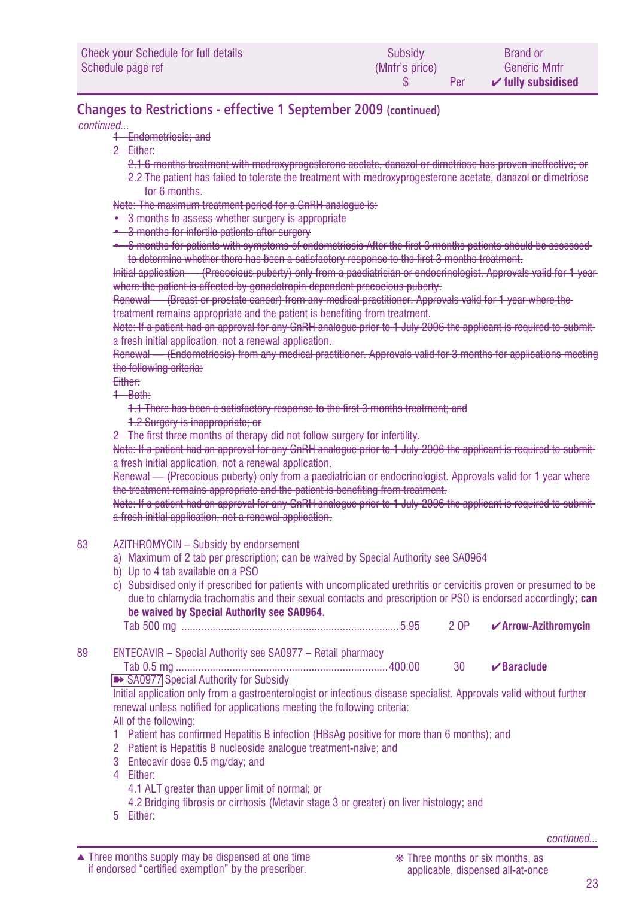| Check your Schedule for full details Schedule page ref | Subsidy (Mnfr's price) $ | Per | Brand or Generic Mnfr ✔ fully subsidised |
|---|---|---|---|

## Changes to Restrictions - effective 1 September 2009 (continued)

*continued...*

~~1 Endometriosis; and~~

~~2 Either:~~

~~2.1 6 months treatment with medroxyprogesterone acetate, danazol or dimetriose has proven ineffective; or~~

~~2.2 The patient has failed to tolerate the treatment with medroxyprogesterone acetate, danazol or dimetriose for 6 months.~~

~~Note: The maximum treatment period for a GnRH analogue is:~~

- ~~3 months to assess whether surgery is appropriate~~
- ~~3 months for infertile patients after surgery~~
- ~~6 months for patients with symptoms of endometriosis After the first 3 months patients should be assessed to determine whether there has been a satisfactory response to the first 3 months treatment.~~

~~Initial application — (Precocious puberty) only from a paediatrician or endocrinologist. Approvals valid for 1 year where the patient is affected by gonadotropin dependent precocious puberty.~~

~~Renewal — (Breast or prostate cancer) from any medical practitioner. Approvals valid for 1 year where the treatment remains appropriate and the patient is benefiting from treatment.~~

~~Note: If a patient had an approval for any GnRH analogue prior to 1 July 2006 the applicant is required to submit a fresh initial application, not a renewal application.~~

~~Renewal — (Endometriosis) from any medical practitioner. Approvals valid for 3 months for applications meeting the following criteria:~~

~~Either:~~

~~1 Both:~~

~~1.1 There has been a satisfactory response to the first 3 months treatment; and~~

~~1.2 Surgery is inappropriate; or~~

~~2 The first three months of therapy did not follow surgery for infertility.~~

~~Note: If a patient had an approval for any GnRH analogue prior to 1 July 2006 the applicant is required to submit a fresh initial application, not a renewal application.~~

~~Renewal — (Precocious puberty) only from a paediatrician or endocrinologist. Approvals valid for 1 year where the treatment remains appropriate and the patient is benefiting from treatment.~~

~~Note: If a patient had an approval for any GnRH analogue prior to 1 July 2006 the applicant is required to submit a fresh initial application, not a renewal application.~~

83 AZITHROMYCIN – Subsidy by endorsement

a) Maximum of 2 tab per prescription; can be waived by Special Authority see SA0964

b) Up to 4 tab available on a PSO

c) Subsidised only if prescribed for patients with uncomplicated urethritis or cervicitis proven or presumed to be due to chlamydia trachomatis and their sexual contacts and prescription or PSO is endorsed accordingly**; can be waived by Special Authority see SA0964.**

| | Subsidy | Per | Brand |
|---|---|---|---|
| Tab 500 mg | 5.95 | 2 OP | ✔Arrow-Azithromycin |

89 ENTECAVIR – Special Authority see SA0977 – Retail pharmacy

| | Subsidy | Per | Brand |
|---|---|---|---|
| Tab 0.5 mg | 400.00 | 30 | ✔Baraclude |

➡ SA0977 Special Authority for Subsidy

Initial application only from a gastroenterologist or infectious disease specialist. Approvals valid without further renewal unless notified for applications meeting the following criteria:

All of the following:

1 Patient has confirmed Hepatitis B infection (HBsAg positive for more than 6 months); and

2 Patient is Hepatitis B nucleoside analogue treatment-naive; and

3 Entecavir dose 0.5 mg/day; and

4 Either:

4.1 ALT greater than upper limit of normal; or

4.2 Bridging fibrosis or cirrhosis (Metavir stage 3 or greater) on liver histology; and

5 Either:

*continued...*

▲ Three months supply may be dispensed at one time if endorsed "certified exemption" by the prescriber.

❋ Three months or six months, as applicable, dispensed all-at-once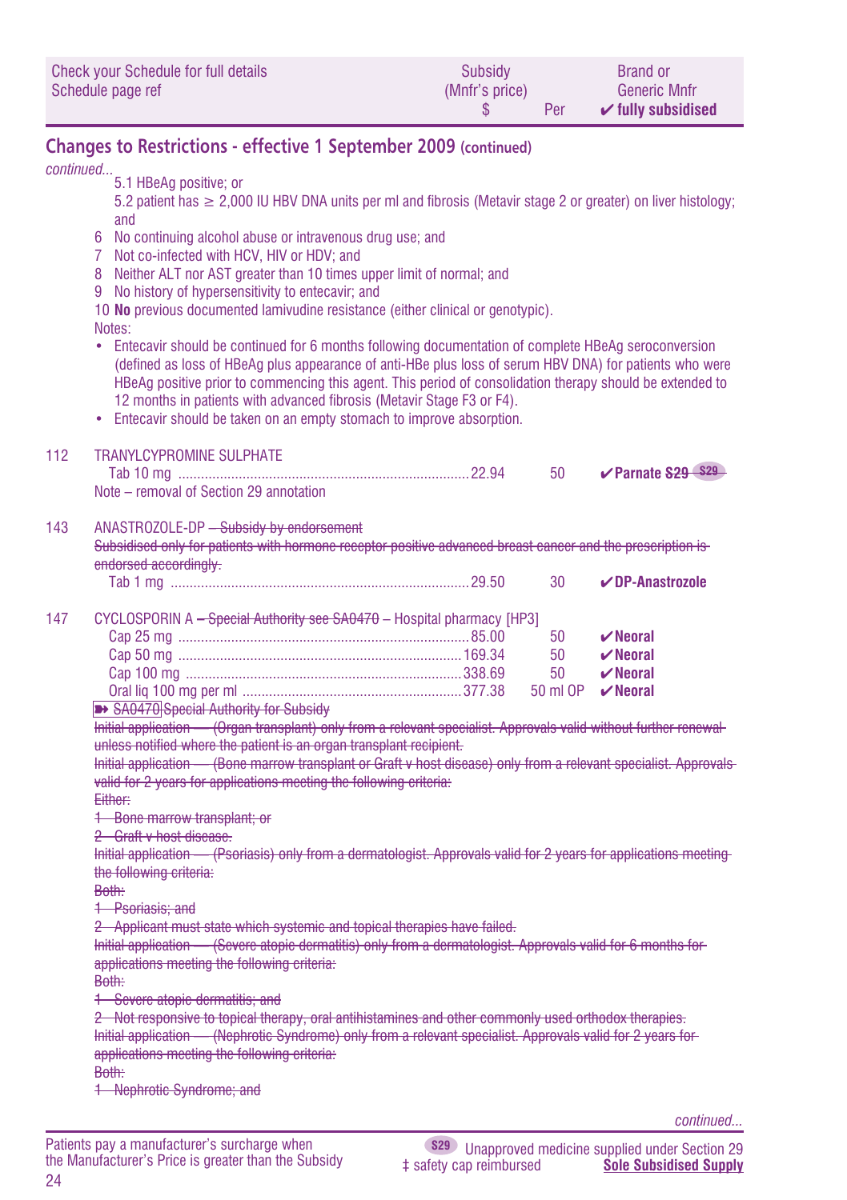| Check your Schedule for full details Schedule page ref | Subsidy (Mnfr's price) $ | Per | Brand or Generic Mnfr ✔ fully subsidised |
|---|---|---|---|

## Changes to Restrictions - effective 1 September 2009 (continued)

*continued...*

5.1 HBeAg positive; or

5.2 patient has ≥ 2,000 IU HBV DNA units per ml and fibrosis (Metavir stage 2 or greater) on liver histology; and

6 No continuing alcohol abuse or intravenous drug use; and

7 Not co-infected with HCV, HIV or HDV; and

8 Neither ALT nor AST greater than 10 times upper limit of normal; and

9 No history of hypersensitivity to entecavir; and

10 **No** previous documented lamivudine resistance (either clinical or genotypic).

Notes:

- Entecavir should be continued for 6 months following documentation of complete HBeAg seroconversion (defined as loss of HBeAg plus appearance of anti-HBe plus loss of serum HBV DNA) for patients who were HBeAg positive prior to commencing this agent. This period of consolidation therapy should be extended to 12 months in patients with advanced fibrosis (Metavir Stage F3 or F4).
- Entecavir should be taken on an empty stomach to improve absorption.

112 TRANYLCYPROMINE SULPHATE

| | Subsidy | Per | Brand |
|---|---|---|---|
| Tab 10 mg | 22.94 | 50 | ✔Parnate ~~S29~~ ~~S29~~ |

Note – removal of Section 29 annotation

143 ANASTROZOLE-DP ~~– Subsidy by endorsement~~

~~Subsidised only for patients with hormone receptor positive advanced breast cancer and the prescription is endorsed accordingly.~~

| | Subsidy | Per | Brand |
|---|---|---|---|
| Tab 1 mg | 29.50 | 30 | ✔DP-Anastrozole |

147 CYCLOSPORIN A ~~– Special Authority see SA0470~~ – Hospital pharmacy [HP3]

| | Subsidy | Per | Brand |
|---|---|---|---|
| Cap 25 mg | 85.00 | 50 | ✔Neoral |
| Cap 50 mg | 169.34 | 50 | ✔Neoral |
| Cap 100 mg | 338.69 | 50 | ✔Neoral |
| Oral liq 100 mg per ml | 377.38 | 50 ml OP | ✔Neoral |

~~➡ SA0470 Special Authority for Subsidy~~

~~Initial application — (Organ transplant) only from a relevant specialist. Approvals valid without further renewal unless notified where the patient is an organ transplant recipient.~~

~~Initial application — (Bone marrow transplant or Graft v host disease) only from a relevant specialist. Approvals valid for 2 years for applications meeting the following criteria:~~

~~Either:~~

~~1 Bone marrow transplant; or~~

~~2 Graft v host disease.~~

~~Initial application — (Psoriasis) only from a dermatologist. Approvals valid for 2 years for applications meeting the following criteria:~~

~~Both:~~

~~1 Psoriasis; and~~

~~2 Applicant must state which systemic and topical therapies have failed.~~

~~Initial application — (Severe atopic dermatitis) only from a dermatologist. Approvals valid for 6 months for applications meeting the following criteria:~~

~~Both:~~

~~1 Severe atopic dermatitis; and~~

~~2 Not responsive to topical therapy, oral antihistamines and other commonly used orthodox therapies.~~

~~Initial application — (Nephrotic Syndrome) only from a relevant specialist. Approvals valid for 2 years for applications meeting the following criteria:~~

~~Both:~~

~~1 Nephrotic Syndrome; and~~

*continued...*

Patients pay a manufacturer's surcharge when the Manufacturer's Price is greater than the Subsidy

S29 Unapproved medicine supplied under Section 29
‡ safety cap reimbursed
Sole Subsidised Supply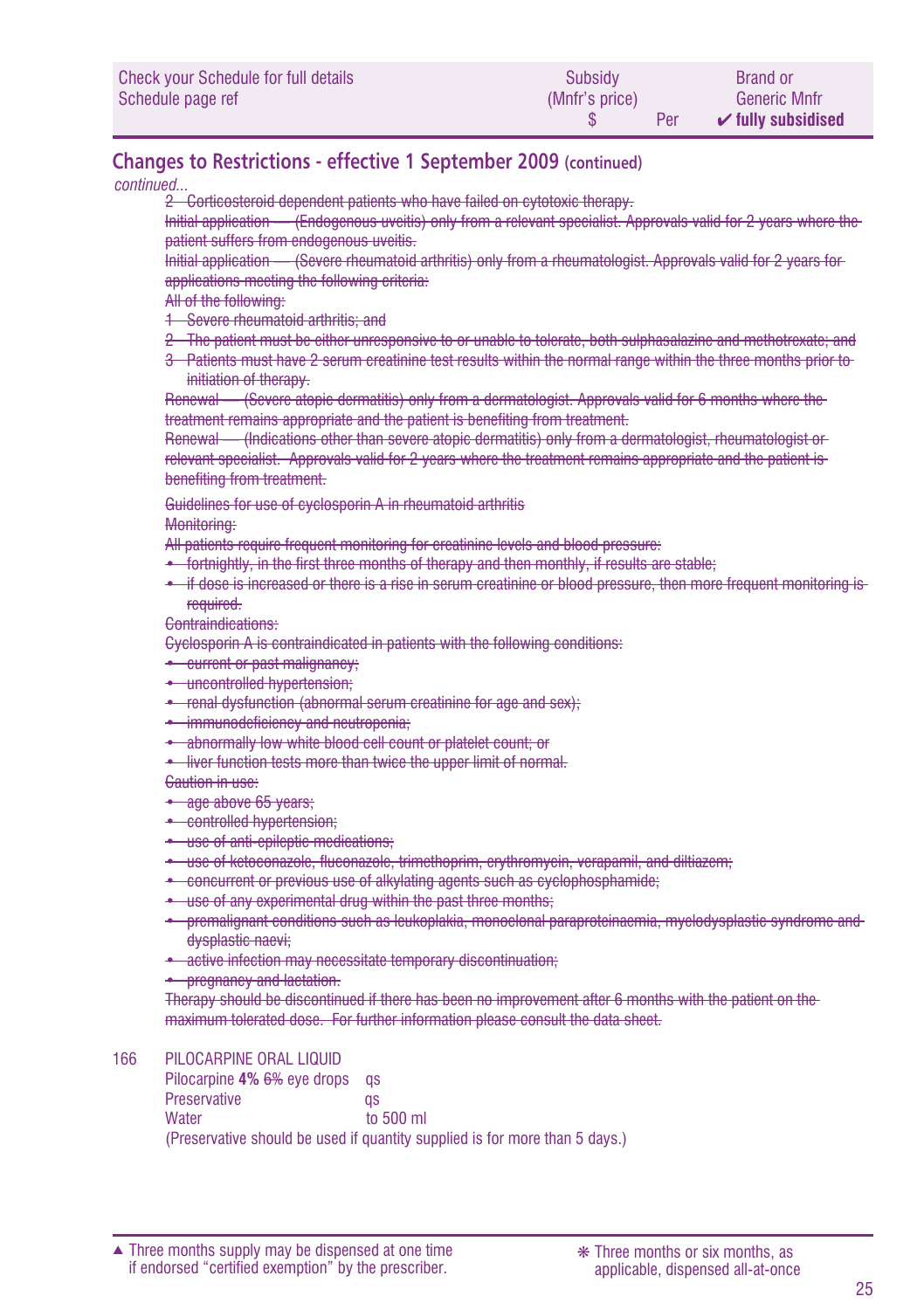## Changes to Restrictions - effective 1 September 2009 (continued)

*continued...*

~~2 Corticosteroid dependent patients who have failed on cytotoxic therapy.~~

~~Initial application — (Endogenous uveitis) only from a relevant specialist. Approvals valid for 2 years where the patient suffers from endogenous uveitis.~~

~~Initial application — (Severe rheumatoid arthritis) only from a rheumatologist. Approvals valid for 2 years for applications meeting the following criteria:~~

~~All of the following:~~

~~1 Severe rheumatoid arthritis; and~~

~~2 The patient must be either unresponsive to or unable to tolerate, both sulphasalazine and methotrexate; and~~

~~3 Patients must have 2 serum creatinine test results within the normal range within the three months prior to initiation of therapy.~~

~~Renewal — (Severe atopic dermatitis) only from a dermatologist. Approvals valid for 6 months where the treatment remains appropriate and the patient is benefiting from treatment.~~

~~Renewal — (Indications other than severe atopic dermatitis) only from a dermatologist, rheumatologist or relevant specialist. Approvals valid for 2 years where the treatment remains appropriate and the patient is benefiting from treatment.~~

~~Guidelines for use of cyclosporin A in rheumatoid arthritis~~

~~Monitoring:~~

~~All patients require frequent monitoring for creatinine levels and blood pressure:~~

- ~~fortnightly, in the first three months of therapy and then monthly, if results are stable;~~
- ~~if dose is increased or there is a rise in serum creatinine or blood pressure, then more frequent monitoring is required.~~

~~Contraindications:~~

~~Cyclosporin A is contraindicated in patients with the following conditions:~~

- ~~current or past malignancy;~~
- ~~uncontrolled hypertension;~~
- ~~renal dysfunction (abnormal serum creatinine for age and sex);~~
- ~~immunodeficiency and neutropenia;~~
- ~~abnormally low white blood cell count or platelet count; or~~
- ~~liver function tests more than twice the upper limit of normal.~~

~~Caution in use:~~

- ~~age above 65 years;~~
- ~~controlled hypertension;~~
- ~~use of anti-epileptic medications;~~
- ~~use of ketoconazole, fluconazole, trimethoprim, erythromycin, verapamil, and diltiazem;~~
- ~~concurrent or previous use of alkylating agents such as cyclophosphamide;~~
- ~~use of any experimental drug within the past three months;~~
- ~~premalignant conditions such as leukoplakia, monoclonal paraproteinaemia, myelodysplastic syndrome and dysplastic naevi;~~
- ~~active infection may necessitate temporary discontinuation;~~
- ~~pregnancy and lactation.~~

~~Therapy should be discontinued if there has been no improvement after 6 months with the patient on the maximum tolerated dose. For further information please consult the data sheet.~~

166 PILOCARPINE ORAL LIQUID

| | |
|---|---|
| Pilocarpine **4%** ~~6%~~ eye drops | qs |
| Preservative | qs |
| Water | to 500 ml |

(Preservative should be used if quantity supplied is for more than 5 days.)

▲ Three months supply may be dispensed at one time if endorsed "certified exemption" by the prescriber.

❋ Three months or six months, as applicable, dispensed all-at-once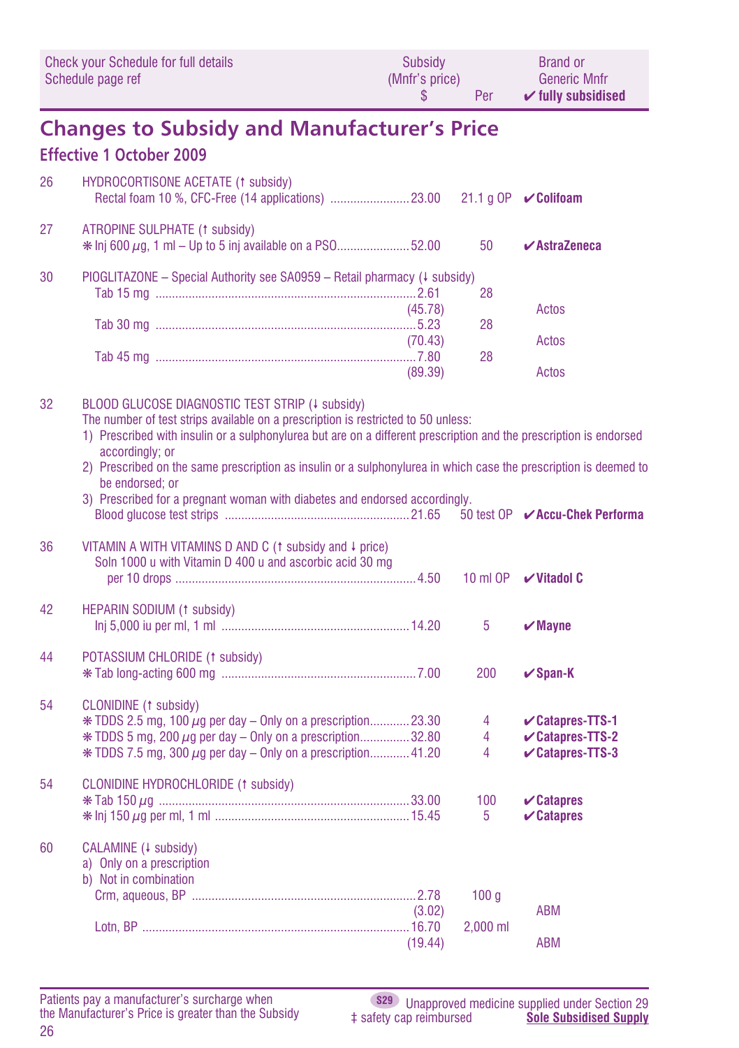| Check your Schedule for full details Schedule page ref | | Subsidy (Mnfr's price) $ | Per | Brand or Generic Mnfr ✔ fully subsidised |
|---|---|---|---|---|

## Changes to Subsidy and Manufacturer's Price

### Effective 1 October 2009

| | | | | |
|---|---|---|---|---|
| 26 | HYDROCORTISONE ACETATE (↑ subsidy) | | | |
| | Rectal foam 10 %, CFC-Free (14 applications) | 23.00 | 21.1 g OP | ✔**Colifoam** |
| 27 | ATROPINE SULPHATE (↑ subsidy) | | | |
| | ❋ Inj 600 $\mu$g, 1 ml – Up to 5 inj available on a PSO | 52.00 | 50 | ✔**AstraZeneca** |
| 30 | PIOGLITAZONE – Special Authority see SA0959 – Retail pharmacy (↓ subsidy) | | | |
| | Tab 15 mg | 2.61 (45.78) | 28 | Actos |
| | Tab 30 mg | 5.23 (70.43) | 28 | Actos |
| | Tab 45 mg | 7.80 (89.39) | 28 | Actos |
| 32 | BLOOD GLUCOSE DIAGNOSTIC TEST STRIP (↓ subsidy) The number of test strips available on a prescription is restricted to 50 unless: 1) Prescribed with insulin or a sulphonylurea but are on a different prescription and the prescription is endorsed accordingly; or 2) Prescribed on the same prescription as insulin or a sulphonylurea in which case the prescription is deemed to be endorsed; or 3) Prescribed for a pregnant woman with diabetes and endorsed accordingly. | | | |
| | Blood glucose test strips | 21.65 | 50 test OP | ✔**Accu-Chek Performa** |
| 36 | VITAMIN A WITH VITAMINS D AND C (↑ subsidy and ↓ price) | | | |
| | Soln 1000 u with Vitamin D 400 u and ascorbic acid 30 mg per 10 drops | 4.50 | 10 ml OP | ✔**Vitadol C** |
| 42 | HEPARIN SODIUM (↑ subsidy) | | | |
| | Inj 5,000 iu per ml, 1 ml | 14.20 | 5 | ✔**Mayne** |
| 44 | POTASSIUM CHLORIDE (↑ subsidy) | | | |
| | ❋ Tab long-acting 600 mg | 7.00 | 200 | ✔**Span-K** |
| 54 | CLONIDINE (↑ subsidy) | | | |
| | ❋ TDDS 2.5 mg, 100 $\mu$g per day – Only on a prescription | 23.30 | 4 | ✔**Catapres-TTS-1** |
| | ❋ TDDS 5 mg, 200 $\mu$g per day – Only on a prescription | 32.80 | 4 | ✔**Catapres-TTS-2** |
| | ❋ TDDS 7.5 mg, 300 $\mu$g per day – Only on a prescription | 41.20 | 4 | ✔**Catapres-TTS-3** |
| 54 | CLONIDINE HYDROCHLORIDE (↑ subsidy) | | | |
| | ❋ Tab 150 $\mu$g | 33.00 | 100 | ✔**Catapres** |
| | ❋ Inj 150 $\mu$g per ml, 1 ml | 15.45 | 5 | ✔**Catapres** |
| 60 | CALAMINE (↓ subsidy) a) Only on a prescription b) Not in combination | | | |
| | Crm, aqueous, BP | 2.78 (3.02) | 100 g | ABM |
| | Lotn, BP | 16.70 (19.44) | 2,000 ml | ABM |

Patients pay a manufacturer's surcharge when the Manufacturer's Price is greater than the Subsidy

S29 Unapproved medicine supplied under Section 29
‡ safety cap reimbursed
Sole Subsidised Supply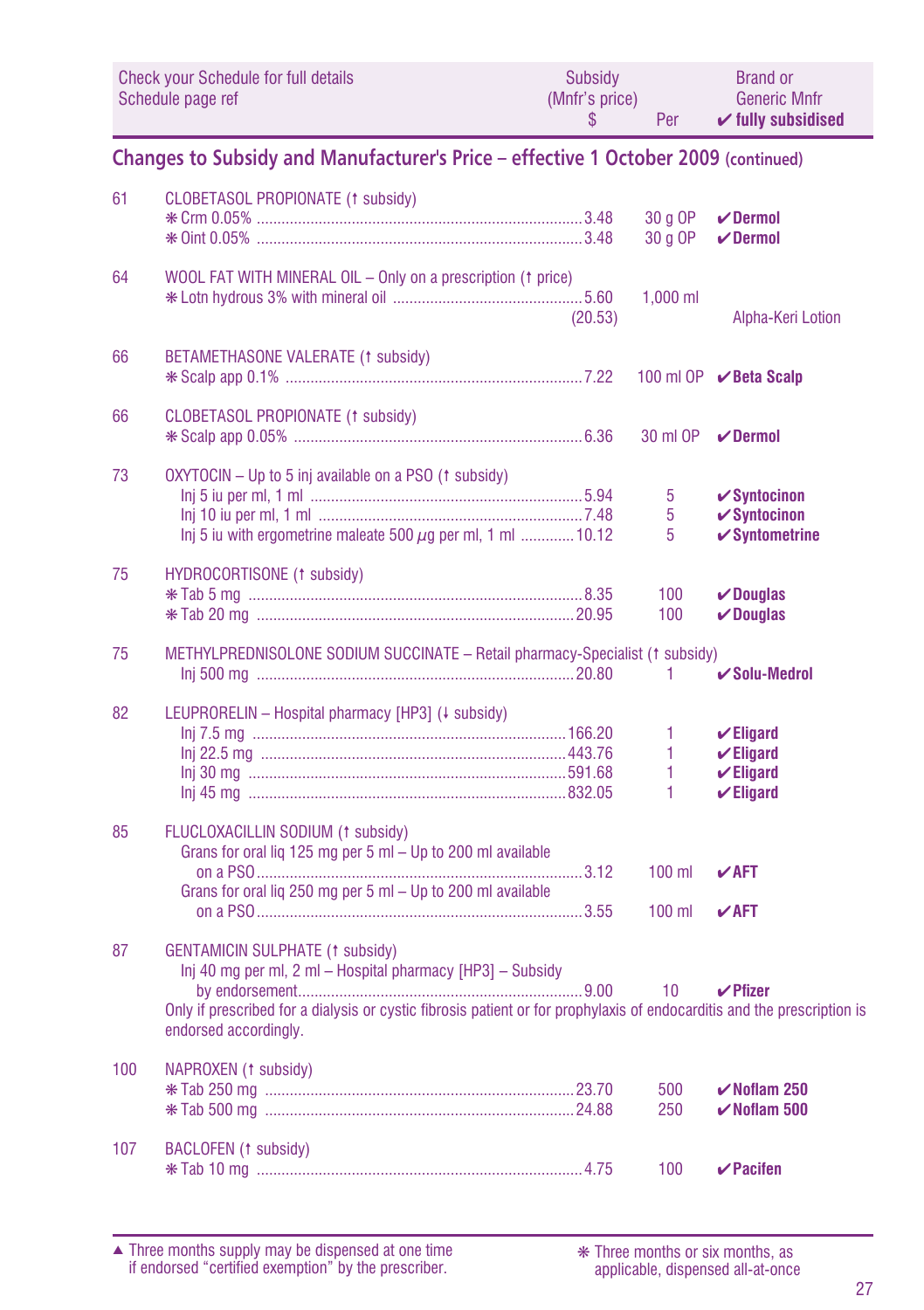| Check your Schedule for full details Schedule page ref | | Subsidy (Mnfr's price) $ | Per | Brand or Generic Mnfr ✔ fully subsidised |
|---|---|---|---|---|

## Changes to Subsidy and Manufacturer's Price – effective 1 October 2009 (continued)

| | | | | |
|---|---|---|---|---|
| 61 | CLOBETASOL PROPIONATE (↑ subsidy) | | | |
| | ❋ Crm 0.05% | 3.48 | 30 g OP | ✔ **Dermol** |
| | ❋ Oint 0.05% | 3.48 | 30 g OP | ✔ **Dermol** |
| 64 | WOOL FAT WITH MINERAL OIL – Only on a prescription (↑ price) | | | |
| | ❋ Lotn hydrous 3% with mineral oil | 5.60 (20.53) | 1,000 ml | Alpha-Keri Lotion |
| 66 | BETAMETHASONE VALERATE (↑ subsidy) | | | |
| | ❋ Scalp app 0.1% | 7.22 | 100 ml OP | ✔ **Beta Scalp** |
| 66 | CLOBETASOL PROPIONATE (↑ subsidy) | | | |
| | ❋ Scalp app 0.05% | 6.36 | 30 ml OP | ✔ **Dermol** |
| 73 | OXYTOCIN – Up to 5 inj available on a PSO (↑ subsidy) | | | |
| | Inj 5 iu per ml, 1 ml | 5.94 | 5 | ✔ **Syntocinon** |
| | Inj 10 iu per ml, 1 ml | 7.48 | 5 | ✔ **Syntocinon** |
| | Inj 5 iu with ergometrine maleate 500 µg per ml, 1 ml | 10.12 | 5 | ✔ **Syntometrine** |
| 75 | HYDROCORTISONE (↑ subsidy) | | | |
| | ❋ Tab 5 mg | 8.35 | 100 | ✔ **Douglas** |
| | ❋ Tab 20 mg | 20.95 | 100 | ✔ **Douglas** |
| 75 | METHYLPREDNISOLONE SODIUM SUCCINATE – Retail pharmacy-Specialist (↑ subsidy) | | | |
| | Inj 500 mg | 20.80 | 1 | ✔ **Solu-Medrol** |
| 82 | LEUPRORELIN – Hospital pharmacy [HP3] (↓ subsidy) | | | |
| | Inj 7.5 mg | 166.20 | 1 | ✔ **Eligard** |
| | Inj 22.5 mg | 443.76 | 1 | ✔ **Eligard** |
| | Inj 30 mg | 591.68 | 1 | ✔ **Eligard** |
| | Inj 45 mg | 832.05 | 1 | ✔ **Eligard** |
| 85 | FLUCLOXACILLIN SODIUM (↑ subsidy) | | | |
| | Grans for oral liq 125 mg per 5 ml – Up to 200 ml available on a PSO | 3.12 | 100 ml | ✔ **AFT** |
| | Grans for oral liq 250 mg per 5 ml – Up to 200 ml available on a PSO | 3.55 | 100 ml | ✔ **AFT** |
| 87 | GENTAMICIN SULPHATE (↑ subsidy) | | | |
| | Inj 40 mg per ml, 2 ml – Hospital pharmacy [HP3] – Subsidy by endorsement | 9.00 | 10 | ✔ **Pfizer** |
| | Only if prescribed for a dialysis or cystic fibrosis patient or for prophylaxis of endocarditis and the prescription is endorsed accordingly. | | | |
| 100 | NAPROXEN (↑ subsidy) | | | |
| | ❋ Tab 250 mg | 23.70 | 500 | ✔ **Noflam 250** |
| | ❋ Tab 500 mg | 24.88 | 250 | ✔ **Noflam 500** |
| 107 | BACLOFEN (↑ subsidy) | | | |
| | ❋ Tab 10 mg | 4.75 | 100 | ✔ **Pacifen** |

▲ Three months supply may be dispensed at one time if endorsed "certified exemption" by the prescriber.

❋ Three months or six months, as applicable, dispensed all-at-once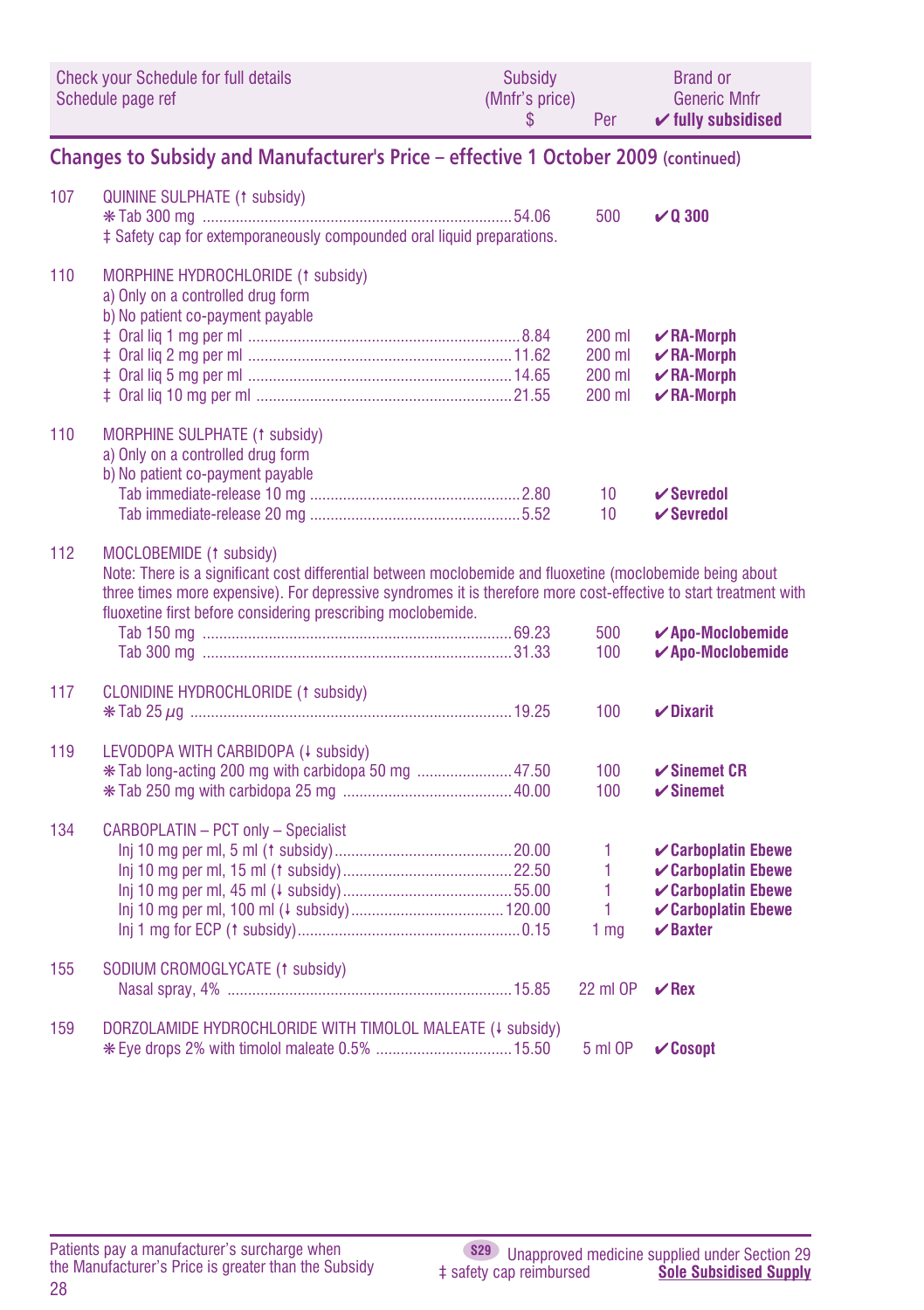| Check your Schedule for full details Schedule page ref | | Subsidy (Mnfr's price) $ | Per | Brand or Generic Mnfr ✔ fully subsidised |
|---|---|---|---|---|

## Changes to Subsidy and Manufacturer's Price – effective 1 October 2009 (continued)

| | | | | |
|---|---|---|---|---|
| 107 | QUININE SULPHATE (↑ subsidy) | | | |
| | ❋ Tab 300 mg | 54.06 | 500 | ✔ **Q 300** |
| | ‡ Safety cap for extemporaneously compounded oral liquid preparations. | | | |
| 110 | MORPHINE HYDROCHLORIDE (↑ subsidy) | | | |
| | a) Only on a controlled drug form | | | |
| | b) No patient co-payment payable | | | |
| | ‡ Oral liq 1 mg per ml | 8.84 | 200 ml | ✔ **RA-Morph** |
| | ‡ Oral liq 2 mg per ml | 11.62 | 200 ml | ✔ **RA-Morph** |
| | ‡ Oral liq 5 mg per ml | 14.65 | 200 ml | ✔ **RA-Morph** |
| | ‡ Oral liq 10 mg per ml | 21.55 | 200 ml | ✔ **RA-Morph** |
| 110 | MORPHINE SULPHATE (↑ subsidy) | | | |
| | a) Only on a controlled drug form | | | |
| | b) No patient co-payment payable | | | |
| | Tab immediate-release 10 mg | 2.80 | 10 | ✔ **Sevredol** |
| | Tab immediate-release 20 mg | 5.52 | 10 | ✔ **Sevredol** |
| 112 | MOCLOBEMIDE (↑ subsidy) | | | |
| | Note: There is a significant cost differential between moclobemide and fluoxetine (moclobemide being about three times more expensive). For depressive syndromes it is therefore more cost-effective to start treatment with fluoxetine first before considering prescribing moclobemide. | | | |
| | Tab 150 mg | 69.23 | 500 | ✔ **Apo-Moclobemide** |
| | Tab 300 mg | 31.33 | 100 | ✔ **Apo-Moclobemide** |
| 117 | CLONIDINE HYDROCHLORIDE (↑ subsidy) | | | |
| | ❋ Tab 25 µg | 19.25 | 100 | ✔ **Dixarit** |
| 119 | LEVODOPA WITH CARBIDOPA (↓ subsidy) | | | |
| | ❋ Tab long-acting 200 mg with carbidopa 50 mg | 47.50 | 100 | ✔ **Sinemet CR** |
| | ❋ Tab 250 mg with carbidopa 25 mg | 40.00 | 100 | ✔ **Sinemet** |
| 134 | CARBOPLATIN – PCT only – Specialist | | | |
| | Inj 10 mg per ml, 5 ml (↑ subsidy) | 20.00 | 1 | ✔ **Carboplatin Ebewe** |
| | Inj 10 mg per ml, 15 ml (↑ subsidy) | 22.50 | 1 | ✔ **Carboplatin Ebewe** |
| | Inj 10 mg per ml, 45 ml (↓ subsidy) | 55.00 | 1 | ✔ **Carboplatin Ebewe** |
| | Inj 10 mg per ml, 100 ml (↓ subsidy) | 120.00 | 1 | ✔ **Carboplatin Ebewe** |
| | Inj 1 mg for ECP (↑ subsidy) | 0.15 | 1 mg | ✔ **Baxter** |
| 155 | SODIUM CROMOGLYCATE (↑ subsidy) | | | |
| | Nasal spray, 4% | 15.85 | 22 ml OP | ✔ **Rex** |
| 159 | DORZOLAMIDE HYDROCHLORIDE WITH TIMOLOL MALEATE (↓ subsidy) | | | |
| | ❋ Eye drops 2% with timolol maleate 0.5% | 15.50 | 5 ml OP | ✔ **Cosopt** |

Patients pay a manufacturer's surcharge when the Manufacturer's Price is greater than the Subsidy

S29 Unapproved medicine supplied under Section 29

‡ safety cap reimbursed

**Sole Subsidised Supply**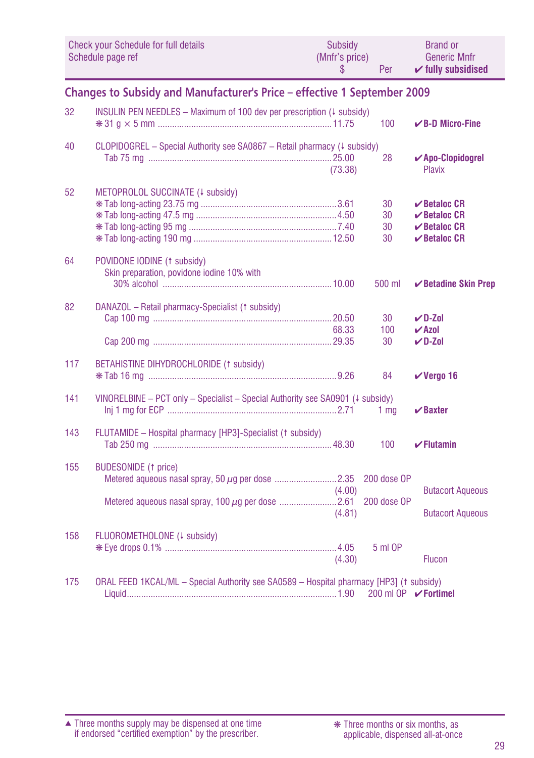| Check your Schedule for full details Schedule page ref | | Subsidy (Mnfr's price) $ | Per | Brand or Generic Mnfr ✔ fully subsidised |
|---|---|---|---|---|

## Changes to Subsidy and Manufacturer's Price – effective 1 September 2009

| Page | Item | Subsidy (Mnfr's price) $ | Per | Brand or Generic Mnfr |
|---|---|---|---|---|
| 32 | INSULIN PEN NEEDLES – Maximum of 100 dev per prescription (↓ subsidy) | | | |
| | ❋ 31 g × 5 mm | 11.75 | 100 | ✔ **B-D Micro-Fine** |
| 40 | CLOPIDOGREL – Special Authority see SA0867 – Retail pharmacy (↓ subsidy) | | | |
| | Tab 75 mg | 25.00 | 28 | ✔ **Apo-Clopidogrel** |
| | | (73.38) | | Plavix |
| 52 | METOPROLOL SUCCINATE (↓ subsidy) | | | |
| | ❋ Tab long-acting 23.75 mg | 3.61 | 30 | ✔ **Betaloc CR** |
| | ❋ Tab long-acting 47.5 mg | 4.50 | 30 | ✔ **Betaloc CR** |
| | ❋ Tab long-acting 95 mg | 7.40 | 30 | ✔ **Betaloc CR** |
| | ❋ Tab long-acting 190 mg | 12.50 | 30 | ✔ **Betaloc CR** |
| 64 | POVIDONE IODINE (↑ subsidy) | | | |
| | Skin preparation, povidone iodine 10% with 30% alcohol | 10.00 | 500 ml | ✔ **Betadine Skin Prep** |
| 82 | DANAZOL – Retail pharmacy-Specialist (↑ subsidy) | | | |
| | Cap 100 mg | 20.50 | 30 | ✔ **D-Zol** |
| | | 68.33 | 100 | ✔ **Azol** |
| | Cap 200 mg | 29.35 | 30 | ✔ **D-Zol** |
| 117 | BETAHISTINE DIHYDROCHLORIDE (↑ subsidy) | | | |
| | ❋ Tab 16 mg | 9.26 | 84 | ✔ **Vergo 16** |
| 141 | VINORELBINE – PCT only – Specialist – Special Authority see SA0901 (↓ subsidy) | | | |
| | Inj 1 mg for ECP | 2.71 | 1 mg | ✔ **Baxter** |
| 143 | FLUTAMIDE – Hospital pharmacy [HP3]-Specialist (↑ subsidy) | | | |
| | Tab 250 mg | 48.30 | 100 | ✔ **Flutamin** |
| 155 | BUDESONIDE (↑ price) | | | |
| | Metered aqueous nasal spray, 50 µg per dose | 2.35 | 200 dose OP | |
| | | (4.00) | | Butacort Aqueous |
| | Metered aqueous nasal spray, 100 µg per dose | 2.61 | 200 dose OP | |
| | | (4.81) | | Butacort Aqueous |
| 158 | FLUOROMETHOLONE (↓ subsidy) | | | |
| | ❋ Eye drops 0.1% | 4.05 | 5 ml OP | |
| | | (4.30) | | Flucon |
| 175 | ORAL FEED 1KCAL/ML – Special Authority see SA0589 – Hospital pharmacy [HP3] (↑ subsidy) | | | |
| | Liquid | 1.90 | 200 ml OP | ✔ **Fortimel** |

▲ Three months supply may be dispensed at one time if endorsed "certified exemption" by the prescriber.

❋ Three months or six months, as applicable, dispensed all-at-once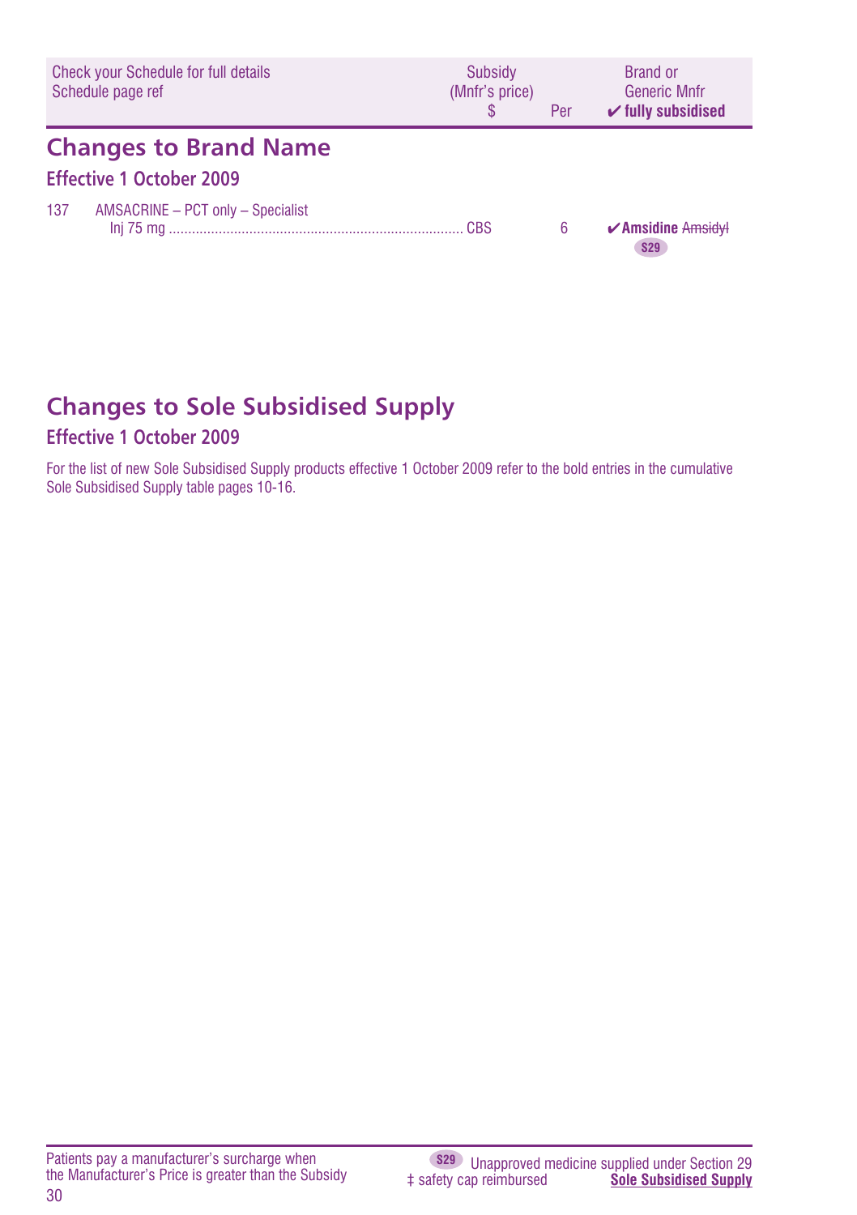| Check your Schedule for full details Schedule page ref | | Subsidy (Mnfr's price) $ | Per | Brand or Generic Mnfr ✔ fully subsidised |
|---|---|---|---|---|

## Changes to Brand Name

### Effective 1 October 2009

| | | | | |
|---|---|---|---|---|
| 137 | AMSACRINE – PCT only – Specialist | | | |
| | Inj 75 mg | CBS | 6 | ✔**Amsidine** ~~Amsidyl~~ S29 |

## Changes to Sole Subsidised Supply

### Effective 1 October 2009

For the list of new Sole Subsidised Supply products effective 1 October 2009 refer to the bold entries in the cumulative Sole Subsidised Supply table pages 10-16.

Patients pay a manufacturer's surcharge when the Manufacturer's Price is greater than the Subsidy

S29 Unapproved medicine supplied under Section 29
‡ safety cap reimbursed
**Sole Subsidised Supply**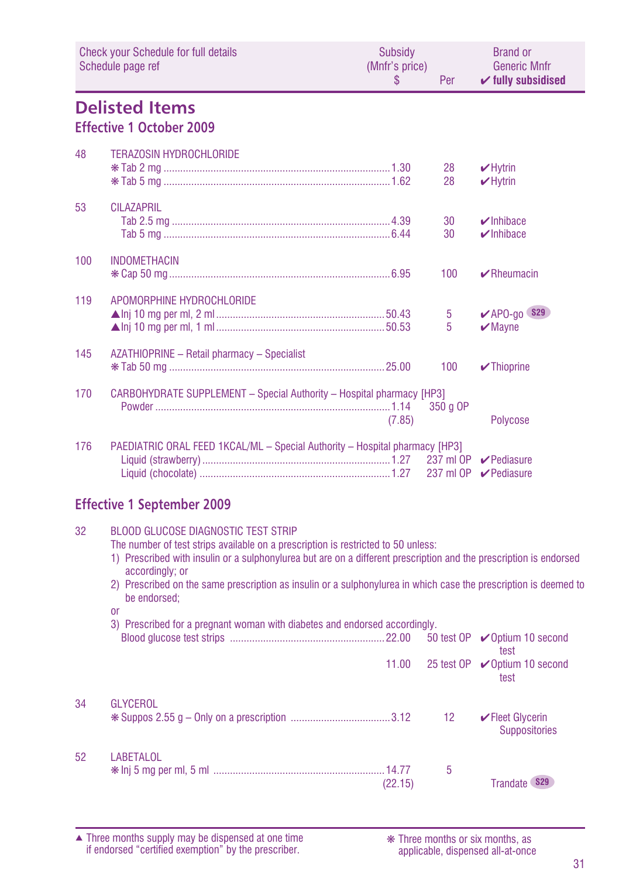| Check your Schedule for full details Schedule page ref | | Subsidy (Mnfr's price) $ | Per | Brand or Generic Mnfr ✔ fully subsidised |
|---|---|---|---|---|

# Delisted Items

## Effective 1 October 2009

| | | | | |
|---|---|---|---|---|
| 48 | TERAZOSIN HYDROCHLORIDE | | | |
| | ❋ Tab 2 mg | 1.30 | 28 | ✔Hytrin |
| | ❋ Tab 5 mg | 1.62 | 28 | ✔Hytrin |
| 53 | CILAZAPRIL | | | |
| | Tab 2.5 mg | 4.39 | 30 | ✔Inhibace |
| | Tab 5 mg | 6.44 | 30 | ✔Inhibace |
| 100 | INDOMETHACIN | | | |
| | ❋ Cap 50 mg | 6.95 | 100 | ✔Rheumacin |
| 119 | APOMORPHINE HYDROCHLORIDE | | | |
| | ▲Inj 10 mg per ml, 2 ml | 50.43 | 5 | ✔APO-go S29 |
| | ▲Inj 10 mg per ml, 1 ml | 50.53 | 5 | ✔Mayne |
| 145 | AZATHIOPRINE – Retail pharmacy – Specialist | | | |
| | ❋ Tab 50 mg | 25.00 | 100 | ✔Thioprine |
| 170 | CARBOHYDRATE SUPPLEMENT – Special Authority – Hospital pharmacy [HP3] | | | |
| | Powder | 1.14 (7.85) | 350 g OP | Polycose |
| 176 | PAEDIATRIC ORAL FEED 1KCAL/ML – Special Authority – Hospital pharmacy [HP3] | | | |
| | Liquid (strawberry) | 1.27 | 237 ml OP | ✔Pediasure |
| | Liquid (chocolate) | 1.27 | 237 ml OP | ✔Pediasure |

## Effective 1 September 2009

32 BLOOD GLUCOSE DIAGNOSTIC TEST STRIP

The number of test strips available on a prescription is restricted to 50 unless:

1) Prescribed with insulin or a sulphonylurea but are on a different prescription and the prescription is endorsed accordingly; or
2) Prescribed on the same prescription as insulin or a sulphonylurea in which case the prescription is deemed to be endorsed;

or

3) Prescribed for a pregnant woman with diabetes and endorsed accordingly.

| | | | | |
|---|---|---|---|---|
| | Blood glucose test strips | 22.00 | 50 test OP | ✔Optium 10 second test |
| | | 11.00 | 25 test OP | ✔Optium 10 second test |
| 34 | GLYCEROL | | | |
| | ❋ Suppos 2.55 g – Only on a prescription | 3.12 | 12 | ✔Fleet Glycerin Suppositories |
| 52 | LABETALOL | | | |
| | ❋ Inj 5 mg per ml, 5 ml | 14.77 (22.15) | 5 | Trandate S29 |

▲ Three months supply may be dispensed at one time if endorsed "certified exemption" by the prescriber.

❋ Three months or six months, as applicable, dispensed all-at-once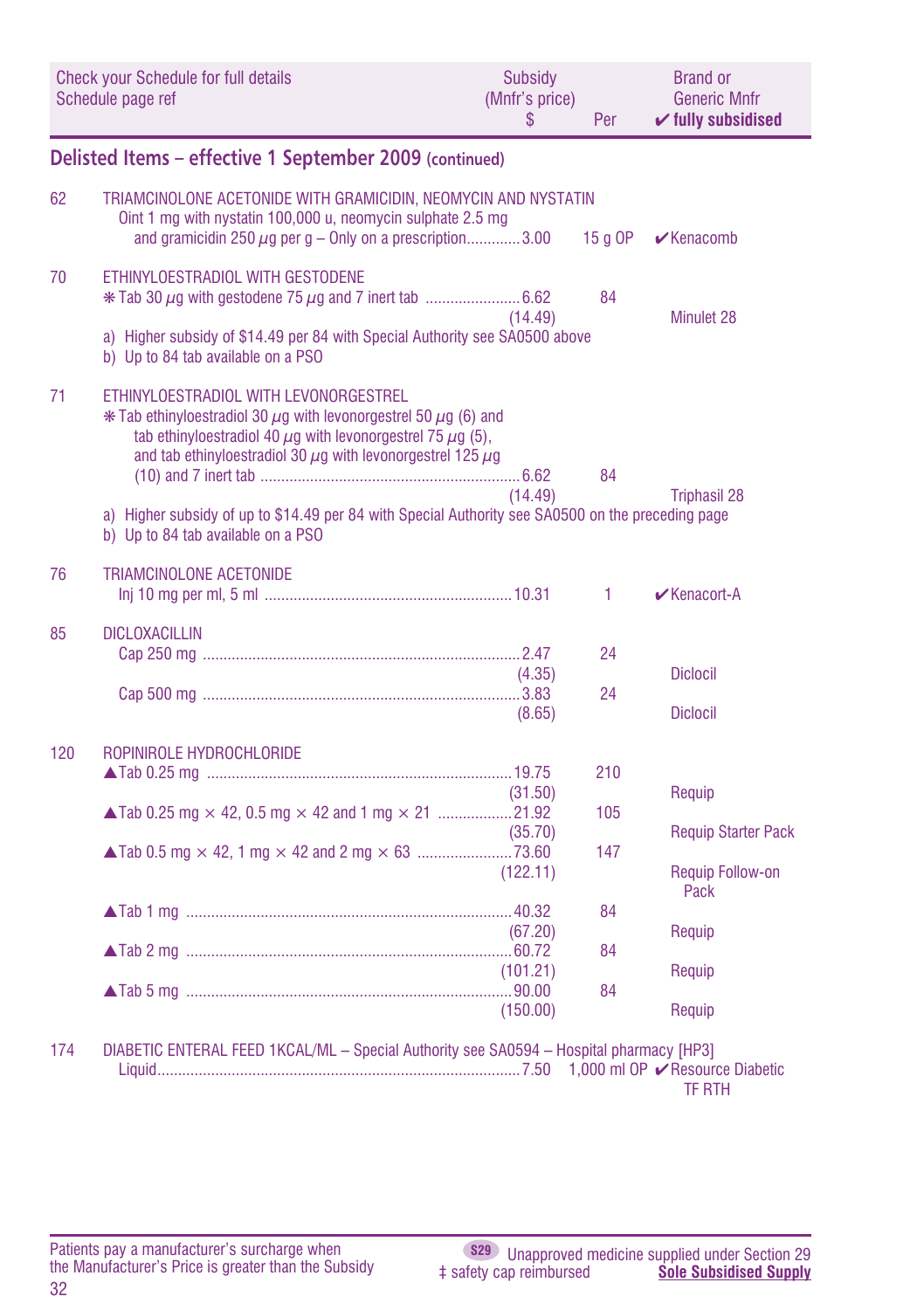| Check your Schedule for full details Schedule page ref | | Subsidy (Mnfr's price) $ | Per | Brand or Generic Mnfr ✔ fully subsidised |
|---|---|---|---|---|

## Delisted Items – effective 1 September 2009 (continued)

| | | | | |
|---|---|---|---|---|
| 62 | TRIAMCINOLONE ACETONIDE WITH GRAMICIDIN, NEOMYCIN AND NYSTATIN | | | |
| | Oint 1 mg with nystatin 100,000 u, neomycin sulphate 2.5 mg and gramicidin 250 µg per g – Only on a prescription | 3.00 | 15 g OP | ✔Kenacomb |
| 70 | ETHINYLOESTRADIOL WITH GESTODENE | | | |
| | ∗ Tab 30 µg with gestodene 75 µg and 7 inert tab | 6.62 (14.49) | 84 | Minulet 28 |
| | a) Higher subsidy of $14.49 per 84 with Special Authority see SA0500 above | | | |
| | b) Up to 84 tab available on a PSO | | | |
| 71 | ETHINYLOESTRADIOL WITH LEVONORGESTREL | | | |
| | ∗ Tab ethinyloestradiol 30 µg with levonorgestrel 50 µg (6) and tab ethinyloestradiol 40 µg with levonorgestrel 75 µg (5), and tab ethinyloestradiol 30 µg with levonorgestrel 125 µg (10) and 7 inert tab | 6.62 (14.49) | 84 | Triphasil 28 |
| | a) Higher subsidy of up to $14.49 per 84 with Special Authority see SA0500 on the preceding page | | | |
| | b) Up to 84 tab available on a PSO | | | |
| 76 | TRIAMCINOLONE ACETONIDE | | | |
| | Inj 10 mg per ml, 5 ml | 10.31 | 1 | ✔Kenacort-A |
| 85 | DICLOXACILLIN | | | |
| | Cap 250 mg | 2.47 (4.35) | 24 | Diclocil |
| | Cap 500 mg | 3.83 (8.65) | 24 | Diclocil |
| 120 | ROPINIROLE HYDROCHLORIDE | | | |
| | ▲Tab 0.25 mg | 19.75 (31.50) | 210 | Requip |
| | ▲Tab 0.25 mg × 42, 0.5 mg × 42 and 1 mg × 21 | 21.92 (35.70) | 105 | Requip Starter Pack |
| | ▲Tab 0.5 mg × 42, 1 mg × 42 and 2 mg × 63 | 73.60 (122.11) | 147 | Requip Follow-on Pack |
| | ▲Tab 1 mg | 40.32 (67.20) | 84 | Requip |
| | ▲Tab 2 mg | 60.72 (101.21) | 84 | Requip |
| | ▲Tab 5 mg | 90.00 (150.00) | 84 | Requip |
| 174 | DIABETIC ENTERAL FEED 1KCAL/ML – Special Authority see SA0594 – Hospital pharmacy [HP3] | | | |
| | Liquid | 7.50 | 1,000 ml OP | ✔Resource Diabetic TF RTH |

Patients pay a manufacturer's surcharge when the Manufacturer's Price is greater than the Subsidy

S29 Unapproved medicine supplied under Section 29

‡ safety cap reimbursed

**Sole Subsidised Supply**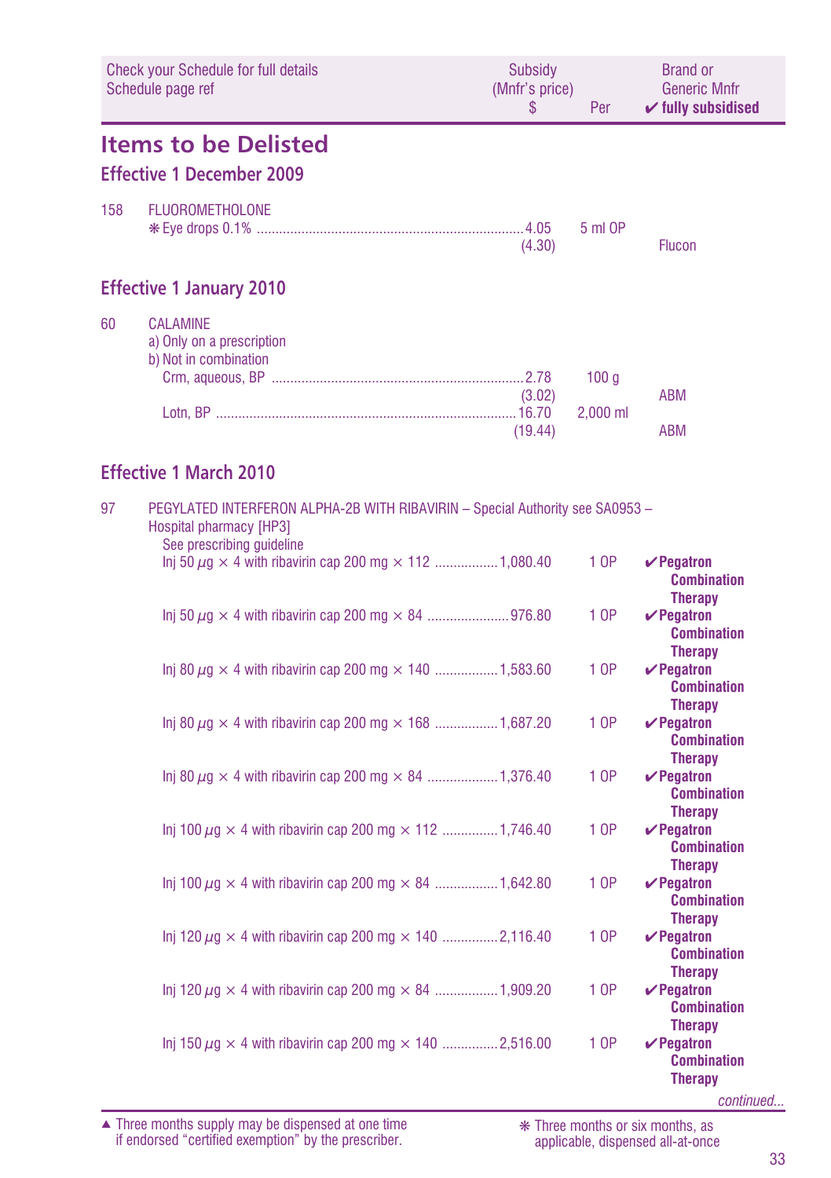| Check your Schedule for full details Schedule page ref | | Subsidy (Mnfr's price) $ | Per | Brand or Generic Mnfr ✔ fully subsidised |
|---|---|---|---|---|

# Items to be Delisted

## Effective 1 December 2009

| | | | | |
|---|---|---|---|---|
| 158 | FLUOROMETHOLONE | | | |
| | ❋ Eye drops 0.1% | 4.05 (4.30) | 5 ml OP | Flucon |

## Effective 1 January 2010

| | | | | |
|---|---|---|---|---|
| 60 | CALAMINE<br>a) Only on a prescription<br>b) Not in combination | | | |
| | Crm, aqueous, BP | 2.78 (3.02) | 100 g | ABM |
| | Lotn, BP | 16.70 (19.44) | 2,000 ml | ABM |

## Effective 1 March 2010

| | | | | |
|---|---|---|---|---|
| 97 | PEGYLATED INTERFERON ALPHA-2B WITH RIBAVIRIN – Special Authority see SA0953 – Hospital pharmacy [HP3]<br>See prescribing guideline | | | |
| | Inj 50 $\mu$g × 4 with ribavirin cap 200 mg × 112 | 1,080.40 | 1 OP | ✔Pegatron Combination Therapy |
| | Inj 50 $\mu$g × 4 with ribavirin cap 200 mg × 84 | 976.80 | 1 OP | ✔Pegatron Combination Therapy |
| | Inj 80 $\mu$g × 4 with ribavirin cap 200 mg × 140 | 1,583.60 | 1 OP | ✔Pegatron Combination Therapy |
| | Inj 80 $\mu$g × 4 with ribavirin cap 200 mg × 168 | 1,687.20 | 1 OP | ✔Pegatron Combination Therapy |
| | Inj 80 $\mu$g × 4 with ribavirin cap 200 mg × 84 | 1,376.40 | 1 OP | ✔Pegatron Combination Therapy |
| | Inj 100 $\mu$g × 4 with ribavirin cap 200 mg × 112 | 1,746.40 | 1 OP | ✔Pegatron Combination Therapy |
| | Inj 100 $\mu$g × 4 with ribavirin cap 200 mg × 84 | 1,642.80 | 1 OP | ✔Pegatron Combination Therapy |
| | Inj 120 $\mu$g × 4 with ribavirin cap 200 mg × 140 | 2,116.40 | 1 OP | ✔Pegatron Combination Therapy |
| | Inj 120 $\mu$g × 4 with ribavirin cap 200 mg × 84 | 1,909.20 | 1 OP | ✔Pegatron Combination Therapy |
| | Inj 150 $\mu$g × 4 with ribavirin cap 200 mg × 140 | 2,516.00 | 1 OP | ✔Pegatron Combination Therapy |

*continued...*

▲ Three months supply may be dispensed at one time if endorsed "certified exemption" by the prescriber.

❋ Three months or six months, as applicable, dispensed all-at-once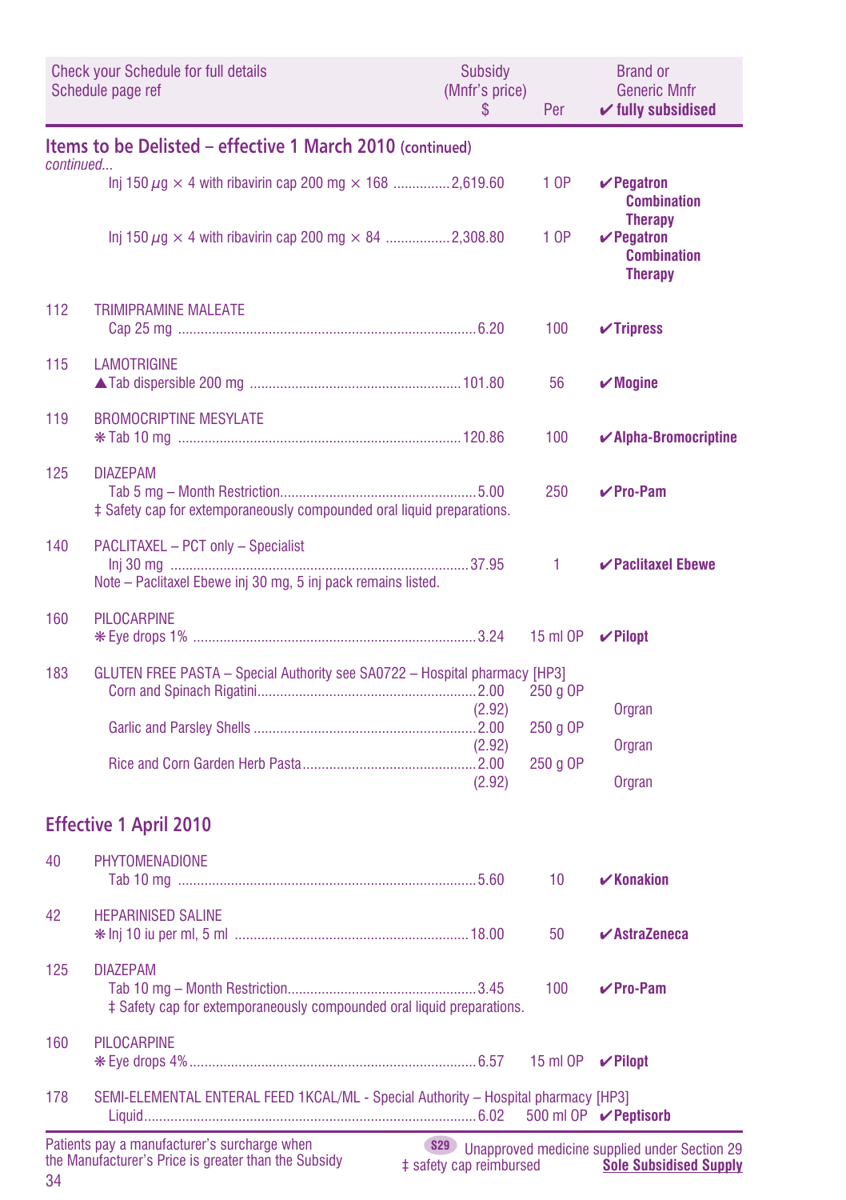| Check your Schedule for full details Schedule page ref | | Subsidy (Mnfr's price) $ | Per | Brand or Generic Mnfr ✔ fully subsidised |
|---|---|---|---|---|

## Items to be Delisted – effective 1 March 2010 (continued)

*continued...*

| | | | | |
|---|---|---|---|---|
| | Inj 150 $\mu$g × 4 with ribavirin cap 200 mg × 168 | 2,619.60 | 1 OP | ✔**Pegatron Combination Therapy** |
| | Inj 150 $\mu$g × 4 with ribavirin cap 200 mg × 84 | 2,308.80 | 1 OP | ✔**Pegatron Combination Therapy** |
| 112 | TRIMIPRAMINE MALEATE | | | |
| | Cap 25 mg | 6.20 | 100 | ✔**Tripress** |
| 115 | LAMOTRIGINE | | | |
| | ▲Tab dispersible 200 mg | 101.80 | 56 | ✔**Mogine** |
| 119 | BROMOCRIPTINE MESYLATE | | | |
| | ❋Tab 10 mg | 120.86 | 100 | ✔**Alpha-Bromocriptine** |
| 125 | DIAZEPAM | | | |
| | Tab 5 mg – Month Restriction | 5.00 | 250 | ✔**Pro-Pam** |
| | ‡ Safety cap for extemporaneously compounded oral liquid preparations. | | | |
| 140 | PACLITAXEL – PCT only – Specialist | | | |
| | Inj 30 mg | 37.95 | 1 | ✔**Paclitaxel Ebewe** |
| | Note – Paclitaxel Ebewe inj 30 mg, 5 inj pack remains listed. | | | |
| 160 | PILOCARPINE | | | |
| | ❋Eye drops 1% | 3.24 | 15 ml OP | ✔**Pilopt** |
| 183 | GLUTEN FREE PASTA – Special Authority see SA0722 – Hospital pharmacy [HP3] | | | |
| | Corn and Spinach Rigatini | 2.00 (2.92) | 250 g OP | Orgran |
| | Garlic and Parsley Shells | 2.00 (2.92) | 250 g OP | Orgran |
| | Rice and Corn Garden Herb Pasta | 2.00 (2.92) | 250 g OP | Orgran |

## Effective 1 April 2010

| | | | | |
|---|---|---|---|---|
| 40 | PHYTOMENADIONE | | | |
| | Tab 10 mg | 5.60 | 10 | ✔**Konakion** |
| 42 | HEPARINISED SALINE | | | |
| | ❋Inj 10 iu per ml, 5 ml | 18.00 | 50 | ✔**AstraZeneca** |
| 125 | DIAZEPAM | | | |
| | Tab 10 mg – Month Restriction | 3.45 | 100 | ✔**Pro-Pam** |
| | ‡ Safety cap for extemporaneously compounded oral liquid preparations. | | | |
| 160 | PILOCARPINE | | | |
| | ❋Eye drops 4% | 6.57 | 15 ml OP | ✔**Pilopt** |
| 178 | SEMI-ELEMENTAL ENTERAL FEED 1KCAL/ML - Special Authority – Hospital pharmacy [HP3] | | | |
| | Liquid | 6.02 | 500 ml OP | ✔**Peptisorb** |

Patients pay a manufacturer's surcharge when the Manufacturer's Price is greater than the Subsidy

S29 Unapproved medicine supplied under Section 29

‡ safety cap reimbursed

**Sole Subsidised Supply**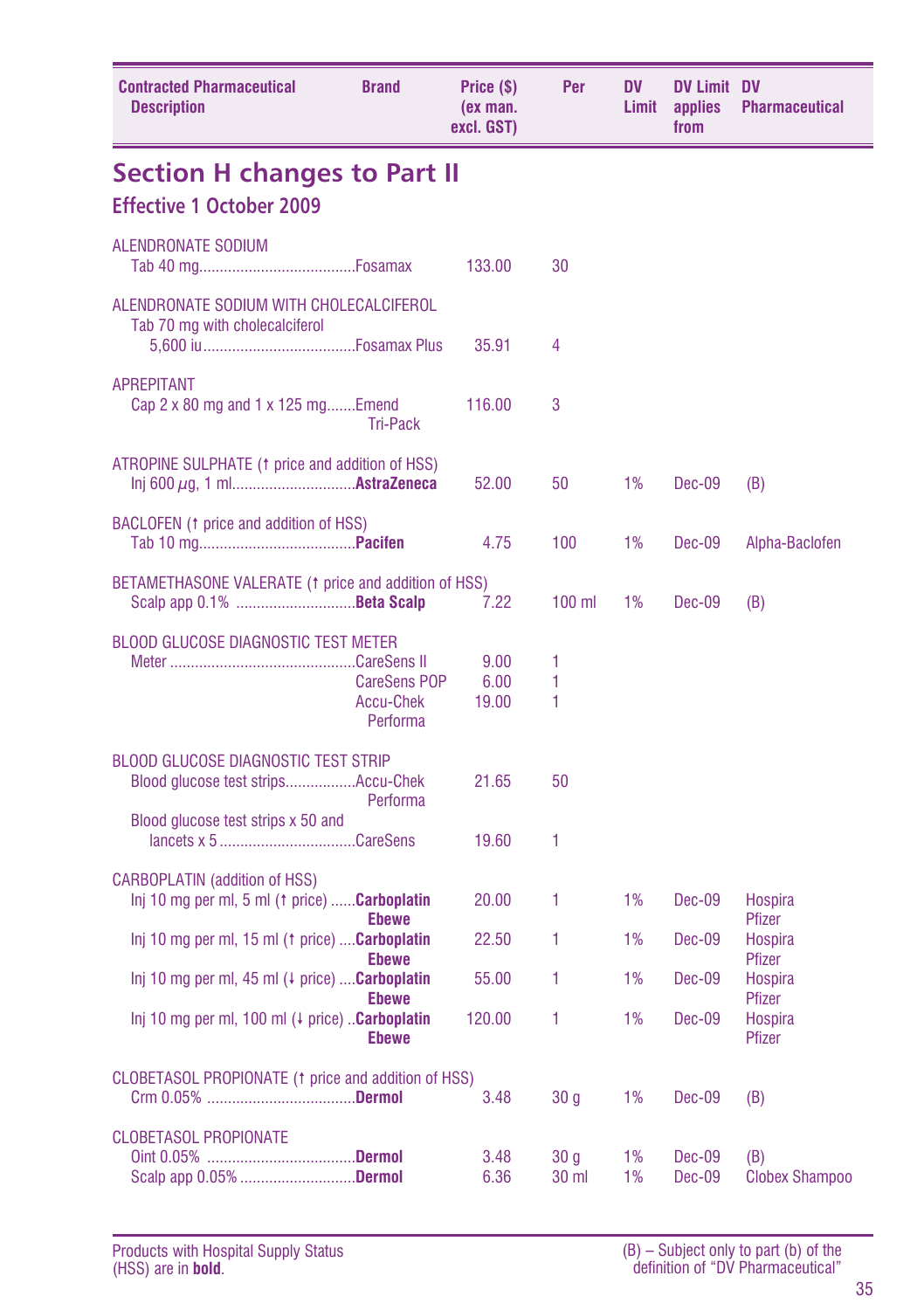| Contracted Pharmaceutical Description | Brand | Price ($) (ex man. excl. GST) | Per | DV Limit | DV Limit applies from | DV Pharmaceutical |
|---|---|---|---|---|---|---|

## Section H changes to Part II

### Effective 1 October 2009

| Contracted Pharmaceutical Description | Brand | Price ($) (ex man. excl. GST) | Per | DV Limit | DV Limit applies from | DV Pharmaceutical |
|---|---|---|---|---|---|---|
| ALENDRONATE SODIUM | | | | | | |
| Tab 40 mg | Fosamax | 133.00 | 30 | | | |
| ALENDRONATE SODIUM WITH CHOLECALCIFEROL | | | | | | |
| Tab 70 mg with cholecalciferol 5,600 iu | Fosamax Plus | 35.91 | 4 | | | |
| APREPITANT | | | | | | |
| Cap 2 x 80 mg and 1 x 125 mg | Emend Tri-Pack | 116.00 | 3 | | | |
| ATROPINE SULPHATE (↑ price and addition of HSS) | | | | | | |
| Inj 600 µg, 1 ml | **AstraZeneca** | 52.00 | 50 | 1% | Dec-09 | (B) |
| BACLOFEN (↑ price and addition of HSS) | | | | | | |
| Tab 10 mg | **Pacifen** | 4.75 | 100 | 1% | Dec-09 | Alpha-Baclofen |
| BETAMETHASONE VALERATE (↑ price and addition of HSS) | | | | | | |
| Scalp app 0.1% | **Beta Scalp** | 7.22 | 100 ml | 1% | Dec-09 | (B) |
| BLOOD GLUCOSE DIAGNOSTIC TEST METER | | | | | | |
| Meter | CareSens II | 9.00 | 1 | | | |
| | CareSens POP | 6.00 | 1 | | | |
| | Accu-Chek Performa | 19.00 | 1 | | | |
| BLOOD GLUCOSE DIAGNOSTIC TEST STRIP | | | | | | |
| Blood glucose test strips | Accu-Chek Performa | 21.65 | 50 | | | |
| Blood glucose test strips x 50 and lancets x 5 | CareSens | 19.60 | 1 | | | |
| CARBOPLATIN (addition of HSS) | | | | | | |
| Inj 10 mg per ml, 5 ml (↑ price) | **Carboplatin Ebewe** | 20.00 | 1 | 1% | Dec-09 | Hospira Pfizer |
| Inj 10 mg per ml, 15 ml (↑ price) | **Carboplatin Ebewe** | 22.50 | 1 | 1% | Dec-09 | Hospira Pfizer |
| Inj 10 mg per ml, 45 ml (↓ price) | **Carboplatin Ebewe** | 55.00 | 1 | 1% | Dec-09 | Hospira Pfizer |
| Inj 10 mg per ml, 100 ml (↓ price) | **Carboplatin Ebewe** | 120.00 | 1 | 1% | Dec-09 | Hospira Pfizer |
| CLOBETASOL PROPIONATE (↑ price and addition of HSS) | | | | | | |
| Crm 0.05% | **Dermol** | 3.48 | 30 g | 1% | Dec-09 | (B) |
| CLOBETASOL PROPIONATE | | | | | | |
| Oint 0.05% | **Dermol** | 3.48 | 30 g | 1% | Dec-09 | (B) |
| Scalp app 0.05% | **Dermol** | 6.36 | 30 ml | 1% | Dec-09 | Clobex Shampoo |

Products with Hospital Supply Status (HSS) are in **bold**.

(B) – Subject only to part (b) of the definition of "DV Pharmaceutical"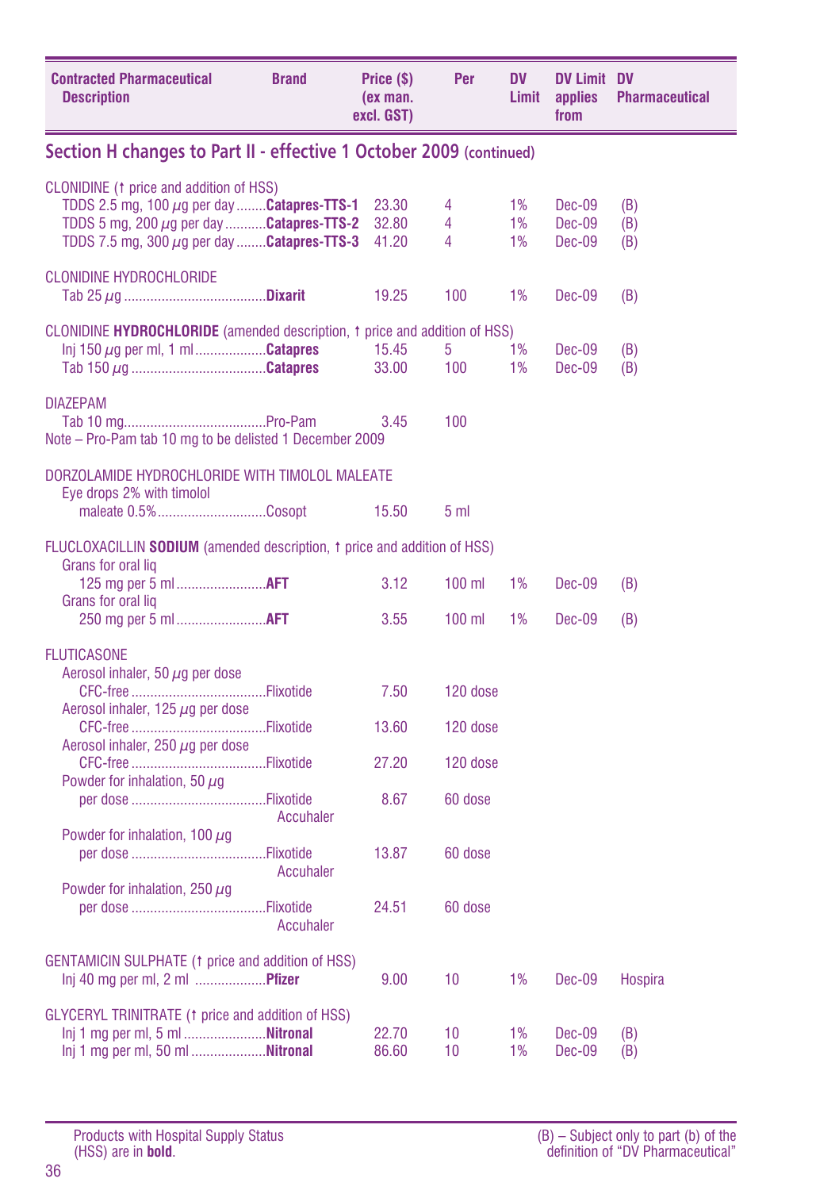| Contracted Pharmaceutical Description | Brand | Price ($) (ex man. excl. GST) | Per | DV Limit | DV Limit applies from | DV Pharmaceutical |
|---|---|---|---|---|---|---|

## Section H changes to Part II - effective 1 October 2009 (continued)

| Contracted Pharmaceutical Description | Brand | Price ($) (ex man. excl. GST) | Per | DV Limit | DV Limit applies from | DV Pharmaceutical |
|---|---|---|---|---|---|---|
| **CLONIDINE (↑ price and addition of HSS)** | | | | | | |
| TDDS 2.5 mg, 100 µg per day | **Catapres-TTS-1** | 23.30 | 4 | 1% | Dec-09 | (B) |
| TDDS 5 mg, 200 µg per day | **Catapres-TTS-2** | 32.80 | 4 | 1% | Dec-09 | (B) |
| TDDS 7.5 mg, 300 µg per day | **Catapres-TTS-3** | 41.20 | 4 | 1% | Dec-09 | (B) |
| **CLONIDINE HYDROCHLORIDE** | | | | | | |
| Tab 25 µg | **Dixarit** | 19.25 | 100 | 1% | Dec-09 | (B) |
| **CLONIDINE HYDROCHLORIDE (amended description, ↑ price and addition of HSS)** | | | | | | |
| Inj 150 µg per ml, 1 ml | **Catapres** | 15.45 | 5 | 1% | Dec-09 | (B) |
| Tab 150 µg | **Catapres** | 33.00 | 100 | 1% | Dec-09 | (B) |
| **DIAZEPAM** | | | | | | |
| Tab 10 mg | Pro-Pam | 3.45 | 100 | | | |
| Note – Pro-Pam tab 10 mg to be delisted 1 December 2009 | | | | | | |
| **DORZOLAMIDE HYDROCHLORIDE WITH TIMOLOL MALEATE** | | | | | | |
| Eye drops 2% with timolol maleate 0.5% | Cosopt | 15.50 | 5 ml | | | |
| **FLUCLOXACILLIN SODIUM (amended description, ↑ price and addition of HSS)** | | | | | | |
| Grans for oral liq 125 mg per 5 ml | **AFT** | 3.12 | 100 ml | 1% | Dec-09 | (B) |
| Grans for oral liq 250 mg per 5 ml | **AFT** | 3.55 | 100 ml | 1% | Dec-09 | (B) |
| **FLUTICASONE** | | | | | | |
| Aerosol inhaler, 50 µg per dose CFC-free | Flixotide | 7.50 | 120 dose | | | |
| Aerosol inhaler, 125 µg per dose CFC-free | Flixotide | 13.60 | 120 dose | | | |
| Aerosol inhaler, 250 µg per dose CFC-free | Flixotide | 27.20 | 120 dose | | | |
| Powder for inhalation, 50 µg per dose | Flixotide Accuhaler | 8.67 | 60 dose | | | |
| Powder for inhalation, 100 µg per dose | Flixotide Accuhaler | 13.87 | 60 dose | | | |
| Powder for inhalation, 250 µg per dose | Flixotide Accuhaler | 24.51 | 60 dose | | | |
| **GENTAMICIN SULPHATE (↑ price and addition of HSS)** | | | | | | |
| Inj 40 mg per ml, 2 ml | **Pfizer** | 9.00 | 10 | 1% | Dec-09 | Hospira |
| **GLYCERYL TRINITRATE (↑ price and addition of HSS)** | | | | | | |
| Inj 1 mg per ml, 5 ml | **Nitronal** | 22.70 | 10 | 1% | Dec-09 | (B) |
| Inj 1 mg per ml, 50 ml | **Nitronal** | 86.60 | 10 | 1% | Dec-09 | (B) |

Products with Hospital Supply Status (HSS) are in **bold**.

(B) – Subject only to part (b) of the definition of "DV Pharmaceutical"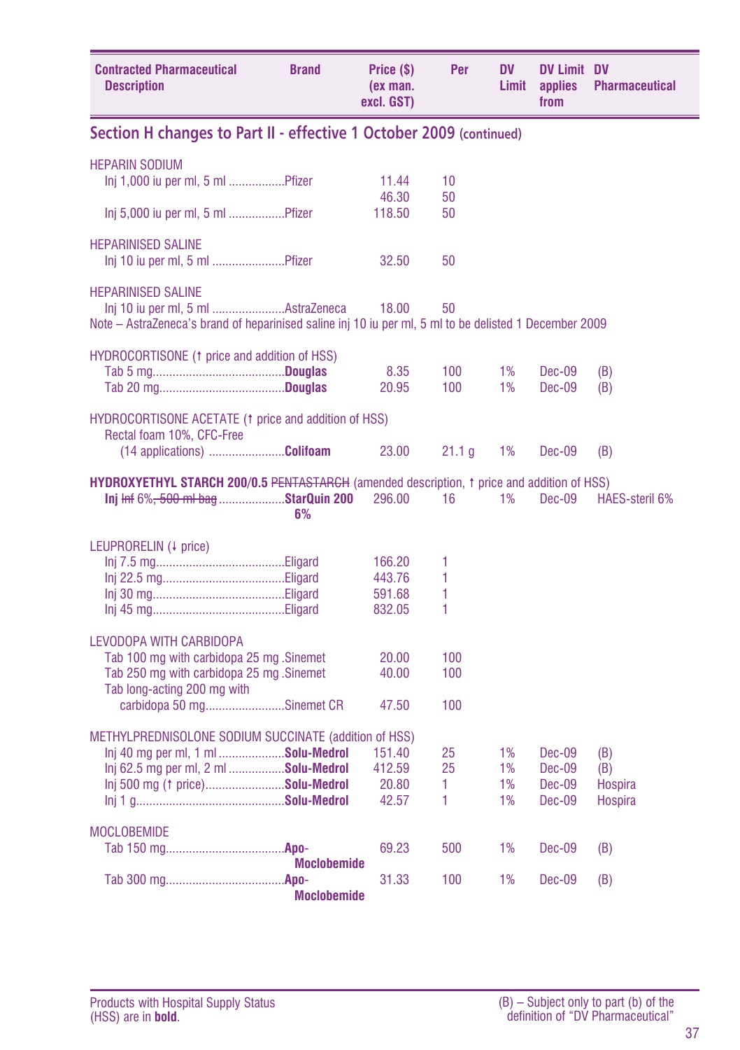| Contracted Pharmaceutical Description | Brand | Price ($) (ex man. excl. GST) | Per | DV Limit | DV Limit applies from | DV Pharmaceutical |
|---|---|---|---|---|---|---|

## Section H changes to Part II - effective 1 October 2009 (continued)

| Contracted Pharmaceutical Description | Brand | Price ($) (ex man. excl. GST) | Per | DV Limit | DV Limit applies from | DV Pharmaceutical |
|---|---|---|---|---|---|---|
| HEPARIN SODIUM | | | | | | |
| Inj 1,000 iu per ml, 5 ml | Pfizer | 11.44 | 10 | | | |
| | | 46.30 | 50 | | | |
| Inj 5,000 iu per ml, 5 ml | Pfizer | 118.50 | 50 | | | |
| HEPARINISED SALINE | | | | | | |
| Inj 10 iu per ml, 5 ml | Pfizer | 32.50 | 50 | | | |
| HEPARINISED SALINE | | | | | | |
| Inj 10 iu per ml, 5 ml | AstraZeneca | 18.00 | 50 | | | |
| Note – AstraZeneca's brand of heparinised saline inj 10 iu per ml, 5 ml to be delisted 1 December 2009 | | | | | | |
| HYDROCORTISONE (↑ price and addition of HSS) | | | | | | |
| Tab 5 mg | **Douglas** | 8.35 | 100 | 1% | Dec-09 | (B) |
| Tab 20 mg | **Douglas** | 20.95 | 100 | 1% | Dec-09 | (B) |
| HYDROCORTISONE ACETATE (↑ price and addition of HSS) | | | | | | |
| Rectal foam 10%, CFC-Free (14 applications) | **Colifoam** | 23.00 | 21.1 g | 1% | Dec-09 | (B) |
| **HYDROXYETHYL STARCH 200/0.5** ~~PENTASTARCH~~ (amended description, ↑ price and addition of HSS) | | | | | | |
| **Inj** ~~Inf~~ 6%~~, 500 ml bag~~ | **StarQuin 200 6%** | 296.00 | 16 | 1% | Dec-09 | HAES-steril 6% |
| LEUPRORELIN (↓ price) | | | | | | |
| Inj 7.5 mg | Eligard | 166.20 | 1 | | | |
| Inj 22.5 mg | Eligard | 443.76 | 1 | | | |
| Inj 30 mg | Eligard | 591.68 | 1 | | | |
| Inj 45 mg | Eligard | 832.05 | 1 | | | |
| LEVODOPA WITH CARBIDOPA | | | | | | |
| Tab 100 mg with carbidopa 25 mg | Sinemet | 20.00 | 100 | | | |
| Tab 250 mg with carbidopa 25 mg | Sinemet | 40.00 | 100 | | | |
| Tab long-acting 200 mg with carbidopa 50 mg | Sinemet CR | 47.50 | 100 | | | |
| METHYLPREDNISOLONE SODIUM SUCCINATE (addition of HSS) | | | | | | |
| Inj 40 mg per ml, 1 ml | **Solu-Medrol** | 151.40 | 25 | 1% | Dec-09 | (B) |
| Inj 62.5 mg per ml, 2 ml | **Solu-Medrol** | 412.59 | 25 | 1% | Dec-09 | (B) |
| Inj 500 mg (↑ price) | **Solu-Medrol** | 20.80 | 1 | 1% | Dec-09 | Hospira |
| Inj 1 g | **Solu-Medrol** | 42.57 | 1 | 1% | Dec-09 | Hospira |
| MOCLOBEMIDE | | | | | | |
| Tab 150 mg | **Apo-Moclobemide** | 69.23 | 500 | 1% | Dec-09 | (B) |
| Tab 300 mg | **Apo-Moclobemide** | 31.33 | 100 | 1% | Dec-09 | (B) |

Products with Hospital Supply Status (HSS) are in **bold**.

(B) – Subject only to part (b) of the definition of "DV Pharmaceutical"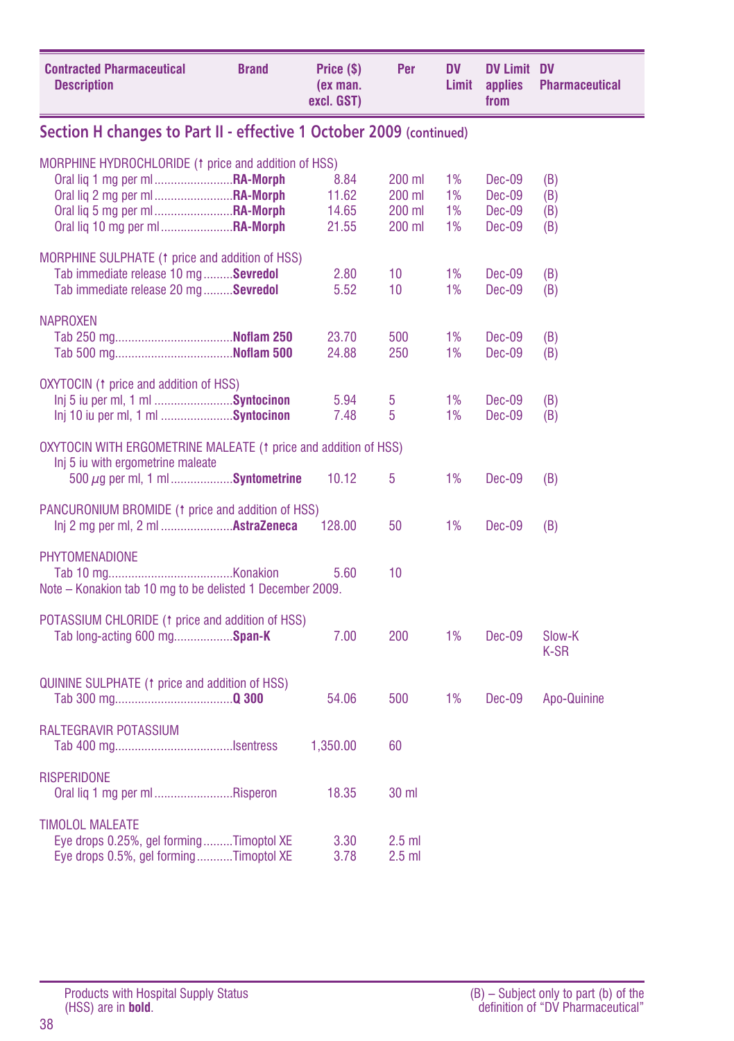| Contracted Pharmaceutical Description | Brand | Price ($) (ex man. excl. GST) | Per | DV Limit | DV Limit applies from | DV Pharmaceutical |
|---|---|---|---|---|---|---|

## Section H changes to Part II - effective 1 October 2009 (continued)

| Contracted Pharmaceutical Description | Brand | Price ($) (ex man. excl. GST) | Per | DV Limit | DV Limit applies from | DV Pharmaceutical |
|---|---|---|---|---|---|---|
| MORPHINE HYDROCHLORIDE (↑ price and addition of HSS) | | | | | | |
| Oral liq 1 mg per ml | **RA-Morph** | 8.84 | 200 ml | 1% | Dec-09 | (B) |
| Oral liq 2 mg per ml | **RA-Morph** | 11.62 | 200 ml | 1% | Dec-09 | (B) |
| Oral liq 5 mg per ml | **RA-Morph** | 14.65 | 200 ml | 1% | Dec-09 | (B) |
| Oral liq 10 mg per ml | **RA-Morph** | 21.55 | 200 ml | 1% | Dec-09 | (B) |
| MORPHINE SULPHATE (↑ price and addition of HSS) | | | | | | |
| Tab immediate release 10 mg | **Sevredol** | 2.80 | 10 | 1% | Dec-09 | (B) |
| Tab immediate release 20 mg | **Sevredol** | 5.52 | 10 | 1% | Dec-09 | (B) |
| NAPROXEN | | | | | | |
| Tab 250 mg | **Noflam 250** | 23.70 | 500 | 1% | Dec-09 | (B) |
| Tab 500 mg | **Noflam 500** | 24.88 | 250 | 1% | Dec-09 | (B) |
| OXYTOCIN (↑ price and addition of HSS) | | | | | | |
| Inj 5 iu per ml, 1 ml | **Syntocinon** | 5.94 | 5 | 1% | Dec-09 | (B) |
| Inj 10 iu per ml, 1 ml | **Syntocinon** | 7.48 | 5 | 1% | Dec-09 | (B) |
| OXYTOCIN WITH ERGOMETRINE MALEATE (↑ price and addition of HSS) | | | | | | |
| Inj 5 iu with ergometrine maleate 500 μg per ml, 1 ml | **Syntometrine** | 10.12 | 5 | 1% | Dec-09 | (B) |
| PANCURONIUM BROMIDE (↑ price and addition of HSS) | | | | | | |
| Inj 2 mg per ml, 2 ml | **AstraZeneca** | 128.00 | 50 | 1% | Dec-09 | (B) |
| PHYTOMENADIONE | | | | | | |
| Tab 10 mg | Konakion | 5.60 | 10 | | | |
| Note – Konakion tab 10 mg to be delisted 1 December 2009. | | | | | | |
| POTASSIUM CHLORIDE (↑ price and addition of HSS) | | | | | | |
| Tab long-acting 600 mg | **Span-K** | 7.00 | 200 | 1% | Dec-09 | Slow-K K-SR |
| QUININE SULPHATE (↑ price and addition of HSS) | | | | | | |
| Tab 300 mg | **Q 300** | 54.06 | 500 | 1% | Dec-09 | Apo-Quinine |
| RALTEGRAVIR POTASSIUM | | | | | | |
| Tab 400 mg | Isentress | 1,350.00 | 60 | | | |
| RISPERIDONE | | | | | | |
| Oral liq 1 mg per ml | Risperon | 18.35 | 30 ml | | | |
| TIMOLOL MALEATE | | | | | | |
| Eye drops 0.25%, gel forming | Timoptol XE | 3.30 | 2.5 ml | | | |
| Eye drops 0.5%, gel forming | Timoptol XE | 3.78 | 2.5 ml | | | |

Products with Hospital Supply Status (HSS) are in **bold**.

(B) – Subject only to part (b) of the definition of "DV Pharmaceutical"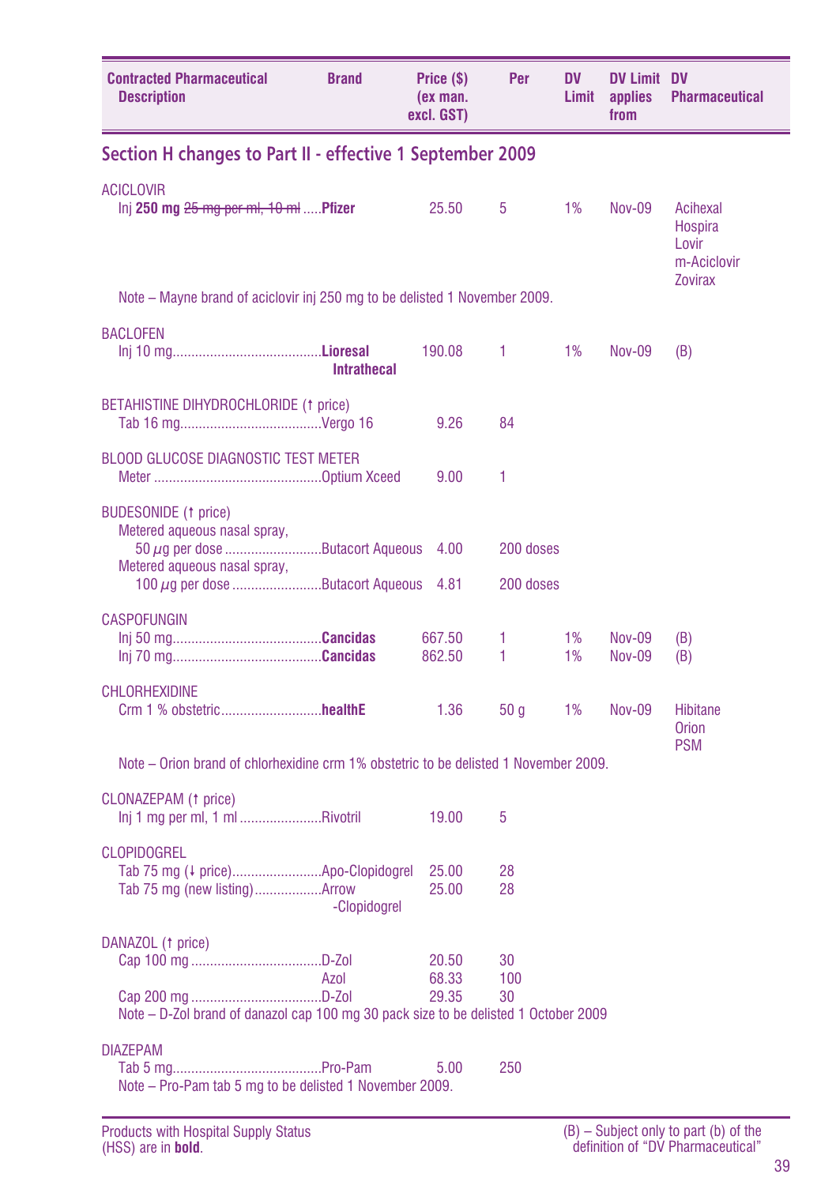| Contracted Pharmaceutical Description | Brand | Price ($) (ex man. excl. GST) | Per | DV Limit | DV Limit applies from | DV Pharmaceutical |
|---|---|---|---|---|---|---|

## Section H changes to Part II - effective 1 September 2009

| Contracted Pharmaceutical Description | Brand | Price ($) (ex man. excl. GST) | Per | DV Limit | DV Limit applies from | DV Pharmaceutical |
|---|---|---|---|---|---|---|
| **ACICLOVIR** | | | | | | |
| Inj **250 mg** ~~25 mg per ml, 10 ml~~ | **Pfizer** | 25.50 | 5 | 1% | Nov-09 | Acihexal Hospira Lovir m-Aciclovir Zovirax |
| Note – Mayne brand of aciclovir inj 250 mg to be delisted 1 November 2009. | | | | | | |
| **BACLOFEN** | | | | | | |
| Inj 10 mg | **Lioresal Intrathecal** | 190.08 | 1 | 1% | Nov-09 | (B) |
| **BETAHISTINE DIHYDROCHLORIDE** (↑ price) | | | | | | |
| Tab 16 mg | Vergo 16 | 9.26 | 84 | | | |
| **BLOOD GLUCOSE DIAGNOSTIC TEST METER** | | | | | | |
| Meter | Optium Xceed | 9.00 | 1 | | | |
| **BUDESONIDE** (↑ price) | | | | | | |
| Metered aqueous nasal spray, 50 µg per dose | Butacort Aqueous | 4.00 | 200 doses | | | |
| Metered aqueous nasal spray, 100 µg per dose | Butacort Aqueous | 4.81 | 200 doses | | | |
| **CASPOFUNGIN** | | | | | | |
| Inj 50 mg | **Cancidas** | 667.50 | 1 | 1% | Nov-09 | (B) |
| Inj 70 mg | **Cancidas** | 862.50 | 1 | 1% | Nov-09 | (B) |
| **CHLORHEXIDINE** | | | | | | |
| Crm 1 % obstetric | **healthE** | 1.36 | 50 g | 1% | Nov-09 | Hibitane Orion PSM |
| Note – Orion brand of chlorhexidine crm 1% obstetric to be delisted 1 November 2009. | | | | | | |
| **CLONAZEPAM** (↑ price) | | | | | | |
| Inj 1 mg per ml, 1 ml | Rivotril | 19.00 | 5 | | | |
| **CLOPIDOGREL** | | | | | | |
| Tab 75 mg (↓ price) | Apo-Clopidogrel | 25.00 | 28 | | | |
| Tab 75 mg (new listing) | Arrow -Clopidogrel | 25.00 | 28 | | | |
| **DANAZOL** (↑ price) | | | | | | |
| Cap 100 mg | D-Zol | 20.50 | 30 | | | |
| | Azol | 68.33 | 100 | | | |
| Cap 200 mg | D-Zol | 29.35 | 30 | | | |
| Note – D-Zol brand of danazol cap 100 mg 30 pack size to be delisted 1 October 2009 | | | | | | |
| **DIAZEPAM** | | | | | | |
| Tab 5 mg | Pro-Pam | 5.00 | 250 | | | |
| Note – Pro-Pam tab 5 mg to be delisted 1 November 2009. | | | | | | |

Products with Hospital Supply Status (HSS) are in **bold**.

(B) – Subject only to part (b) of the definition of "DV Pharmaceutical"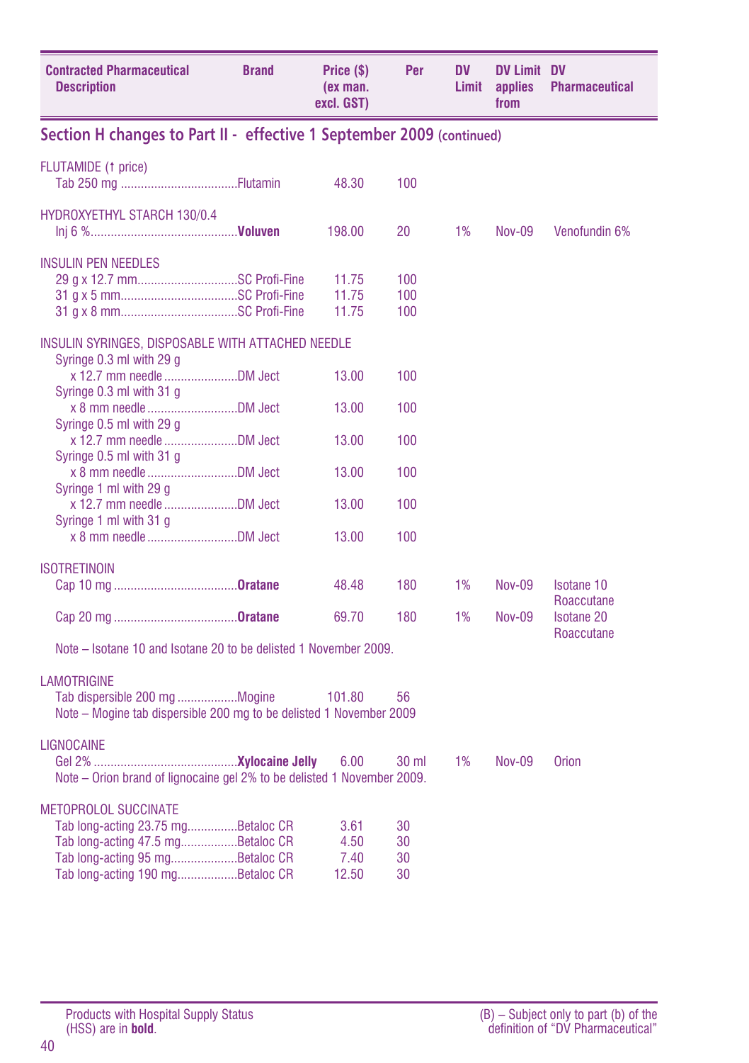| Contracted Pharmaceutical Description | Brand | Price ($) (ex man. excl. GST) | Per | DV Limit | DV Limit applies from | DV Pharmaceutical |
|---|---|---|---|---|---|---|

## Section H changes to Part II - effective 1 September 2009 (continued)

| Contracted Pharmaceutical Description | Brand | Price ($) (ex man. excl. GST) | Per | DV Limit | DV Limit applies from | DV Pharmaceutical |
|---|---|---|---|---|---|---|
| FLUTAMIDE (↑ price) | | | | | | |
| Tab 250 mg | Flutamin | 48.30 | 100 | | | |
| HYDROXYETHYL STARCH 130/0.4 | | | | | | |
| Inj 6 % | **Voluven** | 198.00 | 20 | 1% | Nov-09 | Venofundin 6% |
| INSULIN PEN NEEDLES | | | | | | |
| 29 g x 12.7 mm | SC Profi-Fine | 11.75 | 100 | | | |
| 31 g x 5 mm | SC Profi-Fine | 11.75 | 100 | | | |
| 31 g x 8 mm | SC Profi-Fine | 11.75 | 100 | | | |
| INSULIN SYRINGES, DISPOSABLE WITH ATTACHED NEEDLE | | | | | | |
| Syringe 0.3 ml with 29 g x 12.7 mm needle | DM Ject | 13.00 | 100 | | | |
| Syringe 0.3 ml with 31 g x 8 mm needle | DM Ject | 13.00 | 100 | | | |
| Syringe 0.5 ml with 29 g x 12.7 mm needle | DM Ject | 13.00 | 100 | | | |
| Syringe 0.5 ml with 31 g x 8 mm needle | DM Ject | 13.00 | 100 | | | |
| Syringe 1 ml with 29 g x 12.7 mm needle | DM Ject | 13.00 | 100 | | | |
| Syringe 1 ml with 31 g x 8 mm needle | DM Ject | 13.00 | 100 | | | |
| ISOTRETINOIN | | | | | | |
| Cap 10 mg | **Oratane** | 48.48 | 180 | 1% | Nov-09 | Isotane 10, Roaccutane |
| Cap 20 mg | **Oratane** | 69.70 | 180 | 1% | Nov-09 | Isotane 20, Roaccutane |
| Note – Isotane 10 and Isotane 20 to be delisted 1 November 2009. | | | | | | |
| LAMOTRIGINE | | | | | | |
| Tab dispersible 200 mg | Mogine | 101.80 | 56 | | | |
| Note – Mogine tab dispersible 200 mg to be delisted 1 November 2009 | | | | | | |
| LIGNOCAINE | | | | | | |
| Gel 2% | **Xylocaine Jelly** | 6.00 | 30 ml | 1% | Nov-09 | Orion |
| Note – Orion brand of lignocaine gel 2% to be delisted 1 November 2009. | | | | | | |
| METOPROLOL SUCCINATE | | | | | | |
| Tab long-acting 23.75 mg | Betaloc CR | 3.61 | 30 | | | |
| Tab long-acting 47.5 mg | Betaloc CR | 4.50 | 30 | | | |
| Tab long-acting 95 mg | Betaloc CR | 7.40 | 30 | | | |
| Tab long-acting 190 mg | Betaloc CR | 12.50 | 30 | | | |

Products with Hospital Supply Status (HSS) are in **bold**.

(B) – Subject only to part (b) of the definition of "DV Pharmaceutical"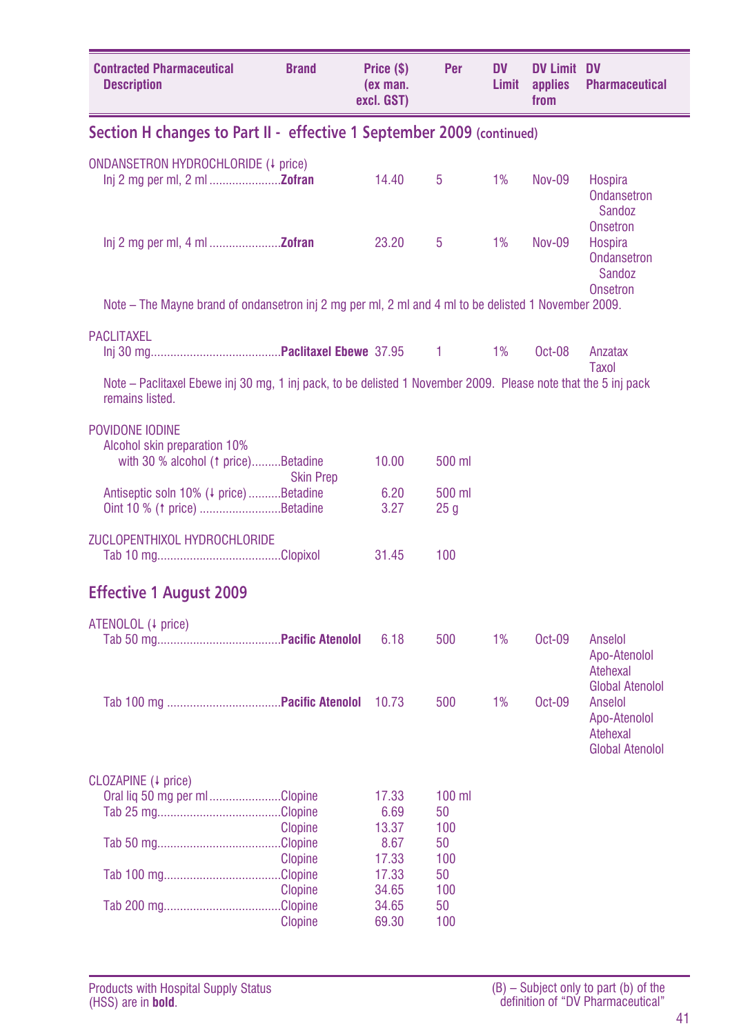| Contracted Pharmaceutical Description | Brand | Price ($) (ex man. excl. GST) | Per | DV Limit | DV Limit applies from | DV Pharmaceutical |
|---|---|---|---|---|---|---|

## Section H changes to Part II - effective 1 September 2009 (continued)

| Contracted Pharmaceutical Description | Brand | Price ($) (ex man. excl. GST) | Per | DV Limit | DV Limit applies from | DV Pharmaceutical |
|---|---|---|---|---|---|---|
| ONDANSETRON HYDROCHLORIDE (↓ price) | | | | | | |
| Inj 2 mg per ml, 2 ml | **Zofran** | 14.40 | 5 | 1% | Nov-09 | Hospira Ondansetron Sandoz Onsetron |
| Inj 2 mg per ml, 4 ml | **Zofran** | 23.20 | 5 | 1% | Nov-09 | Hospira Ondansetron Sandoz Onsetron |

Note – The Mayne brand of ondansetron inj 2 mg per ml, 2 ml and 4 ml to be delisted 1 November 2009.

| Contracted Pharmaceutical Description | Brand | Price ($) (ex man. excl. GST) | Per | DV Limit | DV Limit applies from | DV Pharmaceutical |
|---|---|---|---|---|---|---|
| PACLITAXEL | | | | | | |
| Inj 30 mg | **Paclitaxel Ebewe** | 37.95 | 1 | 1% | Oct-08 | Anzatax Taxol |

Note – Paclitaxel Ebewe inj 30 mg, 1 inj pack, to be delisted 1 November 2009. Please note that the 5 inj pack remains listed.

| Contracted Pharmaceutical Description | Brand | Price ($) (ex man. excl. GST) | Per | DV Limit | DV Limit applies from | DV Pharmaceutical |
|---|---|---|---|---|---|---|
| POVIDONE IODINE | | | | | | |
| Alcohol skin preparation 10% with 30 % alcohol (↑ price) | Betadine Skin Prep | 10.00 | 500 ml | | | |
| Antiseptic soln 10% (↓ price) | Betadine | 6.20 | 500 ml | | | |
| Oint 10 % (↑ price) | Betadine | 3.27 | 25 g | | | |
| ZUCLOPENTHIXOL HYDROCHLORIDE | | | | | | |
| Tab 10 mg | Clopixol | 31.45 | 100 | | | |

## Effective 1 August 2009

| Contracted Pharmaceutical Description | Brand | Price ($) (ex man. excl. GST) | Per | DV Limit | DV Limit applies from | DV Pharmaceutical |
|---|---|---|---|---|---|---|
| ATENOLOL (↓ price) | | | | | | |
| Tab 50 mg | **Pacific Atenolol** | 6.18 | 500 | 1% | Oct-09 | Anselol Apo-Atenolol Atehexal Global Atenolol |
| Tab 100 mg | **Pacific Atenolol** | 10.73 | 500 | 1% | Oct-09 | Anselol Apo-Atenolol Atehexal Global Atenolol |
| CLOZAPINE (↓ price) | | | | | | |
| Oral liq 50 mg per ml | Clopine | 17.33 | 100 ml | | | |
| Tab 25 mg | Clopine | 6.69 | 50 | | | |
| | Clopine | 13.37 | 100 | | | |
| Tab 50 mg | Clopine | 8.67 | 50 | | | |
| | Clopine | 17.33 | 100 | | | |
| Tab 100 mg | Clopine | 17.33 | 50 | | | |
| | Clopine | 34.65 | 100 | | | |
| Tab 200 mg | Clopine | 34.65 | 50 | | | |
| | Clopine | 69.30 | 100 | | | |

Products with Hospital Supply Status (HSS) are in **bold**.

(B) – Subject only to part (b) of the definition of "DV Pharmaceutical"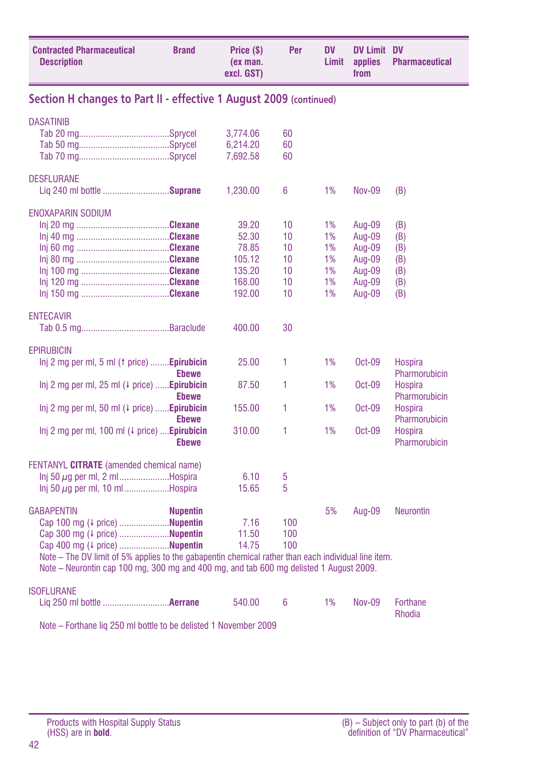| Contracted Pharmaceutical Description | Brand | Price ($) (ex man. excl. GST) | Per | DV Limit | DV Limit applies from | DV Pharmaceutical |
|---|---|---|---|---|---|---|

## Section H changes to Part II - effective 1 August 2009 (continued)

| Contracted Pharmaceutical Description | Brand | Price ($) (ex man. excl. GST) | Per | DV Limit | DV Limit applies from | DV Pharmaceutical |
|---|---|---|---|---|---|---|
| DASATINIB | | | | | | |
| Tab 20 mg | Sprycel | 3,774.06 | 60 | | | |
| Tab 50 mg | Sprycel | 6,214.20 | 60 | | | |
| Tab 70 mg | Sprycel | 7,692.58 | 60 | | | |
| DESFLURANE | | | | | | |
| Liq 240 ml bottle | **Suprane** | 1,230.00 | 6 | 1% | Nov-09 | (B) |
| ENOXAPARIN SODIUM | | | | | | |
| Inj 20 mg | **Clexane** | 39.20 | 10 | 1% | Aug-09 | (B) |
| Inj 40 mg | **Clexane** | 52.30 | 10 | 1% | Aug-09 | (B) |
| Inj 60 mg | **Clexane** | 78.85 | 10 | 1% | Aug-09 | (B) |
| Inj 80 mg | **Clexane** | 105.12 | 10 | 1% | Aug-09 | (B) |
| Inj 100 mg | **Clexane** | 135.20 | 10 | 1% | Aug-09 | (B) |
| Inj 120 mg | **Clexane** | 168.00 | 10 | 1% | Aug-09 | (B) |
| Inj 150 mg | **Clexane** | 192.00 | 10 | 1% | Aug-09 | (B) |
| ENTECAVIR | | | | | | |
| Tab 0.5 mg | Baraclude | 400.00 | 30 | | | |
| EPIRUBICIN | | | | | | |
| Inj 2 mg per ml, 5 ml (↑ price) | **Epirubicin Ebewe** | 25.00 | 1 | 1% | Oct-09 | Hospira Pharmorubicin |
| Inj 2 mg per ml, 25 ml (↓ price) | **Epirubicin Ebewe** | 87.50 | 1 | 1% | Oct-09 | Hospira Pharmorubicin |
| Inj 2 mg per ml, 50 ml (↓ price) | **Epirubicin Ebewe** | 155.00 | 1 | 1% | Oct-09 | Hospira Pharmorubicin |
| Inj 2 mg per ml, 100 ml (↓ price) | **Epirubicin Ebewe** | 310.00 | 1 | 1% | Oct-09 | Hospira Pharmorubicin |
| FENTANYL **CITRATE** (amended chemical name) | | | | | | |
| Inj 50 $\mu$g per ml, 2 ml | Hospira | 6.10 | 5 | | | |
| Inj 50 $\mu$g per ml, 10 ml | Hospira | 15.65 | 5 | | | |
| GABAPENTIN | **Nupentin** | | | 5% | Aug-09 | Neurontin |
| Cap 100 mg (↓ price) | **Nupentin** | 7.16 | 100 | | | |
| Cap 300 mg (↓ price) | **Nupentin** | 11.50 | 100 | | | |
| Cap 400 mg (↓ price) | **Nupentin** | 14.75 | 100 | | | |

Note – The DV limit of 5% applies to the gabapentin chemical rather than each individual line item.
Note – Neurontin cap 100 mg, 300 mg and 400 mg, and tab 600 mg delisted 1 August 2009.

| Contracted Pharmaceutical Description | Brand | Price ($) (ex man. excl. GST) | Per | DV Limit | DV Limit applies from | DV Pharmaceutical |
|---|---|---|---|---|---|---|
| ISOFLURANE | | | | | | |
| Liq 250 ml bottle | **Aerrane** | 540.00 | 6 | 1% | Nov-09 | Forthane Rhodia |

Note – Forthane liq 250 ml bottle to be delisted 1 November 2009

Products with Hospital Supply Status (HSS) are in **bold**.

(B) – Subject only to part (b) of the definition of "DV Pharmaceutical"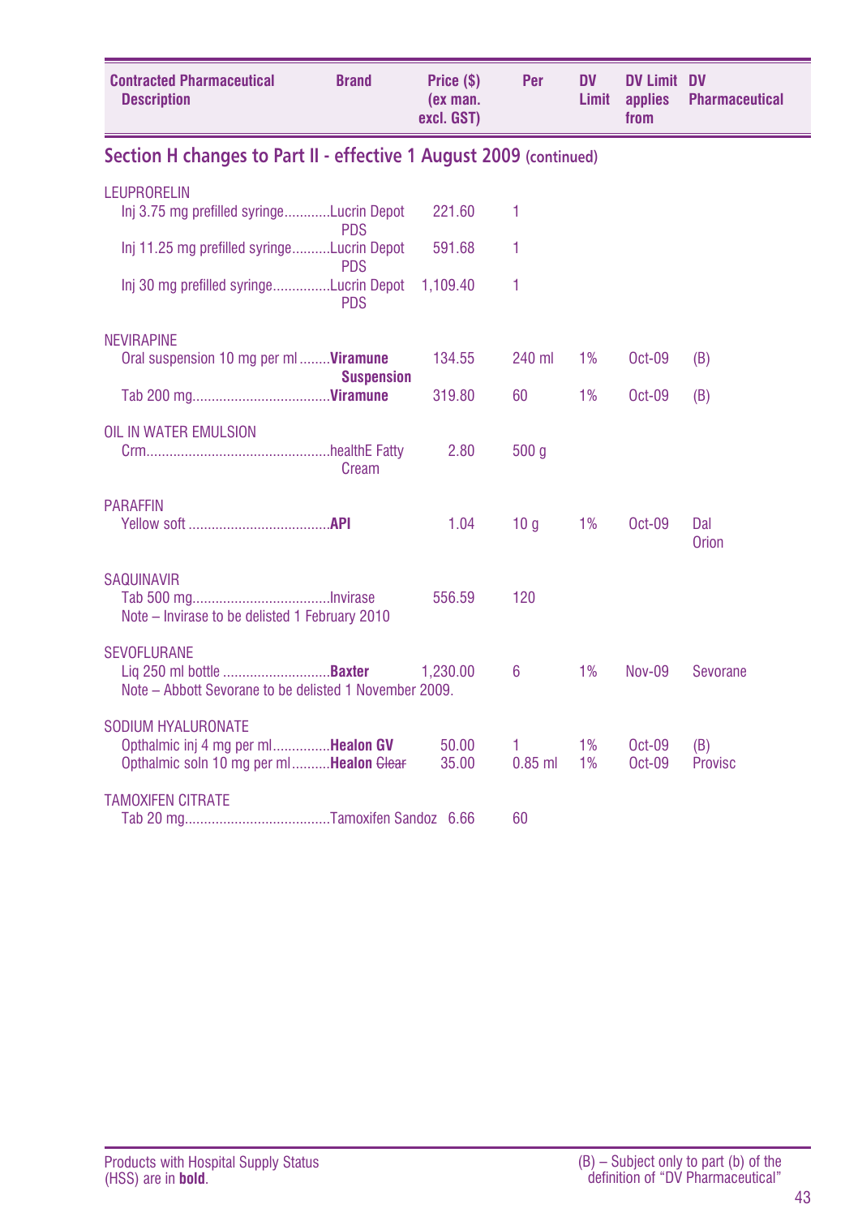| Contracted Pharmaceutical Description | Brand | Price ($) (ex man. excl. GST) | Per | DV Limit | DV Limit applies from | DV Pharmaceutical |
|---|---|---|---|---|---|---|

## Section H changes to Part II - effective 1 August 2009 (continued)

| Contracted Pharmaceutical Description | Brand | Price ($) (ex man. excl. GST) | Per | DV Limit | DV Limit applies from | DV Pharmaceutical |
|---|---|---|---|---|---|---|
| LEUPRORELIN | | | | | | |
| Inj 3.75 mg prefilled syringe | Lucrin Depot PDS | 221.60 | 1 | | | |
| Inj 11.25 mg prefilled syringe | Lucrin Depot PDS | 591.68 | 1 | | | |
| Inj 30 mg prefilled syringe | Lucrin Depot PDS | 1,109.40 | 1 | | | |
| NEVIRAPINE | | | | | | |
| Oral suspension 10 mg per ml | **Viramune Suspension** | 134.55 | 240 ml | 1% | Oct-09 | (B) |
| Tab 200 mg | **Viramune** | 319.80 | 60 | 1% | Oct-09 | (B) |
| OIL IN WATER EMULSION | | | | | | |
| Crm | healthE Fatty Cream | 2.80 | 500 g | | | |
| PARAFFIN | | | | | | |
| Yellow soft | **API** | 1.04 | 10 g | 1% | Oct-09 | Dal Orion |
| SAQUINAVIR | | | | | | |
| Tab 500 mg | Invirase | 556.59 | 120 | | | |
| Note – Invirase to be delisted 1 February 2010 | | | | | | |
| SEVOFLURANE | | | | | | |
| Liq 250 ml bottle | **Baxter** | 1,230.00 | 6 | 1% | Nov-09 | Sevorane |
| Note – Abbott Sevorane to be delisted 1 November 2009. | | | | | | |
| SODIUM HYALURONATE | | | | | | |
| Opthalmic inj 4 mg per ml | **Healon GV** | 50.00 | 1 | 1% | Oct-09 | (B) |
| Opthalmic soln 10 mg per ml | **Healon** ~~Clear~~ | 35.00 | 0.85 ml | 1% | Oct-09 | Provisc |
| TAMOXIFEN CITRATE | | | | | | |
| Tab 20 mg | Tamoxifen Sandoz | 6.66 | 60 | | | |

Products with Hospital Supply Status (HSS) are in **bold**.

(B) – Subject only to part (b) of the definition of "DV Pharmaceutical"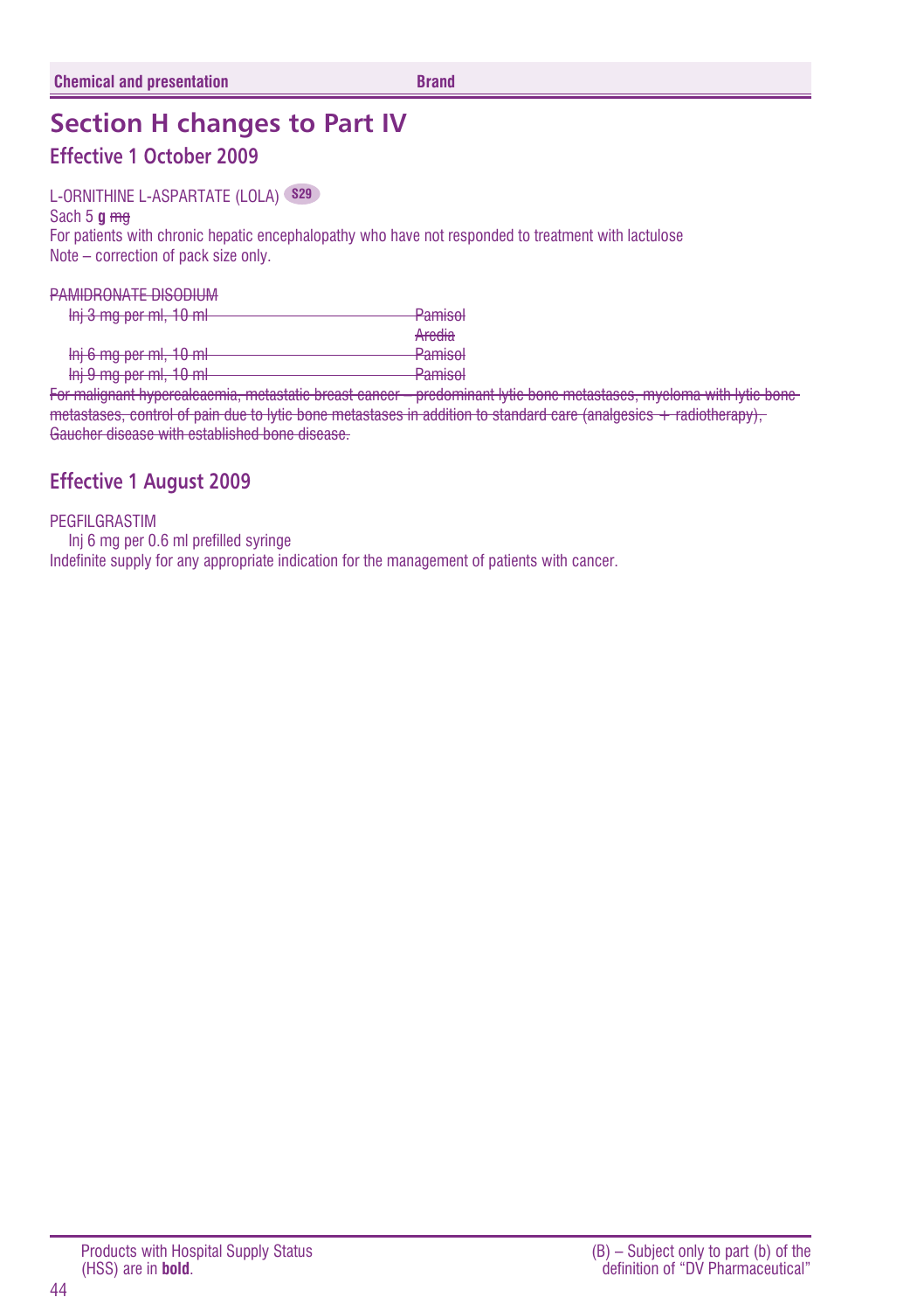| Chemical and presentation | Brand |
|---|---|

# Section H changes to Part IV

## Effective 1 October 2009

L-ORNITHINE L-ASPARTATE (LOLA) S29
Sach 5 **g** ~~mg~~
For patients with chronic hepatic encephalopathy who have not responded to treatment with lactulose
Note – correction of pack size only.

~~PAMIDRONATE DISODIUM~~

| | |
|---|---|
| ~~Inj 3 mg per ml, 10 ml~~ | ~~Pamisol~~ |
| | ~~Aredia~~ |
| ~~Inj 6 mg per ml, 10 ml~~ | ~~Pamisol~~ |
| ~~Inj 9 mg per ml, 10 ml~~ | ~~Pamisol~~ |

~~For malignant hypercalcaemia, metastatic breast cancer – predominant lytic bone metastases, myeloma with lytic bone metastases, control of pain due to lytic bone metastases in addition to standard care (analgesics + radiotherapy), Gaucher disease with established bone disease.~~

## Effective 1 August 2009

PEGFILGRASTIM
Inj 6 mg per 0.6 ml prefilled syringe
Indefinite supply for any appropriate indication for the management of patients with cancer.

Products with Hospital Supply Status (HSS) are in **bold**.

(B) – Subject only to part (b) of the definition of "DV Pharmaceutical"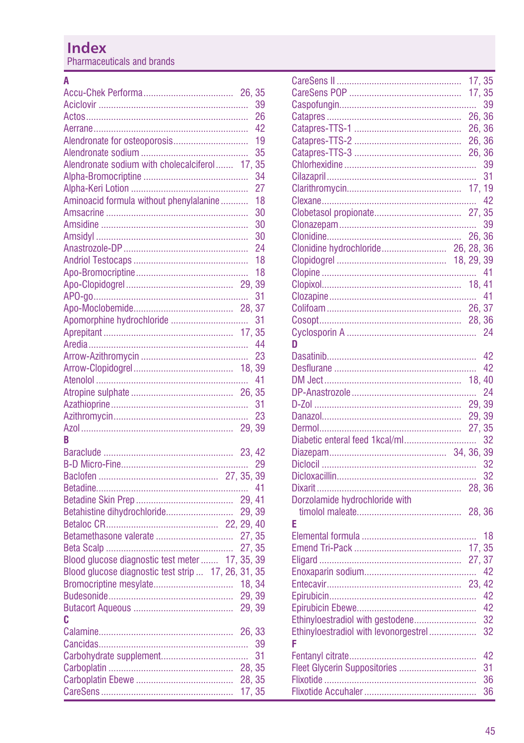# Index

Pharmaceuticals and brands

**A**

- Accu-Chek Performa .... 26, 35
- Aciclovir .... 39
- Actos .... 26
- Aerrane .... 42
- Alendronate for osteoporosis .... 19
- Alendronate sodium .... 35
- Alendronate sodium with cholecalciferol .... 17, 35
- Alpha-Bromocriptine .... 34
- Alpha-Keri Lotion .... 27
- Aminoacid formula without phenylalanine .... 18
- Amsacrine .... 30
- Amsidine .... 30
- Amsidyl .... 30
- Anastrozole-DP .... 24
- Andriol Testocaps .... 18
- Apo-Bromocriptine .... 18
- Apo-Clopidogrel .... 29, 39
- APO-go .... 31
- Apo-Moclobemide .... 28, 37
- Apomorphine hydrochloride .... 31
- Aprepitant .... 17, 35
- Aredia .... 44
- Arrow-Azithromycin .... 23
- Arrow-Clopidogrel .... 18, 39
- Atenolol .... 41
- Atropine sulphate .... 26, 35
- Azathioprine .... 31
- Azithromycin .... 23
- Azol .... 29, 39

**B**

- Baraclude .... 23, 42
- B-D Micro-Fine .... 29
- Baclofen .... 27, 35, 39
- Betadine .... 41
- Betadine Skin Prep .... 29, 41
- Betahistine dihydrochloride .... 29, 39
- Betaloc CR .... 22, 29, 40
- Betamethasone valerate .... 27, 35
- Beta Scalp .... 27, 35
- Blood glucose diagnostic test meter .... 17, 35, 39
- Blood glucose diagnostic test strip .... 17, 26, 31, 35
- Bromocriptine mesylate .... 18, 34
- Budesonide .... 29, 39
- Butacort Aqueous .... 29, 39

**C**

- Calamine .... 26, 33
- Cancidas .... 39
- Carbohydrate supplement .... 31
- Carboplatin .... 28, 35
- Carboplatin Ebewe .... 28, 35
- CareSens .... 17, 35
- CareSens II .... 17, 35
- CareSens POP .... 17, 35
- Caspofungin .... 39
- Catapres .... 26, 36
- Catapres-TTS-1 .... 26, 36
- Catapres-TTS-2 .... 26, 36
- Catapres-TTS-3 .... 26, 36
- Chlorhexidine .... 39
- Cilazapril .... 31
- Clarithromycin .... 17, 19
- Clexane .... 42
- Clobetasol propionate .... 27, 35
- Clonazepam .... 39
- Clonidine .... 26, 36
- Clonidine hydrochloride .... 26, 28, 36
- Clopidogrel .... 18, 29, 39
- Clopine .... 41
- Clopixol .... 18, 41
- Clozapine .... 41
- Colifoam .... 26, 37
- Cosopt .... 28, 36
- Cyclosporin A .... 24

**D**

- Dasatinib .... 42
- Desflurane .... 42
- DM Ject .... 18, 40
- DP-Anastrozole .... 24
- D-Zol .... 29, 39
- Danazol .... 29, 39
- Dermol .... 27, 35
- Diabetic enteral feed 1kcal/ml .... 32
- Diazepam .... 34, 36, 39
- Diclocil .... 32
- Dicloxacillin .... 32
- Dixarit .... 28, 36
- Dorzolamide hydrochloride with timolol maleate .... 28, 36

**E**

- Elemental formula .... 18
- Emend Tri-Pack .... 17, 35
- Eligard .... 27, 37
- Enoxaparin sodium .... 42
- Entecavir .... 23, 42
- Epirubicin .... 42
- Epirubicin Ebewe .... 42
- Ethinyloestradiol with gestodene .... 32
- Ethinyloestradiol with levonorgestrel .... 32

**F**

- Fentanyl citrate .... 42
- Fleet Glycerin Suppositories .... 31
- Flixotide .... 36
- Flixotide Accuhaler .... 36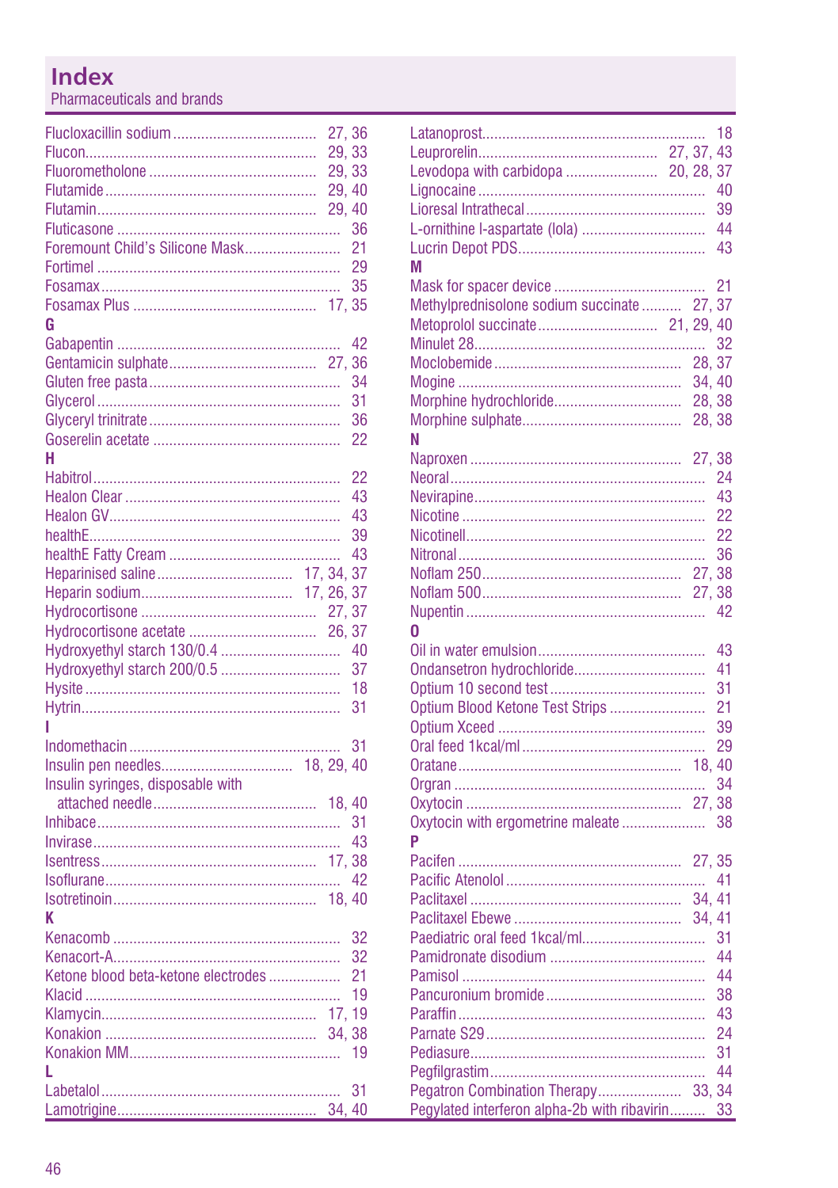# Index

Pharmaceuticals and brands

Flucloxacillin sodium .................................... 27, 36
Flucon.......................................................... 29, 33
Fluorometholone .......................................... 29, 33
Flutamide ..................................................... 29, 40
Flutamin....................................................... 29, 40
Fluticasone ........................................................ 36
Foremount Child's Silicone Mask........................ 21
Fortimel ............................................................. 29
Fosamax............................................................. 35
Fosamax Plus .............................................. 17, 35

**G**

Gabapentin ........................................................ 42
Gentamicin sulphate..................................... 27, 36
Gluten free pasta................................................ 34
Glycerol ............................................................. 31
Glyceryl trinitrate................................................ 36
Goserelin acetate ............................................... 22

**H**

Habitrol.............................................................. 22
Healon Clear ...................................................... 43
Healon GV.......................................................... 43
healthE............................................................... 39
healthE Fatty Cream ........................................... 43
Heparinised saline .................................. 17, 34, 37
Heparin sodium...................................... 17, 26, 37
Hydrocortisone ............................................ 27, 37
Hydrocortisone acetate ................................ 26, 37
Hydroxyethyl starch 130/0.4 .............................. 40
Hydroxyethyl starch 200/0.5 .............................. 37
Hysite ................................................................ 18
Hytrin................................................................. 31

**I**

Indomethacin ..................................................... 31
Insulin pen needles................................ 18, 29, 40
Insulin syringes, disposable with attached needle.......................................... 18, 40
Inhibace............................................................. 31
Invirase.............................................................. 43
Isentress...................................................... 17, 38
Isoflurane........................................................... 42
Isotretinoin................................................... 18, 40

**K**

Kenacomb ......................................................... 32
Kenacort-A......................................................... 32
Ketone blood beta-ketone electrodes ................. 21
Klacid ................................................................ 19
Klamycin...................................................... 17, 19
Konakion ..................................................... 34, 38
Konakion MM..................................................... 19

**L**

Labetalol............................................................ 31
Lamotrigine.................................................. 34, 40
Latanoprost........................................................ 18
Leuprorelin.............................................. 27, 37, 43
Levodopa with carbidopa ....................... 20, 28, 37
Lignocaine ......................................................... 40
Lioresal Intrathecal ............................................ 39
L-ornithine l-aspartate (lola) ............................... 44
Lucrin Depot PDS............................................... 43

**M**

Mask for spacer device ...................................... 21
Methylprednisolone sodium succinate .......... 27, 37
Metoprolol succinate............................. 21, 29, 40
Minulet 28.......................................................... 32
Moclobemide ............................................... 28, 37
Mogine ........................................................ 34, 40
Morphine hydrochloride................................ 28, 38
Morphine sulphate........................................ 28, 38

**N**

Naproxen ..................................................... 27, 38
Neoral................................................................ 24
Nevirapine.......................................................... 43
Nicotine ............................................................. 22
Nicotinell............................................................ 22
Nitronal.............................................................. 36
Noflam 250.................................................. 27, 38
Noflam 500.................................................. 27, 38
Nupentin ............................................................ 42

**O**

Oil in water emulsion.......................................... 43
Ondansetron hydrochloride................................. 41
Optium 10 second test ....................................... 31
Optium Blood Ketone Test Strips ........................ 21
Optium Xceed .................................................... 39
Oral feed 1kcal/ml .............................................. 29
Oratane........................................................ 18, 40
Orgran ............................................................... 34
Oxytocin ...................................................... 27, 38
Oxytocin with ergometrine maleate .................... 38

**P**

Pacifen ........................................................ 27, 35
Pacific Atenolol .................................................. 41
Paclitaxel ..................................................... 34, 41
Paclitaxel Ebewe .......................................... 34, 41
Paediatric oral feed 1kcal/ml............................... 31
Pamidronate disodium ....................................... 44
Pamisol .............................................................. 44
Pancuronium bromide ........................................ 38
Paraffin .............................................................. 43
Parnate S29 ....................................................... 24
Pediasure........................................................... 31
Pegfilgrastim...................................................... 44
Pegatron Combination Therapy.................... 33, 34
Pegylated interferon alpha-2b with ribavirin......... 33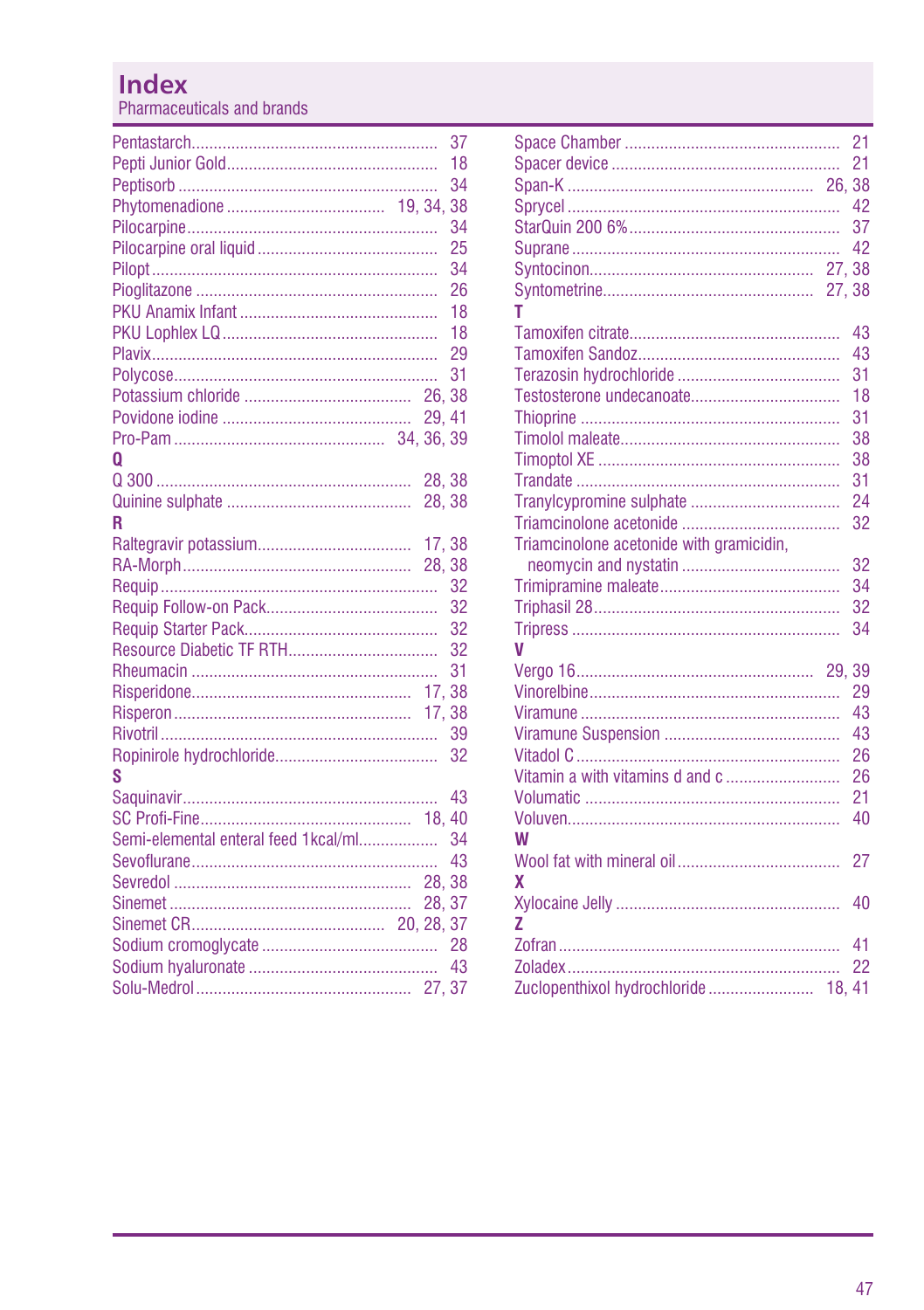# Index

Pharmaceuticals and brands

Pentastarch ... 37
Pepti Junior Gold ... 18
Peptisorb ... 34
Phytomenadione ... 19, 34, 38
Pilocarpine ... 34
Pilocarpine oral liquid ... 25
Pilopt ... 34
Pioglitazone ... 26
PKU Anamix Infant ... 18
PKU Lophlex LQ ... 18
Plavix ... 29
Polycose ... 31
Potassium chloride ... 26, 38
Povidone iodine ... 29, 41
Pro-Pam ... 34, 36, 39

**Q**

Q 300 ... 28, 38
Quinine sulphate ... 28, 38

**R**

Raltegravir potassium ... 17, 38
RA-Morph ... 28, 38
Requip ... 32
Requip Follow-on Pack ... 32
Requip Starter Pack ... 32
Resource Diabetic TF RTH ... 32
Rheumacin ... 31
Risperidone ... 17, 38
Risperon ... 17, 38
Rivotril ... 39
Ropinirole hydrochloride ... 32

**S**

Saquinavir ... 43
SC Profi-Fine ... 18, 40
Semi-elemental enteral feed 1kcal/ml ... 34
Sevoflurane ... 43
Sevredol ... 28, 38
Sinemet ... 28, 37
Sinemet CR ... 20, 28, 37
Sodium cromoglycate ... 28
Sodium hyaluronate ... 43
Solu-Medrol ... 27, 37
Space Chamber ... 21
Spacer device ... 21
Span-K ... 26, 38
Sprycel ... 42
StarQuin 200 6% ... 37
Suprane ... 42
Syntocinon ... 27, 38
Syntometrine ... 27, 38

**T**

Tamoxifen citrate ... 43
Tamoxifen Sandoz ... 43
Terazosin hydrochloride ... 31
Testosterone undecanoate ... 18
Thioprine ... 31
Timolol maleate ... 38
Timoptol XE ... 38
Trandate ... 31
Tranylcypromine sulphate ... 24
Triamcinolone acetonide ... 32
Triamcinolone acetonide with gramicidin, neomycin and nystatin ... 32
Trimipramine maleate ... 34
Triphasil 28 ... 32
Tripress ... 34

**V**

Vergo 16 ... 29, 39
Vinorelbine ... 29
Viramune ... 43
Viramune Suspension ... 43
Vitadol C ... 26
Vitamin a with vitamins d and c ... 26
Volumatic ... 21
Voluven ... 40

**W**

Wool fat with mineral oil ... 27

**X**

Xylocaine Jelly ... 40

**Z**

Zofran ... 41
Zoladex ... 22
Zuclopenthixol hydrochloride ... 18, 41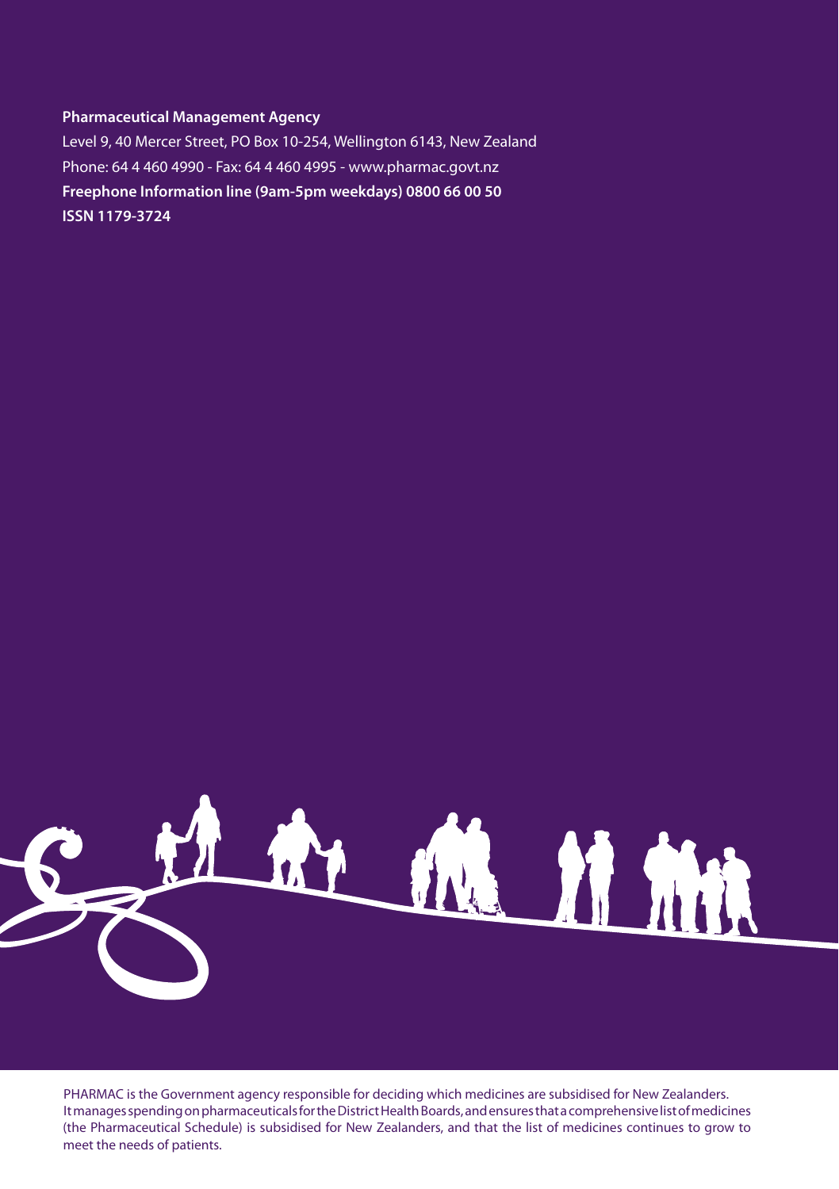**Pharmaceutical Management Agency**

Level 9, 40 Mercer Street, PO Box 10-254, Wellington 6143, New Zealand

Phone: 64 4 460 4990 - Fax: 64 4 460 4995 - www.pharmac.govt.nz

**Freephone Information line (9am-5pm weekdays) 0800 66 00 50**

**ISSN 1179-3724**

PHARMAC is the Government agency responsible for deciding which medicines are subsidised for New Zealanders. It manages spending on pharmaceuticals for the District Health Boards, and ensures that a comprehensive list of medicines (the Pharmaceutical Schedule) is subsidised for New Zealanders, and that the list of medicines continues to grow to meet the needs of patients.